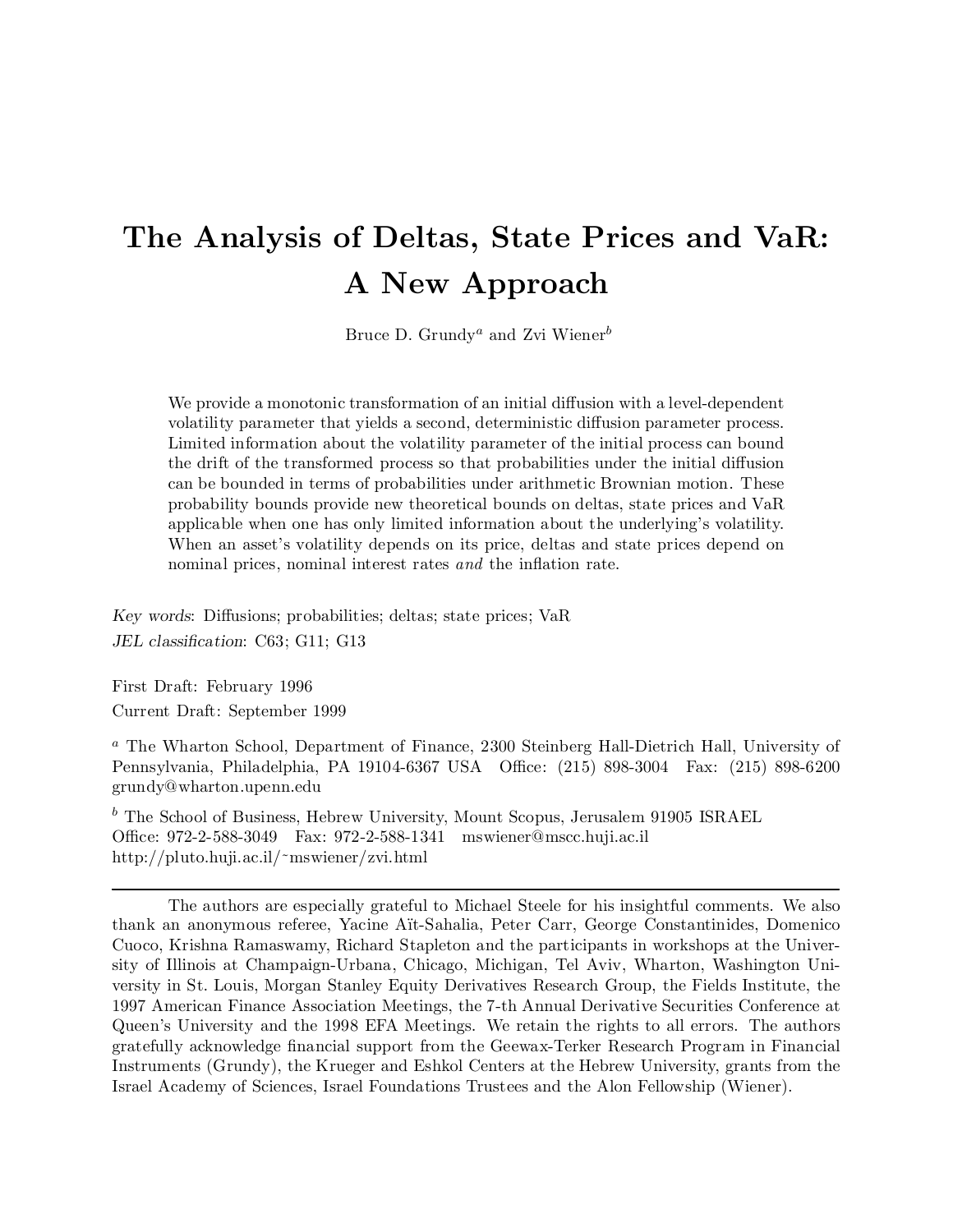# The Analysis of Deltas, State Prices and VaR: A New Approach

Bruce D. Grundy[a] and Zvi Wiener[b]

We provide a monotonic transformation of an initial diffusion with a level-dependent volatility parameter that yields a second, deterministic diffusion parameter process. Limited information about the volatility parameter of the initial process can bound the drift of the transformed process so that probabilities under the initial diffusion can be bounded in terms of probabilities under arithmetic Brownian motion. These probability bounds provide new theoretical bounds on deltas, state prices and VaR applicable when one has only limited information about the underlying's volatility. When an asset's volatility depends on its price, deltas and state prices depend on nominal prices, nominal interest rates *and* the inflation rate.

*Key words*: Diffusions; probabilities; deltas; state prices; VaR

*JEL classification*: C63; G11; G13

First Draft: February 1996

Current Draft: September 1999

[a] The Wharton School, Department of Finance, 2300 Steinberg Hall-Dietrich Hall, University of Pennsylvania, Philadelphia, PA 19104-6367 USA Office: (215) 898-3004 Fax: (215) 898-6200 grundy@wharton.upenn.edu

[b] The School of Business, Hebrew University, Mount Scopus, Jerusalem 91905 ISRAEL Office: 972-2-588-3049 Fax: 972-2-588-1341 mswiener@mscc.huji.ac.il http://pluto.huji.ac.il/~mswiener/zvi.html

---

The authors are especially grateful to Michael Steele for his insightful comments. We also thank an anonymous referee, Yacine Aït-Sahalia, Peter Carr, George Constantinides, Domenico Cuoco, Krishna Ramaswamy, Richard Stapleton and the participants in workshops at the University of Illinois at Champaign-Urbana, Chicago, Michigan, Tel Aviv, Wharton, Washington University in St. Louis, Morgan Stanley Equity Derivatives Research Group, the Fields Institute, the 1997 American Finance Association Meetings, the 7-th Annual Derivative Securities Conference at Queen's University and the 1998 EFA Meetings. We retain the rights to all errors. The authors gratefully acknowledge financial support from the Geewax-Terker Research Program in Financial Instruments (Grundy), the Krueger and Eshkol Centers at the Hebrew University, grants from the Israel Academy of Sciences, Israel Foundations Trustees and the Alon Fellowship (Wiener).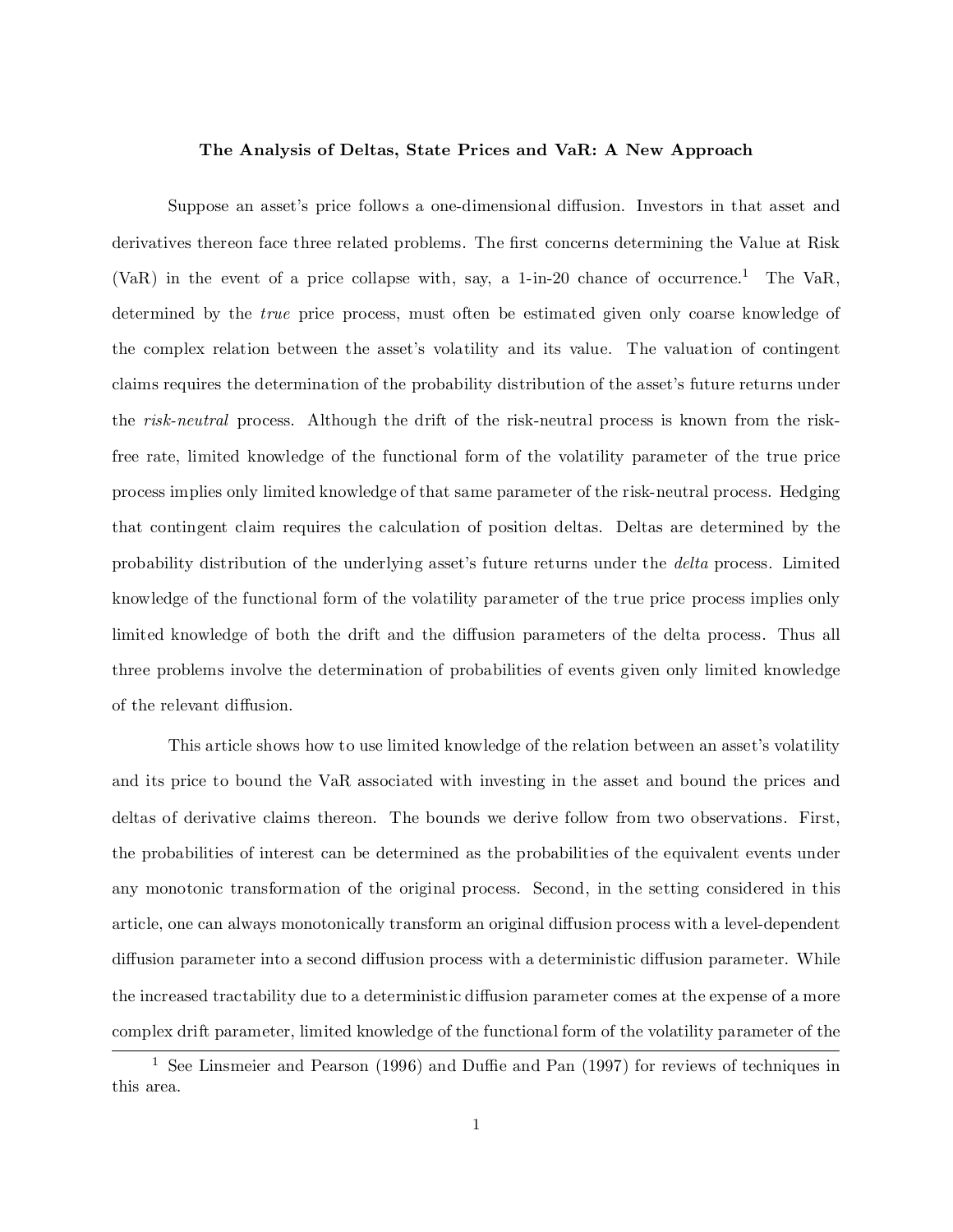**The Analysis of Deltas, State Prices and VaR: A New Approach**

Suppose an asset's price follows a one-dimensional diffusion. Investors in that asset and derivatives thereon face three related problems. The first concerns determining the Value at Risk (VaR) in the event of a price collapse with, say, a 1-in-20 chance of occurrence.[1] The VaR, determined by the *true* price process, must often be estimated given only coarse knowledge of the complex relation between the asset's volatility and its value. The valuation of contingent claims requires the determination of the probability distribution of the asset's future returns under the *risk-neutral* process. Although the drift of the risk-neutral process is known from the risk-free rate, limited knowledge of the functional form of the volatility parameter of the true price process implies only limited knowledge of that same parameter of the risk-neutral process. Hedging that contingent claim requires the calculation of position deltas. Deltas are determined by the probability distribution of the underlying asset's future returns under the *delta* process. Limited knowledge of the functional form of the volatility parameter of the true price process implies only limited knowledge of both the drift and the diffusion parameters of the delta process. Thus all three problems involve the determination of probabilities of events given only limited knowledge of the relevant diffusion.

This article shows how to use limited knowledge of the relation between an asset's volatility and its price to bound the VaR associated with investing in the asset and bound the prices and deltas of derivative claims thereon. The bounds we derive follow from two observations. First, the probabilities of interest can be determined as the probabilities of the equivalent events under any monotonic transformation of the original process. Second, in the setting considered in this article, one can always monotonically transform an original diffusion process with a level-dependent diffusion parameter into a second diffusion process with a deterministic diffusion parameter. While the increased tractability due to a deterministic diffusion parameter comes at the expense of a more complex drift parameter, limited knowledge of the functional form of the volatility parameter of the

[1] See Linsmeier and Pearson (1996) and Duffie and Pan (1997) for reviews of techniques in this area.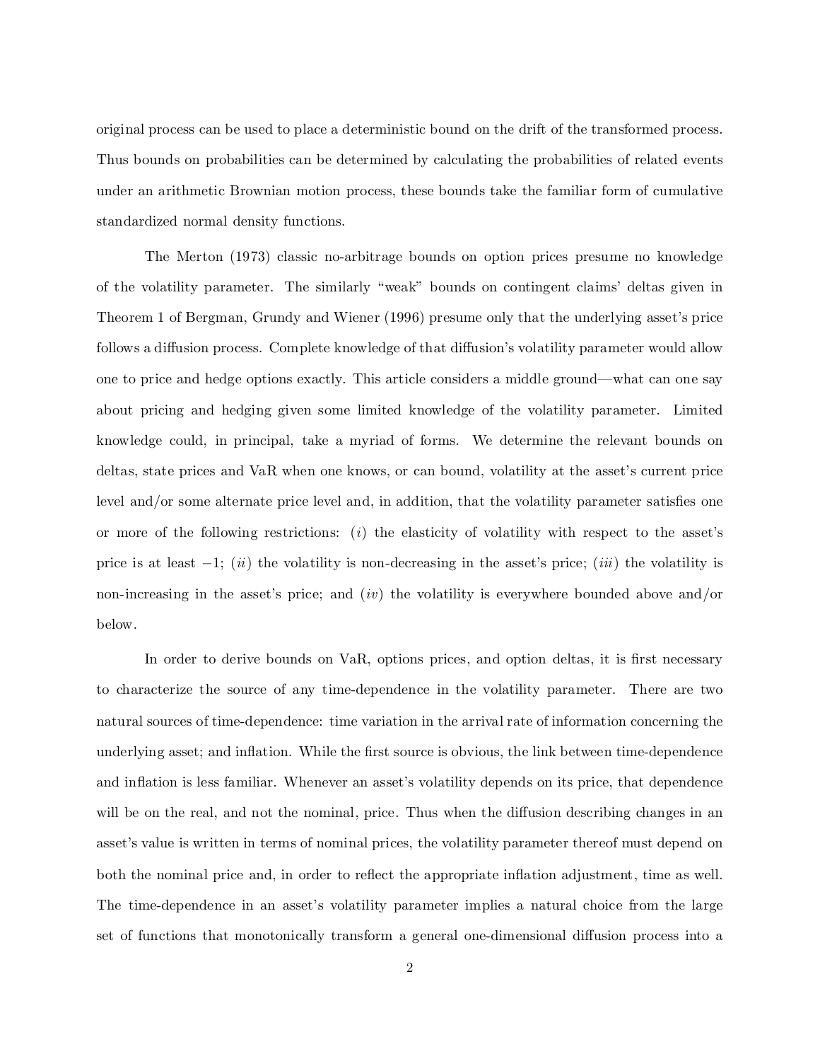original process can be used to place a deterministic bound on the drift of the transformed process. Thus bounds on probabilities can be determined by calculating the probabilities of related events under an arithmetic Brownian motion process, these bounds take the familiar form of cumulative standardized normal density functions.

The Merton (1973) classic no-arbitrage bounds on option prices presume no knowledge of the volatility parameter. The similarly "weak" bounds on contingent claims' deltas given in Theorem 1 of Bergman, Grundy and Wiener (1996) presume only that the underlying asset's price follows a diffusion process. Complete knowledge of that diffusion's volatility parameter would allow one to price and hedge options exactly. This article considers a middle ground—what can one say about pricing and hedging given some limited knowledge of the volatility parameter. Limited knowledge could, in principal, take a myriad of forms. We determine the relevant bounds on deltas, state prices and VaR when one knows, or can bound, volatility at the asset's current price level and/or some alternate price level and, in addition, that the volatility parameter satisfies one or more of the following restrictions: (*i*) the elasticity of volatility with respect to the asset's price is at least $-1$; (*ii*) the volatility is non-decreasing in the asset's price; (*iii*) the volatility is non-increasing in the asset's price; and (*iv*) the volatility is everywhere bounded above and/or below.

In order to derive bounds on VaR, options prices, and option deltas, it is first necessary to characterize the source of any time-dependence in the volatility parameter. There are two natural sources of time-dependence: time variation in the arrival rate of information concerning the underlying asset; and inflation. While the first source is obvious, the link between time-dependence and inflation is less familiar. Whenever an asset's volatility depends on its price, that dependence will be on the real, and not the nominal, price. Thus when the diffusion describing changes in an asset's value is written in terms of nominal prices, the volatility parameter thereof must depend on both the nominal price and, in order to reflect the appropriate inflation adjustment, time as well. The time-dependence in an asset's volatility parameter implies a natural choice from the large set of functions that monotonically transform a general one-dimensional diffusion process into a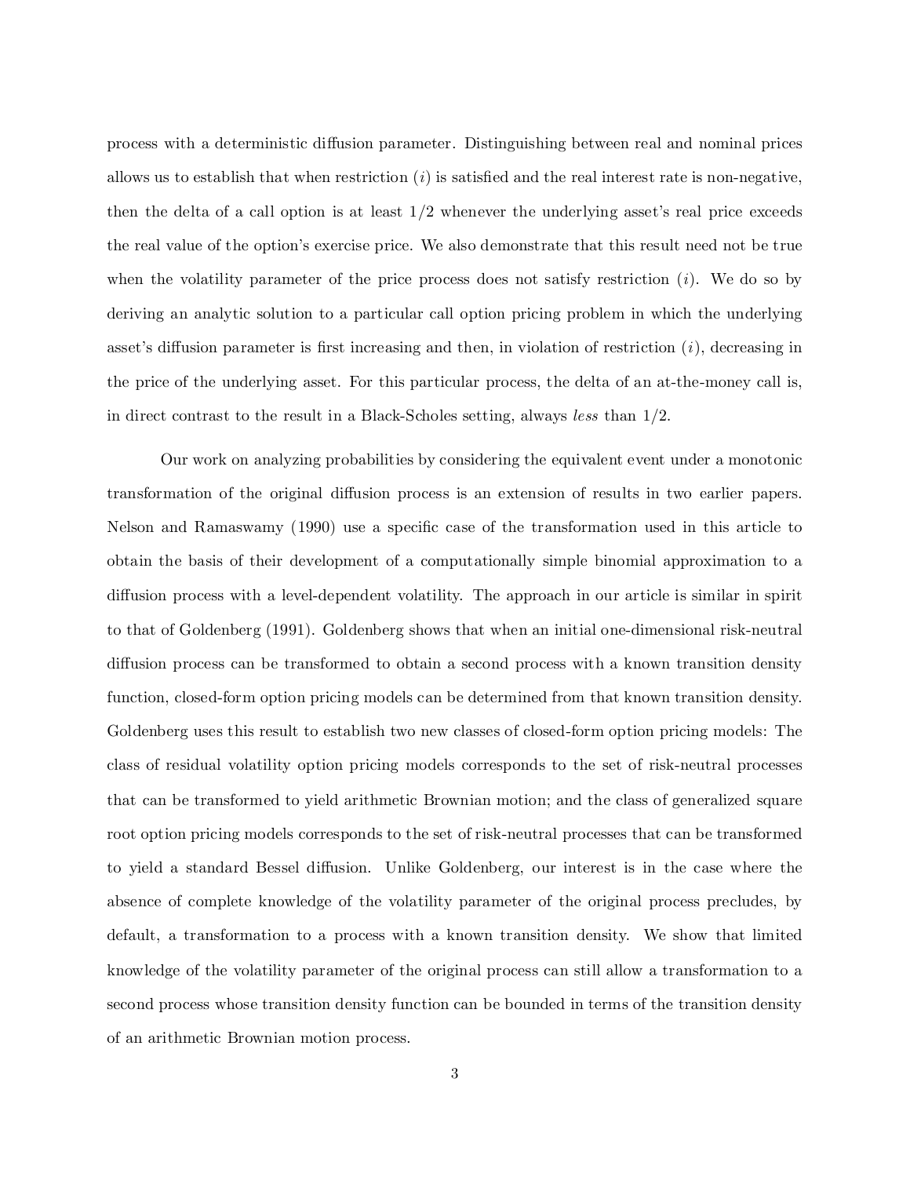process with a deterministic diffusion parameter. Distinguishing between real and nominal prices allows us to establish that when restriction $(i)$ is satisfied and the real interest rate is non-negative, then the delta of a call option is at least $1/2$ whenever the underlying asset's real price exceeds the real value of the option's exercise price. We also demonstrate that this result need not be true when the volatility parameter of the price process does not satisfy restriction $(i)$. We do so by deriving an analytic solution to a particular call option pricing problem in which the underlying asset's diffusion parameter is first increasing and then, in violation of restriction $(i)$, decreasing in the price of the underlying asset. For this particular process, the delta of an at-the-money call is, in direct contrast to the result in a Black-Scholes setting, always *less* than $1/2$.

Our work on analyzing probabilities by considering the equivalent event under a monotonic transformation of the original diffusion process is an extension of results in two earlier papers. Nelson and Ramaswamy (1990) use a specific case of the transformation used in this article to obtain the basis of their development of a computationally simple binomial approximation to a diffusion process with a level-dependent volatility. The approach in our article is similar in spirit to that of Goldenberg (1991). Goldenberg shows that when an initial one-dimensional risk-neutral diffusion process can be transformed to obtain a second process with a known transition density function, closed-form option pricing models can be determined from that known transition density. Goldenberg uses this result to establish two new classes of closed-form option pricing models: The class of residual volatility option pricing models corresponds to the set of risk-neutral processes that can be transformed to yield arithmetic Brownian motion; and the class of generalized square root option pricing models corresponds to the set of risk-neutral processes that can be transformed to yield a standard Bessel diffusion. Unlike Goldenberg, our interest is in the case where the absence of complete knowledge of the volatility parameter of the original process precludes, by default, a transformation to a process with a known transition density. We show that limited knowledge of the volatility parameter of the original process can still allow a transformation to a second process whose transition density function can be bounded in terms of the transition density of an arithmetic Brownian motion process.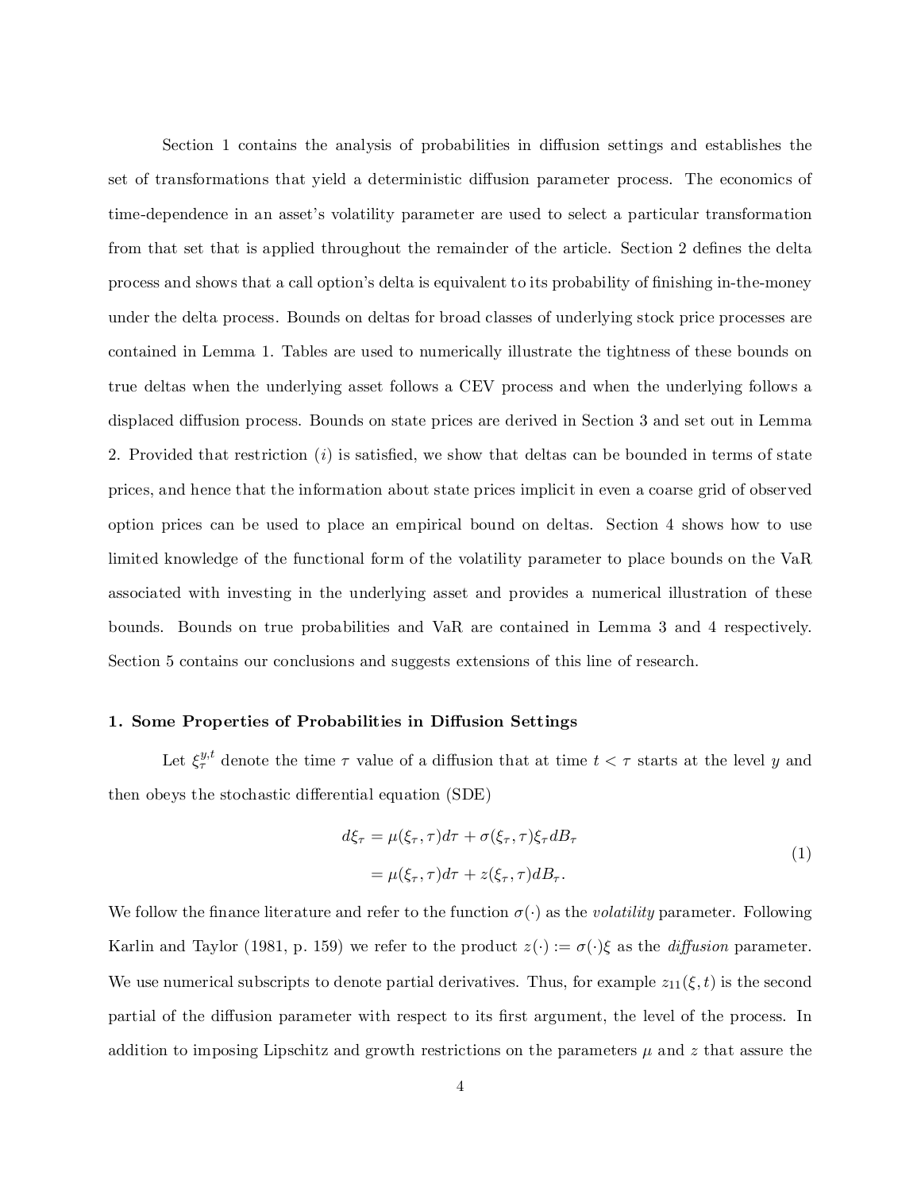Section 1 contains the analysis of probabilities in diffusion settings and establishes the set of transformations that yield a deterministic diffusion parameter process. The economics of time-dependence in an asset's volatility parameter are used to select a particular transformation from that set that is applied throughout the remainder of the article. Section 2 defines the delta process and shows that a call option's delta is equivalent to its probability of finishing in-the-money under the delta process. Bounds on deltas for broad classes of underlying stock price processes are contained in Lemma 1. Tables are used to numerically illustrate the tightness of these bounds on true deltas when the underlying asset follows a CEV process and when the underlying follows a displaced diffusion process. Bounds on state prices are derived in Section 3 and set out in Lemma 2. Provided that restriction $(i)$ is satisfied, we show that deltas can be bounded in terms of state prices, and hence that the information about state prices implicit in even a coarse grid of observed option prices can be used to place an empirical bound on deltas. Section 4 shows how to use limited knowledge of the functional form of the volatility parameter to place bounds on the VaR associated with investing in the underlying asset and provides a numerical illustration of these bounds. Bounds on true probabilities and VaR are contained in Lemma 3 and 4 respectively. Section 5 contains our conclusions and suggests extensions of this line of research.

## 1. Some Properties of Probabilities in Diffusion Settings

Let $\xi_\tau^{y,t}$ denote the time $\tau$ value of a diffusion that at time $t < \tau$ starts at the level $y$ and then obeys the stochastic differential equation (SDE)

$$
\begin{aligned}
d\xi_\tau &= \mu(\xi_\tau, \tau)d\tau + \sigma(\xi_\tau, \tau)\xi_\tau dB_\tau \\
&= \mu(\xi_\tau, \tau)d\tau + z(\xi_\tau, \tau)dB_\tau.
\end{aligned}
\tag{1}
$$

We follow the finance literature and refer to the function $\sigma(\cdot)$ as the *volatility* parameter. Following Karlin and Taylor (1981, p. 159) we refer to the product $z(\cdot) := \sigma(\cdot)\xi$ as the *diffusion* parameter. We use numerical subscripts to denote partial derivatives. Thus, for example $z_{11}(\xi, t)$ is the second partial of the diffusion parameter with respect to its first argument, the level of the process. In addition to imposing Lipschitz and growth restrictions on the parameters $\mu$ and $z$ that assure the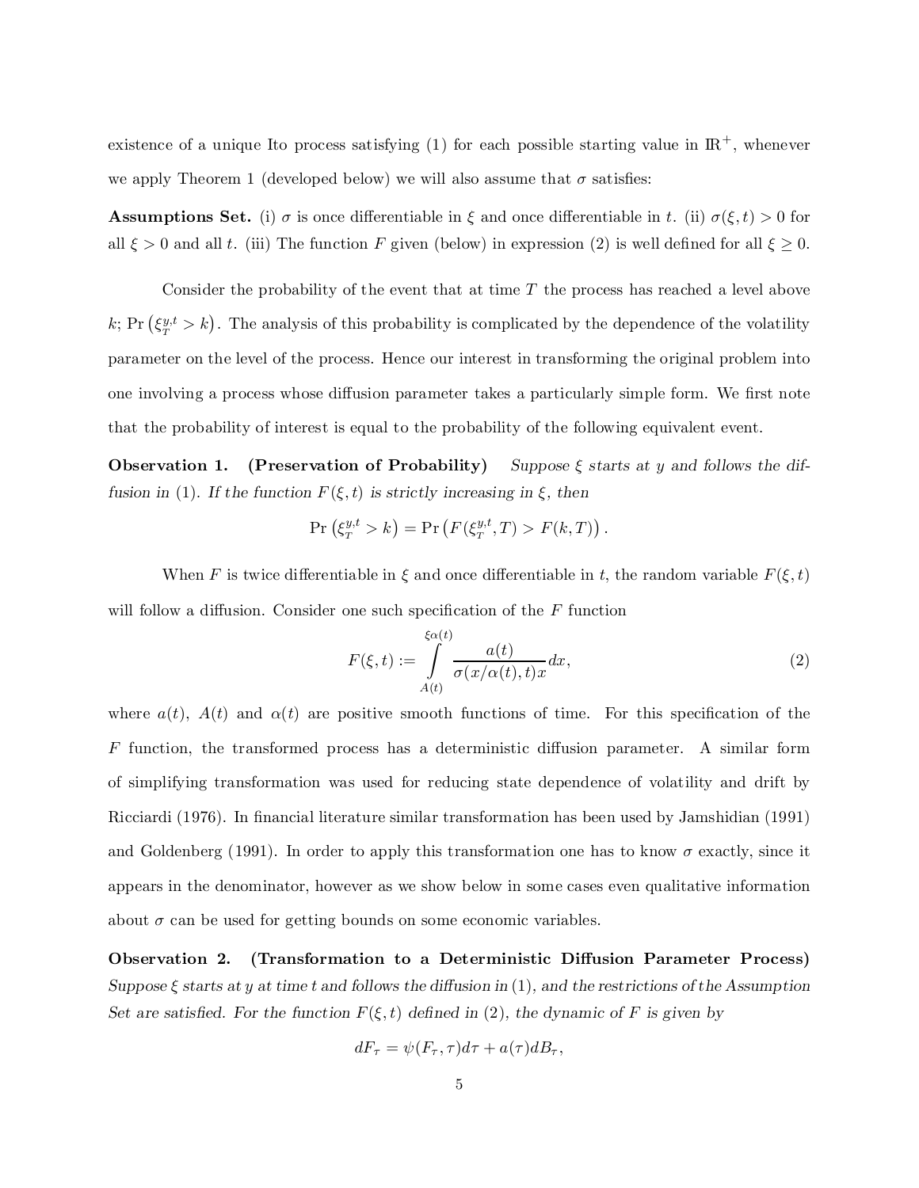existence of a unique Ito process satisfying (1) for each possible starting value in $\mathbb{R}^+$, whenever we apply Theorem 1 (developed below) we will also assume that $\sigma$ satisfies:

**Assumptions Set.** (i) $\sigma$ is once differentiable in $\xi$ and once differentiable in $t$. (ii) $\sigma(\xi, t) > 0$ for all $\xi > 0$ and all $t$. (iii) The function $F$ given (below) in expression (2) is well defined for all $\xi \geq 0$.

Consider the probability of the event that at time $T$ the process has reached a level above $k$; $\Pr\left(\xi_T^{y,t} > k\right)$. The analysis of this probability is complicated by the dependence of the volatility parameter on the level of the process. Hence our interest in transforming the original problem into one involving a process whose diffusion parameter takes a particularly simple form. We first note that the probability of interest is equal to the probability of the following equivalent event.

**Observation 1. (Preservation of Probability)** *Suppose $\xi$ starts at $y$ and follows the diffusion in* (1)*. If the function $F(\xi, t)$ is strictly increasing in $\xi$, then*

$$\Pr\left(\xi_T^{y,t} > k\right) = \Pr\left(F(\xi_T^{y,t}, T) > F(k, T)\right).$$

When $F$ is twice differentiable in $\xi$ and once differentiable in $t$, the random variable $F(\xi, t)$ will follow a diffusion. Consider one such specification of the $F$ function

$$F(\xi, t) := \int_{A(t)}^{\xi\alpha(t)} \frac{a(t)}{\sigma(x/\alpha(t), t)x} dx, \tag{2}$$

where $a(t)$, $A(t)$ and $\alpha(t)$ are positive smooth functions of time. For this specification of the $F$ function, the transformed process has a deterministic diffusion parameter. A similar form of simplifying transformation was used for reducing state dependence of volatility and drift by Ricciardi (1976). In financial literature similar transformation has been used by Jamshidian (1991) and Goldenberg (1991). In order to apply this transformation one has to know $\sigma$ exactly, since it appears in the denominator, however as we show below in some cases even qualitative information about $\sigma$ can be used for getting bounds on some economic variables.

**Observation 2. (Transformation to a Deterministic Diffusion Parameter Process)** *Suppose $\xi$ starts at $y$ at time $t$ and follows the diffusion in* (1)*, and the restrictions of the Assumption Set are satisfied. For the function $F(\xi, t)$ defined in* (2)*, the dynamic of $F$ is given by*

$$dF_\tau = \psi(F_\tau, \tau)d\tau + a(\tau)dB_\tau,$$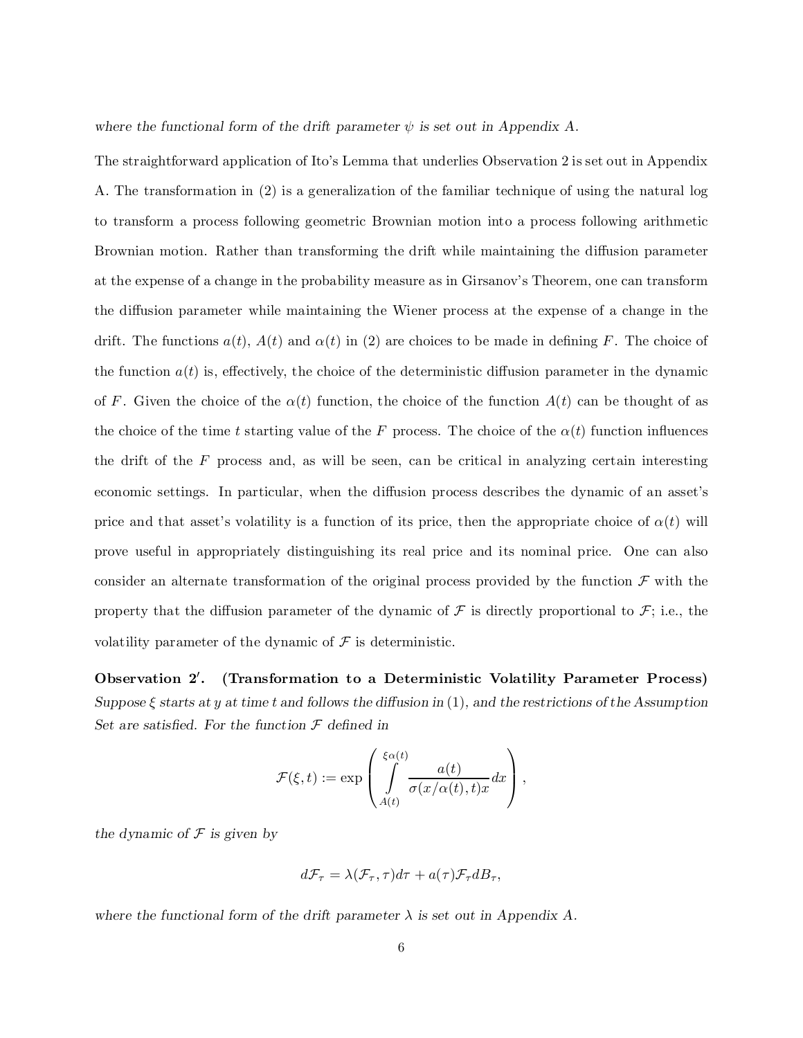*where the functional form of the drift parameter $\psi$ is set out in Appendix A.*

The straightforward application of Ito's Lemma that underlies Observation 2 is set out in Appendix A. The transformation in (2) is a generalization of the familiar technique of using the natural log to transform a process following geometric Brownian motion into a process following arithmetic Brownian motion. Rather than transforming the drift while maintaining the diffusion parameter at the expense of a change in the probability measure as in Girsanov's Theorem, one can transform the diffusion parameter while maintaining the Wiener process at the expense of a change in the drift. The functions $a(t)$, $A(t)$ and $\alpha(t)$ in (2) are choices to be made in defining $F$. The choice of the function $a(t)$ is, effectively, the choice of the deterministic diffusion parameter in the dynamic of $F$. Given the choice of the $\alpha(t)$ function, the choice of the function $A(t)$ can be thought of as the choice of the time $t$ starting value of the $F$ process. The choice of the $\alpha(t)$ function influences the drift of the $F$ process and, as will be seen, can be critical in analyzing certain interesting economic settings. In particular, when the diffusion process describes the dynamic of an asset's price and that asset's volatility is a function of its price, then the appropriate choice of $\alpha(t)$ will prove useful in appropriately distinguishing its real price and its nominal price. One can also consider an alternate transformation of the original process provided by the function $\mathcal{F}$ with the property that the diffusion parameter of the dynamic of $\mathcal{F}$ is directly proportional to $\mathcal{F}$; i.e., the volatility parameter of the dynamic of $\mathcal{F}$ is deterministic.

**Observation 2′. (Transformation to a Deterministic Volatility Parameter Process)** *Suppose $\xi$ starts at $y$ at time $t$ and follows the diffusion in (1), and the restrictions of the Assumption Set are satisfied. For the function $\mathcal{F}$ defined in*

$$\mathcal{F}(\xi, t) := \exp\left( \int_{A(t)}^{\xi\alpha(t)} \frac{a(t)}{\sigma(x/\alpha(t), t)x} dx \right),$$

*the dynamic of $\mathcal{F}$ is given by*

$$d\mathcal{F}_\tau = \lambda(\mathcal{F}_\tau, \tau)d\tau + a(\tau)\mathcal{F}_\tau dB_\tau,$$

*where the functional form of the drift parameter $\lambda$ is set out in Appendix A.*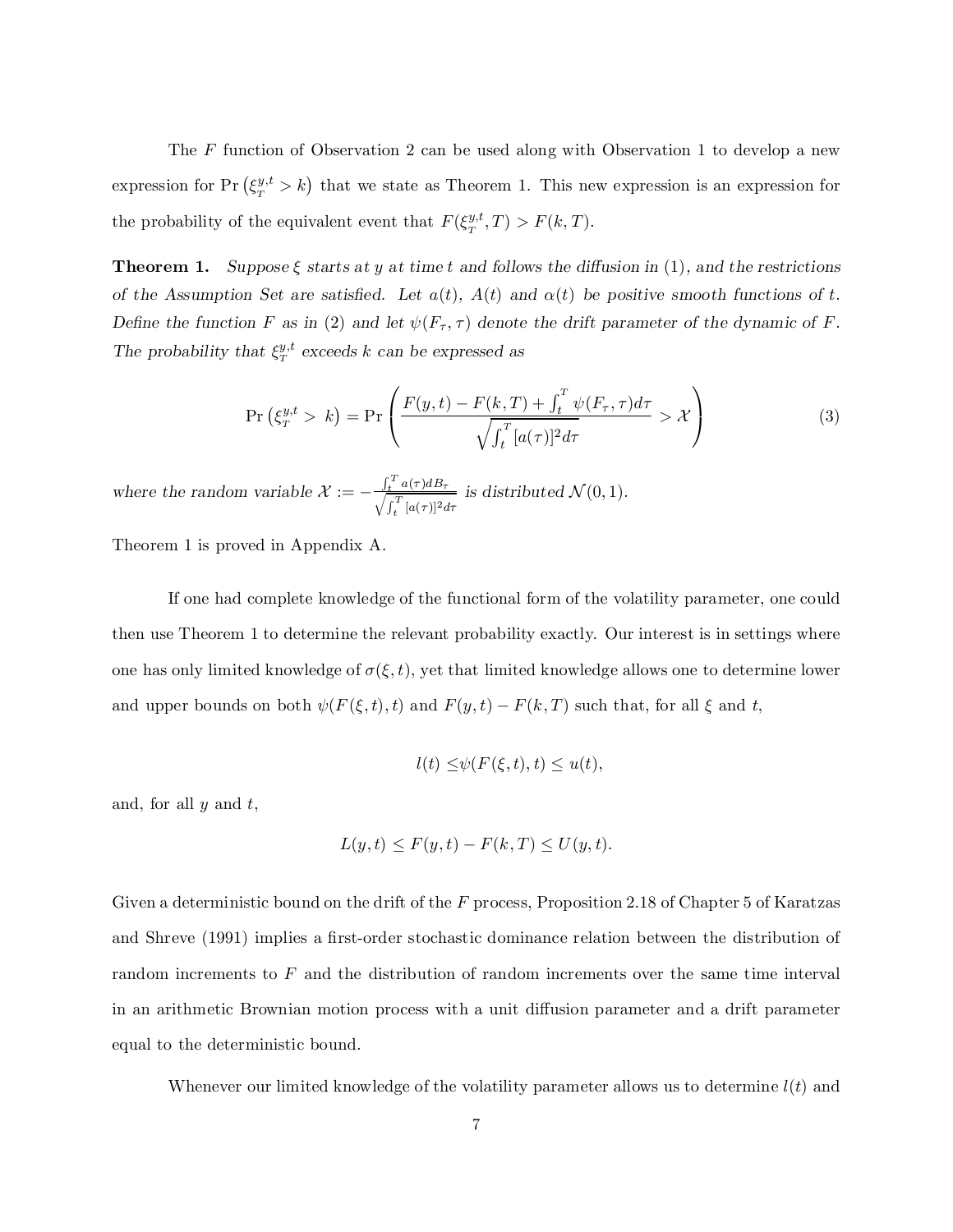The $F$ function of Observation 2 can be used along with Observation 1 to develop a new expression for $\Pr\left(\xi_T^{y,t} > k\right)$ that we state as Theorem 1. This new expression is an expression for the probability of the equivalent event that $F(\xi_T^{y,t}, T) > F(k, T)$.

**Theorem 1.** *Suppose $\xi$ starts at $y$ at time $t$ and follows the diffusion in (1), and the restrictions of the Assumption Set are satisfied. Let $a(t)$, $A(t)$ and $\alpha(t)$ be positive smooth functions of $t$. Define the function $F$ as in (2) and let $\psi(F_\tau, \tau)$ denote the drift parameter of the dynamic of $F$. The probability that $\xi_T^{y,t}$ exceeds $k$ can be expressed as*

$$\Pr\left(\xi_T^{y,t} > k\right) = \Pr\left(\frac{F(y,t) - F(k,T) + \int_t^T \psi(F_\tau, \tau)d\tau}{\sqrt{\int_t^T [a(\tau)]^2 d\tau}} > \mathcal{X}\right) \tag{3}$$

*where the random variable $\mathcal{X} := -\frac{\int_t^T a(\tau)dB_\tau}{\sqrt{\int_t^T [a(\tau)]^2 d\tau}}$ is distributed $\mathcal{N}(0,1)$.*

Theorem 1 is proved in Appendix A.

If one had complete knowledge of the functional form of the volatility parameter, one could then use Theorem 1 to determine the relevant probability exactly. Our interest is in settings where one has only limited knowledge of $\sigma(\xi, t)$, yet that limited knowledge allows one to determine lower and upper bounds on both $\psi(F(\xi,t),t)$ and $F(y,t) - F(k,T)$ such that, for all $\xi$ and $t$,

$$l(t) \leq \psi(F(\xi,t),t) \leq u(t),$$

and, for all $y$ and $t$,

$$L(y,t) \leq F(y,t) - F(k,T) \leq U(y,t).$$

Given a deterministic bound on the drift of the $F$ process, Proposition 2.18 of Chapter 5 of Karatzas and Shreve (1991) implies a first-order stochastic dominance relation between the distribution of random increments to $F$ and the distribution of random increments over the same time interval in an arithmetic Brownian motion process with a unit diffusion parameter and a drift parameter equal to the deterministic bound.

Whenever our limited knowledge of the volatility parameter allows us to determine $l(t)$ and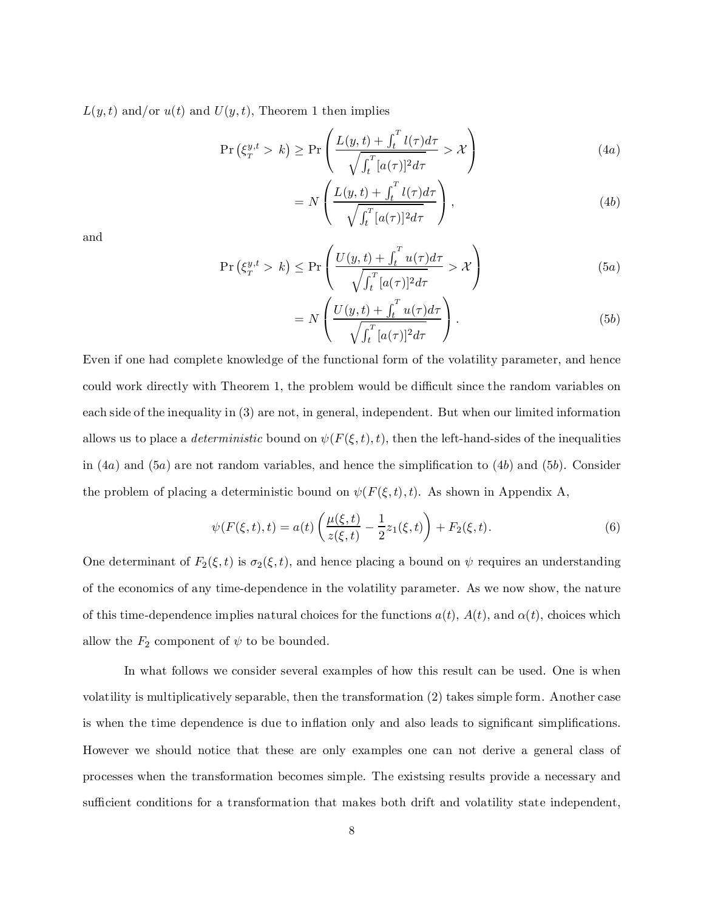$L(y,t)$ and/or $u(t)$ and $U(y,t)$, Theorem 1 then implies

$$\Pr\left(\xi_T^{y,t} > k\right) \geq \Pr\left(\frac{L(y,t) + \int_t^T l(\tau)d\tau}{\sqrt{\int_t^T [a(\tau)]^2 d\tau}} > \mathcal{X}\right) \tag{4a}$$

$$= N\left(\frac{L(y,t) + \int_t^T l(\tau)d\tau}{\sqrt{\int_t^T [a(\tau)]^2 d\tau}}\right), \tag{4b}$$

and

$$\Pr\left(\xi_T^{y,t} > k\right) \leq \Pr\left(\frac{U(y,t) + \int_t^T u(\tau)d\tau}{\sqrt{\int_t^T [a(\tau)]^2 d\tau}} > \mathcal{X}\right) \tag{5a}$$

$$= N\left(\frac{U(y,t) + \int_t^T u(\tau)d\tau}{\sqrt{\int_t^T [a(\tau)]^2 d\tau}}\right). \tag{5b}$$

Even if one had complete knowledge of the functional form of the volatility parameter, and hence could work directly with Theorem 1, the problem would be difficult since the random variables on each side of the inequality in (3) are not, in general, independent. But when our limited information allows us to place a *deterministic* bound on $\psi(F(\xi,t),t)$, then the left-hand-sides of the inequalities in $(4a)$ and $(5a)$ are not random variables, and hence the simplification to $(4b)$ and $(5b)$. Consider the problem of placing a deterministic bound on $\psi(F(\xi,t),t)$. As shown in Appendix A,

$$\psi(F(\xi,t),t) = a(t)\left(\frac{\mu(\xi,t)}{z(\xi,t)} - \frac{1}{2}z_1(\xi,t)\right) + F_2(\xi,t). \tag{6}$$

One determinant of $F_2(\xi,t)$ is $\sigma_2(\xi,t)$, and hence placing a bound on $\psi$ requires an understanding of the economics of any time-dependence in the volatility parameter. As we now show, the nature of this time-dependence implies natural choices for the functions $a(t)$, $A(t)$, and $\alpha(t)$, choices which allow the $F_2$ component of $\psi$ to be bounded.

In what follows we consider several examples of how this result can be used. One is when volatility is multiplicatively separable, then the transformation (2) takes simple form. Another case is when the time dependence is due to inflation only and also leads to significant simplifications. However we should notice that these are only examples one can not derive a general class of processes when the transformation becomes simple. The existsing results provide a necessary and sufficient conditions for a transformation that makes both drift and volatility state independent,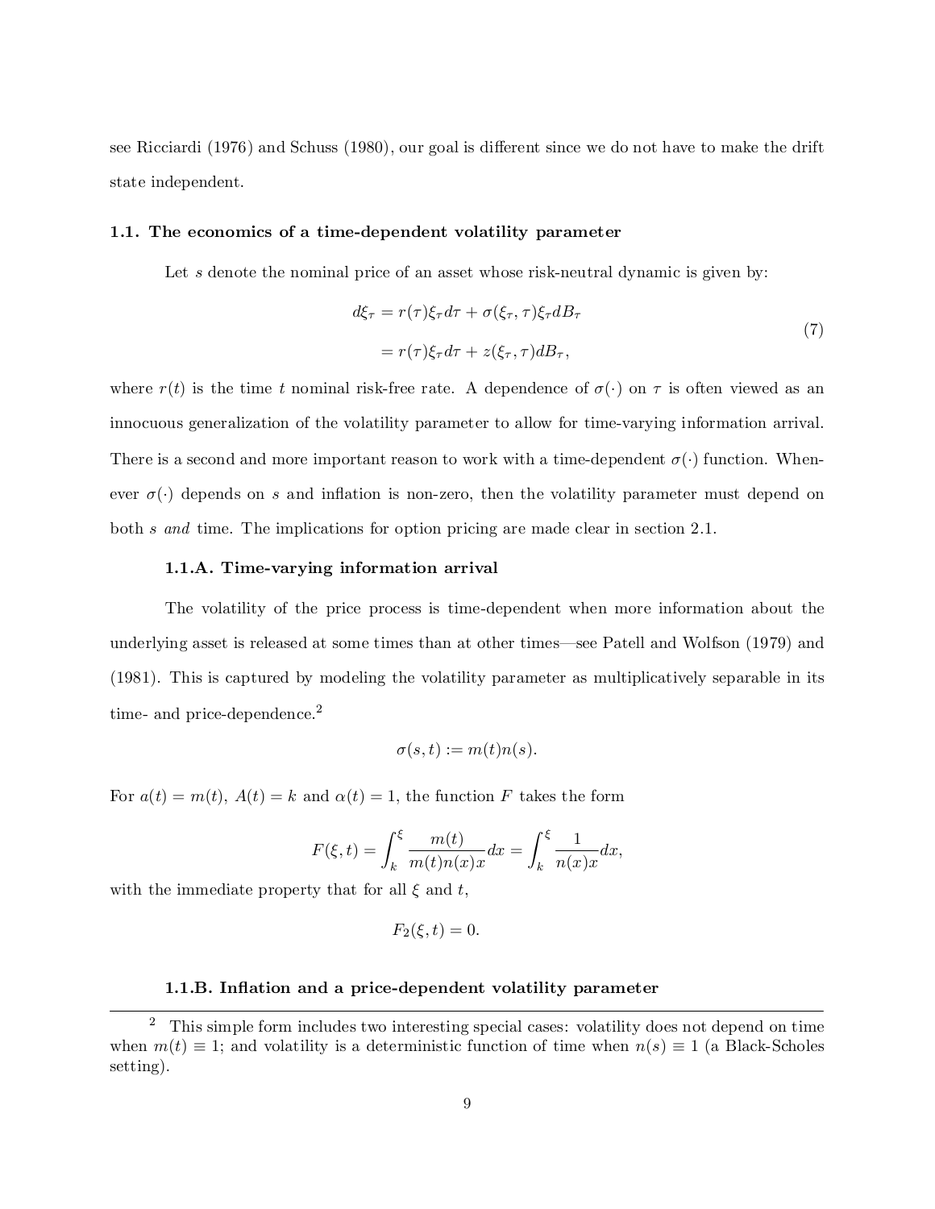see Ricciardi (1976) and Schuss (1980), our goal is different since we do not have to make the drift state independent.

### 1.1. The economics of a time-dependent volatility parameter

Let $s$ denote the nominal price of an asset whose risk-neutral dynamic is given by:

$$
\begin{aligned}
d\xi_\tau &= r(\tau)\xi_\tau d\tau + \sigma(\xi_\tau, \tau)\xi_\tau dB_\tau \\
&= r(\tau)\xi_\tau d\tau + z(\xi_\tau, \tau)dB_\tau,
\end{aligned}
\tag{7}
$$

where $r(t)$ is the time $t$ nominal risk-free rate. A dependence of $\sigma(\cdot)$ on $\tau$ is often viewed as an innocuous generalization of the volatility parameter to allow for time-varying information arrival. There is a second and more important reason to work with a time-dependent $\sigma(\cdot)$ function. Whenever $\sigma(\cdot)$ depends on $s$ and inflation is non-zero, then the volatility parameter must depend on both $s$ *and* time. The implications for option pricing are made clear in section 2.1.

#### 1.1.A. Time-varying information arrival

The volatility of the price process is time-dependent when more information about the underlying asset is released at some times than at other times—see Patell and Wolfson (1979) and (1981). This is captured by modeling the volatility parameter as multiplicatively separable in its time- and price-dependence.[2]

$$
\sigma(s,t) := m(t)n(s).
$$

For $a(t) = m(t)$, $A(t) = k$ and $\alpha(t) = 1$, the function $F$ takes the form

$$
F(\xi, t) = \int_k^\xi \frac{m(t)}{m(t)n(x)x}dx = \int_k^\xi \frac{1}{n(x)x}dx,
$$

with the immediate property that for all $\xi$ and $t$,

$$
F_2(\xi, t) = 0.
$$

#### 1.1.B. Inflation and a price-dependent volatility parameter

[2] This simple form includes two interesting special cases: volatility does not depend on time when $m(t) \equiv 1$; and volatility is a deterministic function of time when $n(s) \equiv 1$ (a Black-Scholes setting).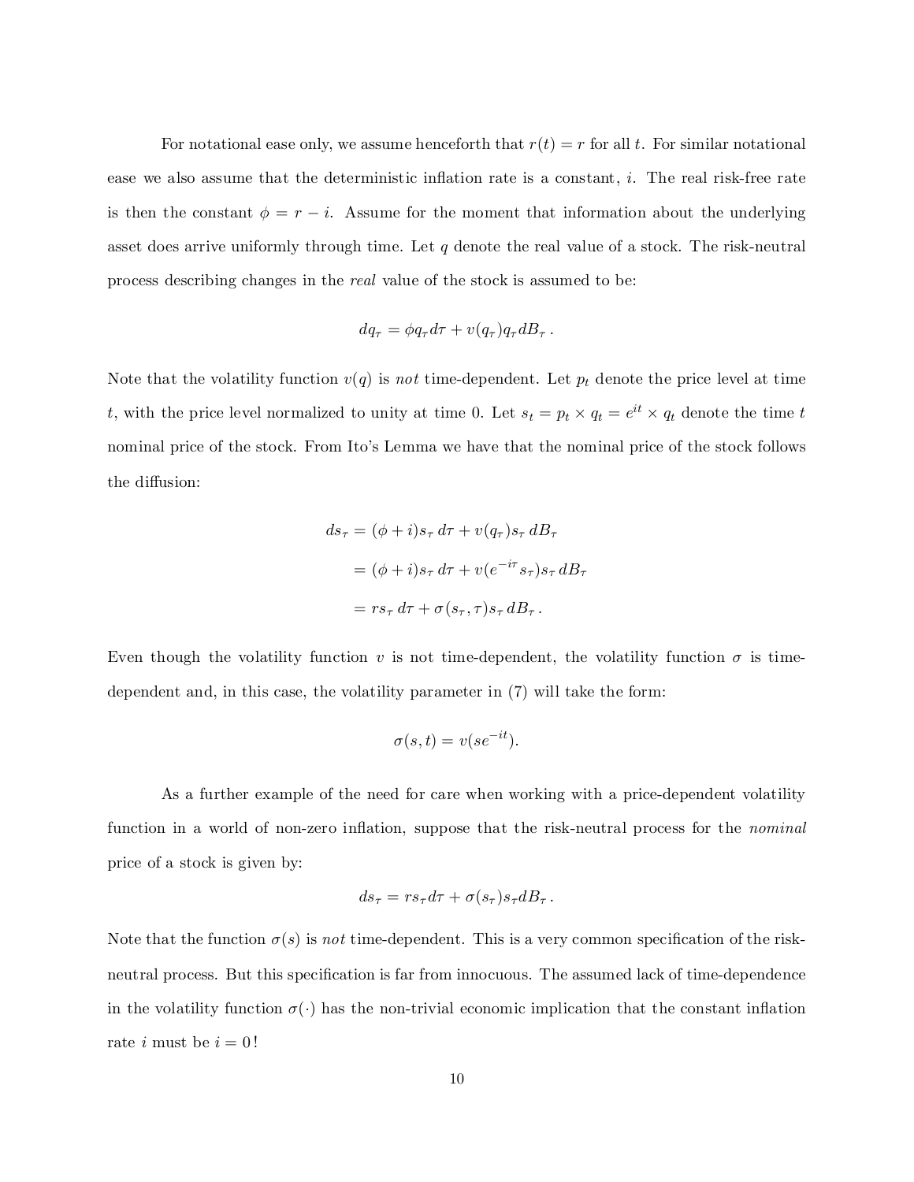For notational ease only, we assume henceforth that $r(t) = r$ for all $t$. For similar notational ease we also assume that the deterministic inflation rate is a constant, $i$. The real risk-free rate is then the constant $\phi = r - i$. Assume for the moment that information about the underlying asset does arrive uniformly through time. Let $q$ denote the real value of a stock. The risk-neutral process describing changes in the *real* value of the stock is assumed to be:

$$dq_\tau = \phi q_\tau d\tau + v(q_\tau) q_\tau dB_\tau \,.$$

Note that the volatility function $v(q)$ is *not* time-dependent. Let $p_t$ denote the price level at time $t$, with the price level normalized to unity at time 0. Let $s_t = p_t \times q_t = e^{it} \times q_t$ denote the time $t$ nominal price of the stock. From Ito's Lemma we have that the nominal price of the stock follows the diffusion:

$$\begin{aligned}
ds_\tau &= (\phi + i) s_\tau \, d\tau + v(q_\tau) s_\tau \, dB_\tau \\
&= (\phi + i) s_\tau \, d\tau + v(e^{-i\tau} s_\tau) s_\tau \, dB_\tau \\
&= r s_\tau \, d\tau + \sigma(s_\tau, \tau) s_\tau \, dB_\tau \,.
\end{aligned}$$

Even though the volatility function $v$ is not time-dependent, the volatility function $\sigma$ is time-dependent and, in this case, the volatility parameter in (7) will take the form:

$$\sigma(s, t) = v(s e^{-it}).$$

As a further example of the need for care when working with a price-dependent volatility function in a world of non-zero inflation, suppose that the risk-neutral process for the *nominal* price of a stock is given by:

$$ds_\tau = r s_\tau d\tau + \sigma(s_\tau) s_\tau dB_\tau \,.$$

Note that the function $\sigma(s)$ is *not* time-dependent. This is a very common specification of the risk-neutral process. But this specification is far from innocuous. The assumed lack of time-dependence in the volatility function $\sigma(\cdot)$ has the non-trivial economic implication that the constant inflation rate $i$ must be $i = 0$!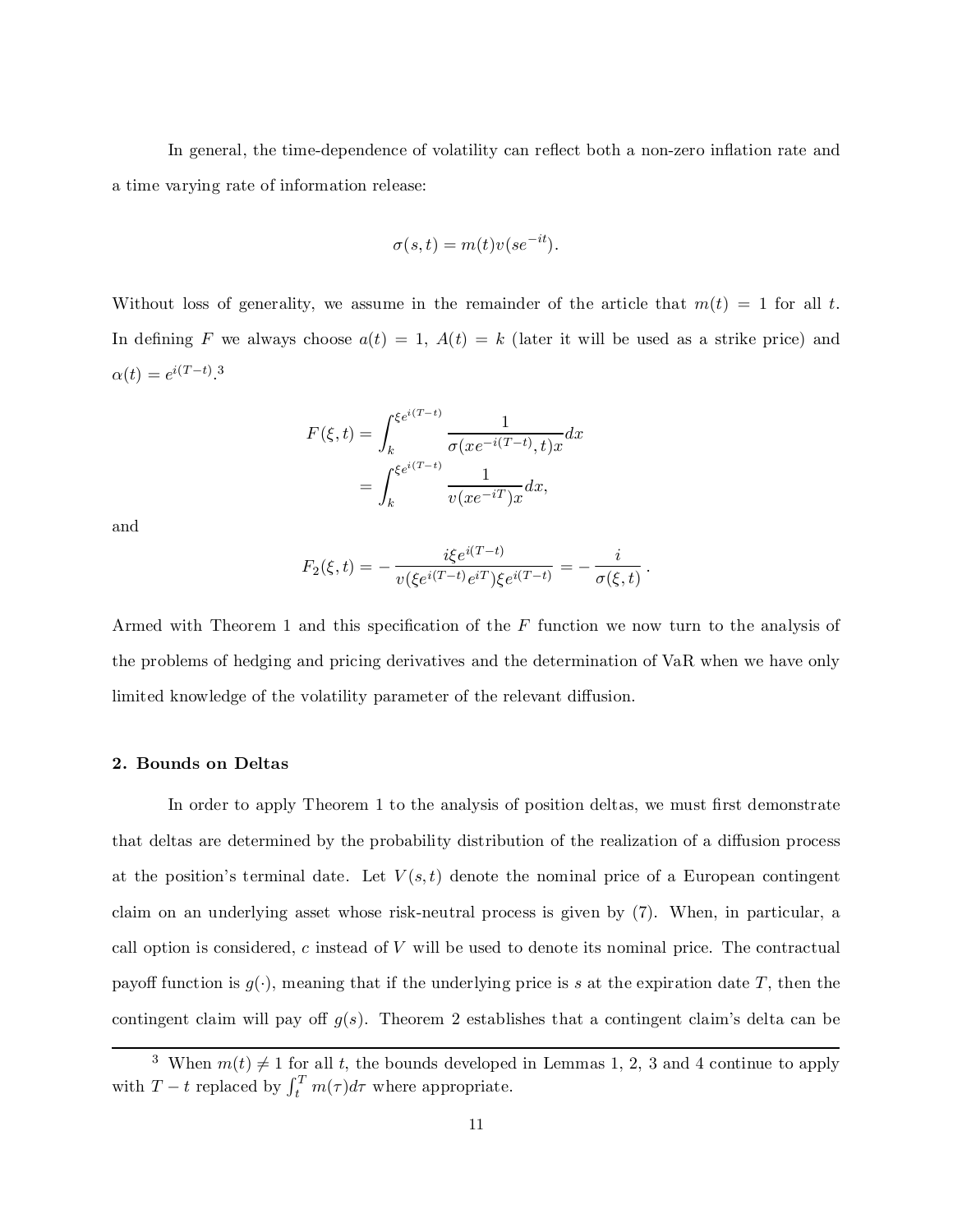In general, the time-dependence of volatility can reflect both a non-zero inflation rate and a time varying rate of information release:

$$\sigma(s,t) = m(t)v(se^{-it}).$$

Without loss of generality, we assume in the remainder of the article that $m(t) = 1$ for all $t$. In defining $F$ we always choose $a(t) = 1$, $A(t) = k$ (later it will be used as a strike price) and $\alpha(t) = e^{i(T-t)}$.[3]

$$\begin{aligned} F(\xi,t) &= \int_k^{\xi e^{i(T-t)}} \frac{1}{\sigma(xe^{-i(T-t)},t)x} dx \\ &= \int_k^{\xi e^{i(T-t)}} \frac{1}{v(xe^{-iT})x} dx, \end{aligned}$$

and

$$F_2(\xi,t) = -\frac{i\xi e^{i(T-t)}}{v(\xi e^{i(T-t)}e^{iT})\xi e^{i(T-t)}} = -\frac{i}{\sigma(\xi,t)}\,.$$

Armed with Theorem 1 and this specification of the $F$ function we now turn to the analysis of the problems of hedging and pricing derivatives and the determination of VaR when we have only limited knowledge of the volatility parameter of the relevant diffusion.

## 2. Bounds on Deltas

In order to apply Theorem 1 to the analysis of position deltas, we must first demonstrate that deltas are determined by the probability distribution of the realization of a diffusion process at the position's terminal date. Let $V(s,t)$ denote the nominal price of a European contingent claim on an underlying asset whose risk-neutral process is given by (7). When, in particular, a call option is considered, $c$ instead of $V$ will be used to denote its nominal price. The contractual payoff function is $g(\cdot)$, meaning that if the underlying price is $s$ at the expiration date $T$, then the contingent claim will pay off $g(s)$. Theorem 2 establishes that a contingent claim's delta can be

---

[3] When $m(t) \neq 1$ for all $t$, the bounds developed in Lemmas 1, 2, 3 and 4 continue to apply with $T - t$ replaced by $\int_t^T m(\tau)d\tau$ where appropriate.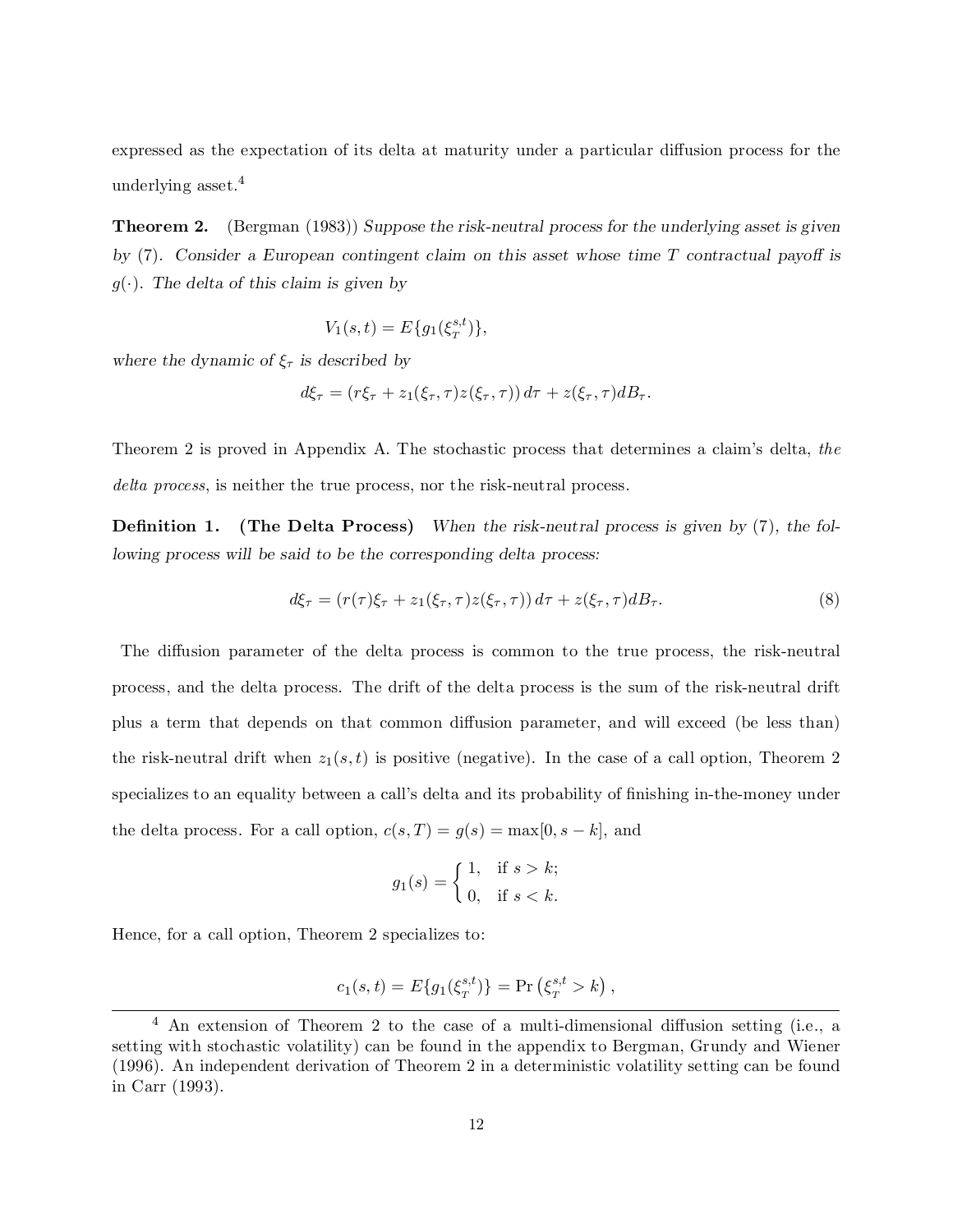expressed as the expectation of its delta at maturity under a particular diffusion process for the underlying asset.[4]

**Theorem 2.** (Bergman (1983)) *Suppose the risk-neutral process for the underlying asset is given by (7). Consider a European contingent claim on this asset whose time T contractual payoff is $g(\cdot)$. The delta of this claim is given by*

$$V_1(s,t) = E\{g_1(\xi_T^{s,t})\},$$

*where the dynamic of $\xi_\tau$ is described by*

$$d\xi_\tau = (r\xi_\tau + z_1(\xi_\tau,\tau)z(\xi_\tau,\tau))\,d\tau + z(\xi_\tau,\tau)dB_\tau.$$

Theorem 2 is proved in Appendix A. The stochastic process that determines a claim's delta, *the delta process*, is neither the true process, nor the risk-neutral process.

**Definition 1.** **(The Delta Process)** *When the risk-neutral process is given by (7), the following process will be said to be the corresponding delta process:*

$$d\xi_\tau = (r(\tau)\xi_\tau + z_1(\xi_\tau,\tau)z(\xi_\tau,\tau))\,d\tau + z(\xi_\tau,\tau)dB_\tau. \tag{8}$$

The diffusion parameter of the delta process is common to the true process, the risk-neutral process, and the delta process. The drift of the delta process is the sum of the risk-neutral drift plus a term that depends on that common diffusion parameter, and will exceed (be less than) the risk-neutral drift when $z_1(s,t)$ is positive (negative). In the case of a call option, Theorem 2 specializes to an equality between a call's delta and its probability of finishing in-the-money under the delta process. For a call option, $c(s,T) = g(s) = \max[0, s-k]$, and

$$g_1(s) = \begin{cases} 1, & \text{if } s > k; \\ 0, & \text{if } s < k. \end{cases}$$

Hence, for a call option, Theorem 2 specializes to:

$$c_1(s,t) = E\{g_1(\xi_T^{s,t})\} = \Pr\left(\xi_T^{s,t} > k\right),$$

[4] An extension of Theorem 2 to the case of a multi-dimensional diffusion setting (i.e., a setting with stochastic volatility) can be found in the appendix to Bergman, Grundy and Wiener (1996). An independent derivation of Theorem 2 in a deterministic volatility setting can be found in Carr (1993).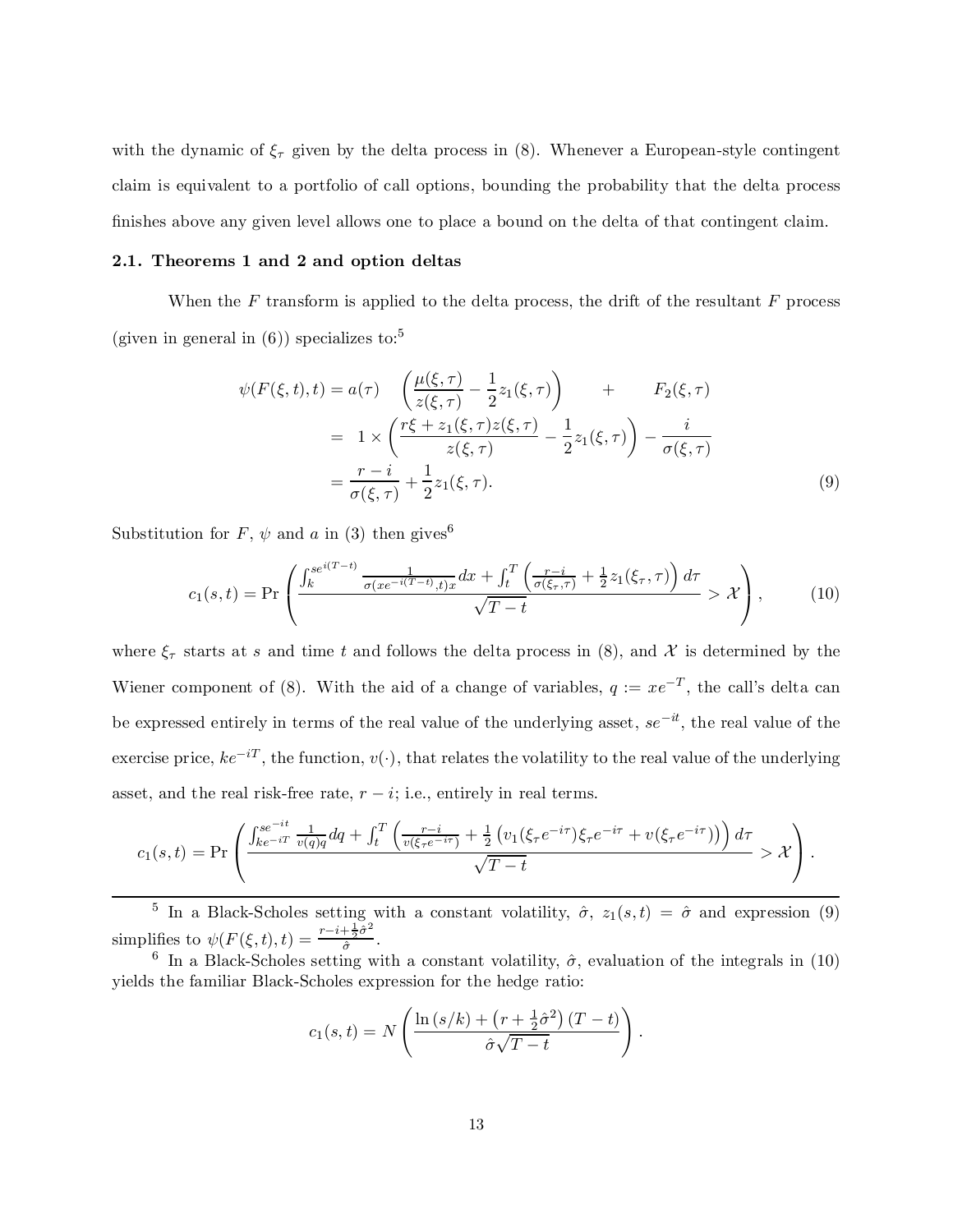with the dynamic of $\xi_\tau$ given by the delta process in (8). Whenever a European-style contingent claim is equivalent to a portfolio of call options, bounding the probability that the delta process finishes above any given level allows one to place a bound on the delta of that contingent claim.

### 2.1. Theorems 1 and 2 and option deltas

When the $F$ transform is applied to the delta process, the drift of the resultant $F$ process (given in general in (6)) specializes to:[5]

$$
\begin{aligned}
\psi(F(\xi,t),t) &= a(\tau) \quad \left(\frac{\mu(\xi,\tau)}{z(\xi,\tau)} - \frac{1}{2}z_1(\xi,\tau)\right) \qquad + \qquad F_2(\xi,\tau) \\
&= \;\; 1 \times \left(\frac{r\xi + z_1(\xi,\tau)z(\xi,\tau)}{z(\xi,\tau)} - \frac{1}{2}z_1(\xi,\tau)\right) - \frac{i}{\sigma(\xi,\tau)} \\
&= \frac{r-i}{\sigma(\xi,\tau)} + \frac{1}{2}z_1(\xi,\tau).
\end{aligned} \tag{9}
$$

Substitution for $F$, $\psi$ and $a$ in (3) then gives[6]

$$
c_1(s,t) = \Pr\left(\frac{\int_k^{se^{i(T-t)}} \frac{1}{\sigma(xe^{-i(T-t)},t)x}dx + \int_t^T \left(\frac{r-i}{\sigma(\xi_\tau,\tau)} + \frac{1}{2}z_1(\xi_\tau,\tau)\right)d\tau}{\sqrt{T-t}} > \mathcal{X}\right), \tag{10}
$$

where $\xi_\tau$ starts at $s$ and time $t$ and follows the delta process in (8), and $\mathcal{X}$ is determined by the Wiener component of (8). With the aid of a change of variables, $q := xe^{-T}$, the call's delta can be expressed entirely in terms of the real value of the underlying asset, $se^{-it}$, the real value of the exercise price, $ke^{-iT}$, the function, $v(\cdot)$, that relates the volatility to the real value of the underlying asset, and the real risk-free rate, $r-i$; i.e., entirely in real terms.

$$
c_1(s,t) = \Pr\left(\frac{\int_{ke^{-iT}}^{se^{-it}} \frac{1}{v(q)q}dq + \int_t^T \left(\frac{r-i}{v(\xi_\tau e^{-i\tau})} + \frac{1}{2}\left(v_1(\xi_\tau e^{-i\tau})\xi_\tau e^{-i\tau} + v(\xi_\tau e^{-i\tau})\right)\right)d\tau}{\sqrt{T-t}} > \mathcal{X}\right).
$$

---

[5] In a Black-Scholes setting with a constant volatility, $\hat{\sigma}$, $z_1(s,t) = \hat{\sigma}$ and expression (9) simplifies to $\psi(F(\xi,t),t) = \frac{r-i+\frac{1}{2}\hat{\sigma}^2}{\hat{\sigma}}$.

[6] In a Black-Scholes setting with a constant volatility, $\hat{\sigma}$, evaluation of the integrals in (10) yields the familiar Black-Scholes expression for the hedge ratio:

$$
c_1(s,t) = N\left(\frac{\ln(s/k) + \left(r + \frac{1}{2}\hat{\sigma}^2\right)(T-t)}{\hat{\sigma}\sqrt{T-t}}\right).
$$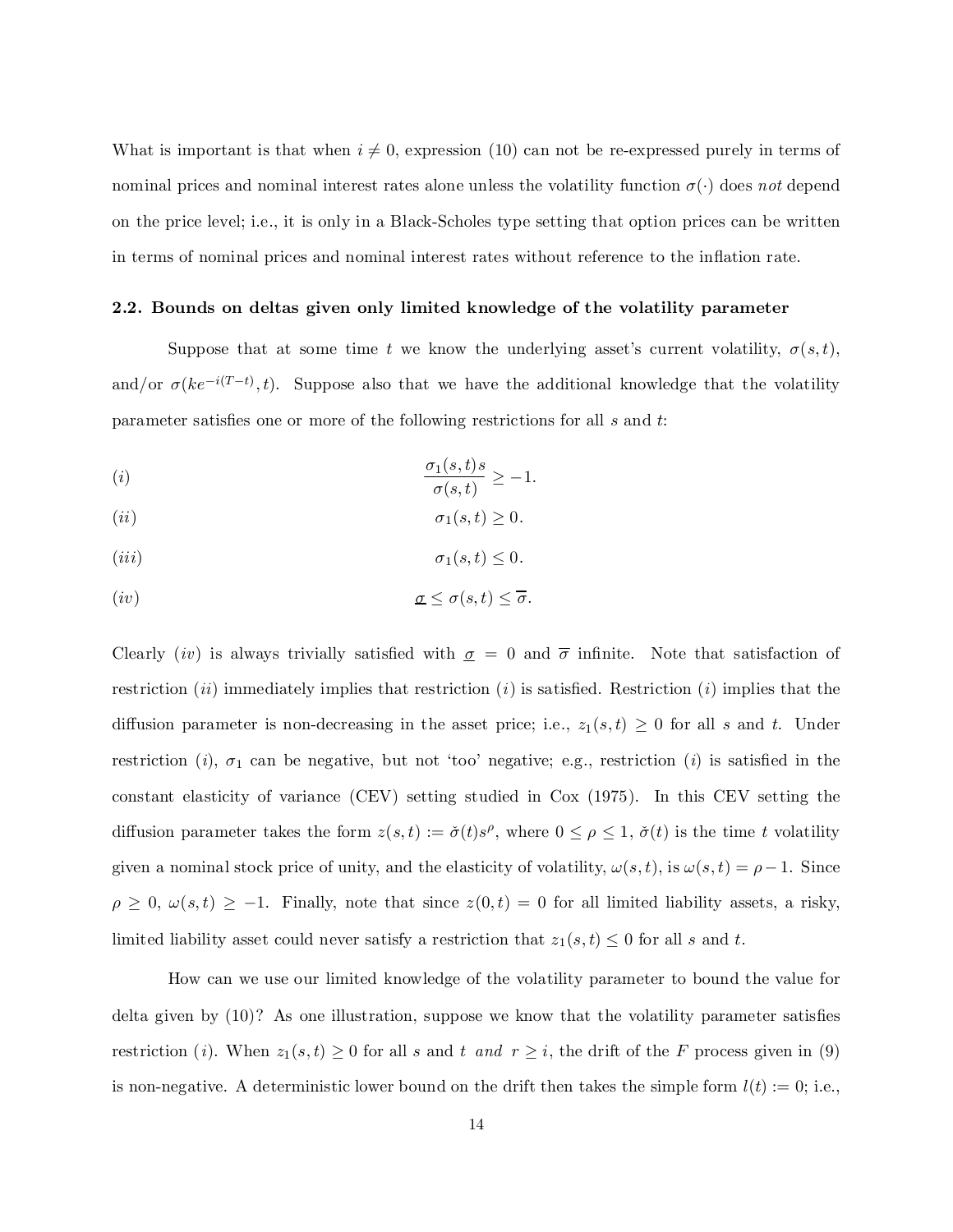What is important is that when $i \neq 0$, expression (10) can not be re-expressed purely in terms of nominal prices and nominal interest rates alone unless the volatility function $\sigma(\cdot)$ does *not* depend on the price level; i.e., it is only in a Black-Scholes type setting that option prices can be written in terms of nominal prices and nominal interest rates without reference to the inflation rate.

### 2.2. Bounds on deltas given only limited knowledge of the volatility parameter

Suppose that at some time $t$ we know the underlying asset's current volatility, $\sigma(s,t)$, and/or $\sigma(ke^{-i(T-t)}, t)$. Suppose also that we have the additional knowledge that the volatility parameter satisfies one or more of the following restrictions for all $s$ and $t$:

$$(i) \qquad \frac{\sigma_1(s,t)s}{\sigma(s,t)} \geq -1.$$

$$(ii) \qquad \sigma_1(s,t) \geq 0.$$

$$(iii) \qquad \sigma_1(s,t) \leq 0.$$

$$(iv) \qquad \underline{\sigma} \leq \sigma(s,t) \leq \overline{\sigma}.$$

Clearly $(iv)$ is always trivially satisfied with $\underline{\sigma} = 0$ and $\overline{\sigma}$ infinite. Note that satisfaction of restriction $(ii)$ immediately implies that restriction $(i)$ is satisfied. Restriction $(i)$ implies that the diffusion parameter is non-decreasing in the asset price; i.e., $z_1(s,t) \geq 0$ for all $s$ and $t$. Under restriction $(i)$, $\sigma_1$ can be negative, but not 'too' negative; e.g., restriction $(i)$ is satisfied in the constant elasticity of variance (CEV) setting studied in Cox (1975). In this CEV setting the diffusion parameter takes the form $z(s,t) := \check{\sigma}(t)s^{\rho}$, where $0 \leq \rho \leq 1$, $\check{\sigma}(t)$ is the time $t$ volatility given a nominal stock price of unity, and the elasticity of volatility, $\omega(s,t)$, is $\omega(s,t) = \rho - 1$. Since $\rho \geq 0$, $\omega(s,t) \geq -1$. Finally, note that since $z(0,t) = 0$ for all limited liability assets, a risky, limited liability asset could never satisfy a restriction that $z_1(s,t) \leq 0$ for all $s$ and $t$.

How can we use our limited knowledge of the volatility parameter to bound the value for delta given by (10)? As one illustration, suppose we know that the volatility parameter satisfies restriction $(i)$. When $z_1(s,t) \geq 0$ for all $s$ and $t$ *and* $r \geq i$, the drift of the $F$ process given in (9) is non-negative. A deterministic lower bound on the drift then takes the simple form $l(t) := 0$; i.e.,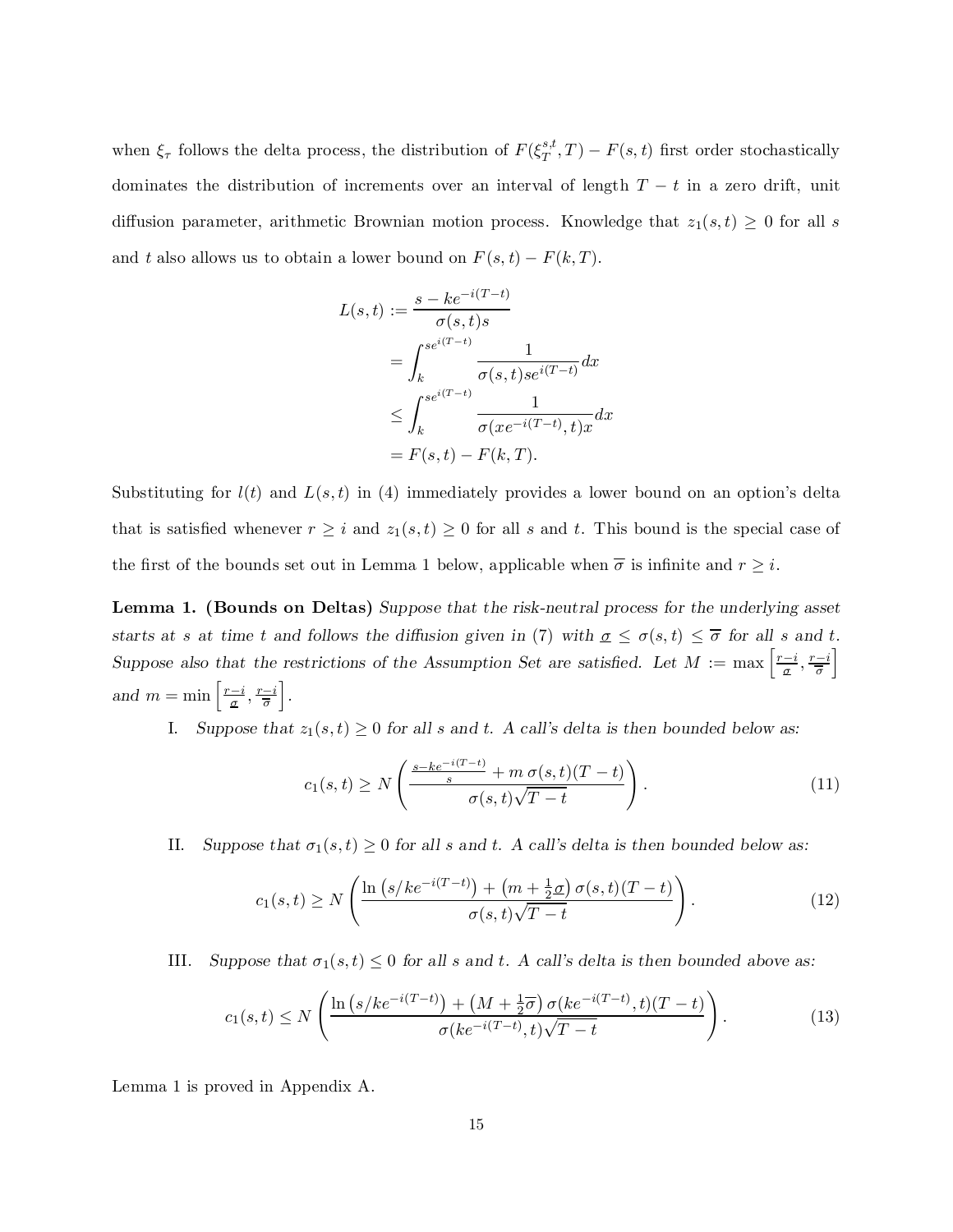when $\xi_\tau$ follows the delta process, the distribution of $F(\xi_T^{s,t}, T) - F(s,t)$ first order stochastically dominates the distribution of increments over an interval of length $T-t$ in a zero drift, unit diffusion parameter, arithmetic Brownian motion process. Knowledge that $z_1(s,t) \geq 0$ for all $s$ and $t$ also allows us to obtain a lower bound on $F(s,t) - F(k,T)$.

$$
\begin{aligned}
L(s,t) &:= \frac{s - ke^{-i(T-t)}}{\sigma(s,t)s} \\
&= \int_k^{se^{i(T-t)}} \frac{1}{\sigma(s,t)se^{i(T-t)}} dx \\
&\leq \int_k^{se^{i(T-t)}} \frac{1}{\sigma(xe^{-i(T-t)},t)x} dx \\
&= F(s,t) - F(k,T).
\end{aligned}
$$

Substituting for $l(t)$ and $L(s,t)$ in (4) immediately provides a lower bound on an option's delta that is satisfied whenever $r \geq i$ and $z_1(s,t) \geq 0$ for all $s$ and $t$. This bound is the special case of the first of the bounds set out in Lemma 1 below, applicable when $\overline{\sigma}$ is infinite and $r \geq i$.

**Lemma 1. (Bounds on Deltas)** *Suppose that the risk-neutral process for the underlying asset starts at $s$ at time $t$ and follows the diffusion given in (7) with $\underline{\sigma} \leq \sigma(s,t) \leq \overline{\sigma}$ for all $s$ and $t$. Suppose also that the restrictions of the Assumption Set are satisfied. Let $M := \max\left[\frac{r-i}{\underline{\sigma}}, \frac{r-i}{\overline{\sigma}}\right]$ and $m = \min\left[\frac{r-i}{\underline{\sigma}}, \frac{r-i}{\overline{\sigma}}\right]$.*

I. *Suppose that $z_1(s,t) \geq 0$ for all $s$ and $t$. A call's delta is then bounded below as:*

$$
c_1(s,t) \geq N\left(\frac{\frac{s - ke^{-i(T-t)}}{s} + m\,\sigma(s,t)(T-t)}{\sigma(s,t)\sqrt{T-t}}\right). \tag{11}
$$

II. *Suppose that $\sigma_1(s,t) \geq 0$ for all $s$ and $t$. A call's delta is then bounded below as:*

$$
c_1(s,t) \geq N\left(\frac{\ln\left(s/ke^{-i(T-t)}\right) + \left(m + \frac{1}{2}\underline{\sigma}\right)\sigma(s,t)(T-t)}{\sigma(s,t)\sqrt{T-t}}\right). \tag{12}
$$

III. *Suppose that $\sigma_1(s,t) \leq 0$ for all $s$ and $t$. A call's delta is then bounded above as:*

$$
c_1(s,t) \leq N\left(\frac{\ln\left(s/ke^{-i(T-t)}\right) + \left(M + \frac{1}{2}\overline{\sigma}\right)\sigma(ke^{-i(T-t)},t)(T-t)}{\sigma(ke^{-i(T-t)},t)\sqrt{T-t}}\right). \tag{13}
$$

Lemma 1 is proved in Appendix A.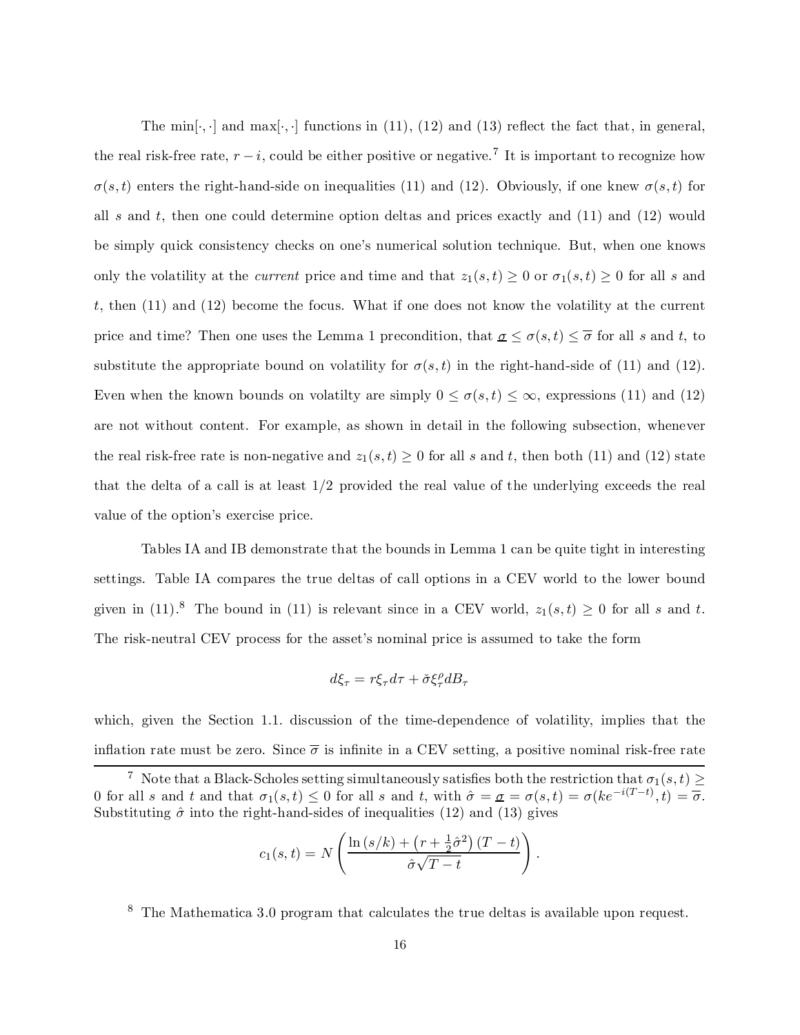The $\min[\cdot,\cdot]$ and $\max[\cdot,\cdot]$ functions in (11), (12) and (13) reflect the fact that, in general, the real risk-free rate, $r-i$, could be either positive or negative.[7] It is important to recognize how $\sigma(s,t)$ enters the right-hand-side on inequalities (11) and (12). Obviously, if one knew $\sigma(s,t)$ for all $s$ and $t$, then one could determine option deltas and prices exactly and (11) and (12) would be simply quick consistency checks on one's numerical solution technique. But, when one knows only the volatility at the *current* price and time and that $z_1(s,t) \geq 0$ or $\sigma_1(s,t) \geq 0$ for all $s$ and $t$, then (11) and (12) become the focus. What if one does not know the volatility at the current price and time? Then one uses the Lemma 1 precondition, that $\underline{\sigma} \leq \sigma(s,t) \leq \overline{\sigma}$ for all $s$ and $t$, to substitute the appropriate bound on volatility for $\sigma(s,t)$ in the right-hand-side of (11) and (12). Even when the known bounds on volatilty are simply $0 \leq \sigma(s,t) \leq \infty$, expressions (11) and (12) are not without content. For example, as shown in detail in the following subsection, whenever the real risk-free rate is non-negative and $z_1(s,t) \geq 0$ for all $s$ and $t$, then both (11) and (12) state that the delta of a call is at least 1/2 provided the real value of the underlying exceeds the real value of the option's exercise price.

Tables IA and IB demonstrate that the bounds in Lemma 1 can be quite tight in interesting settings. Table IA compares the true deltas of call options in a CEV world to the lower bound given in (11).[8] The bound in (11) is relevant since in a CEV world, $z_1(s,t) \geq 0$ for all $s$ and $t$. The risk-neutral CEV process for the asset's nominal price is assumed to take the form

$$d\xi_\tau = r\xi_\tau d\tau + \check{\sigma}\xi_\tau^\rho dB_\tau$$

which, given the Section 1.1. discussion of the time-dependence of volatility, implies that the inflation rate must be zero. Since $\overline{\sigma}$ is infinite in a CEV setting, a positive nominal risk-free rate

---

[7] Note that a Black-Scholes setting simultaneously satisfies both the restriction that $\sigma_1(s,t) \geq 0$ for all $s$ and $t$ and that $\sigma_1(s,t) \leq 0$ for all $s$ and $t$, with $\hat{\sigma} = \underline{\sigma} = \sigma(s,t) = \sigma(ke^{-i(T-t)},t) = \overline{\sigma}$. Substituting $\hat{\sigma}$ into the right-hand-sides of inequalities (12) and (13) gives

$$c_1(s,t) = N\left(\frac{\ln(s/k) + \left(r + \frac{1}{2}\hat{\sigma}^2\right)(T-t)}{\hat{\sigma}\sqrt{T-t}}\right).$$

[8] The Mathematica 3.0 program that calculates the true deltas is available upon request.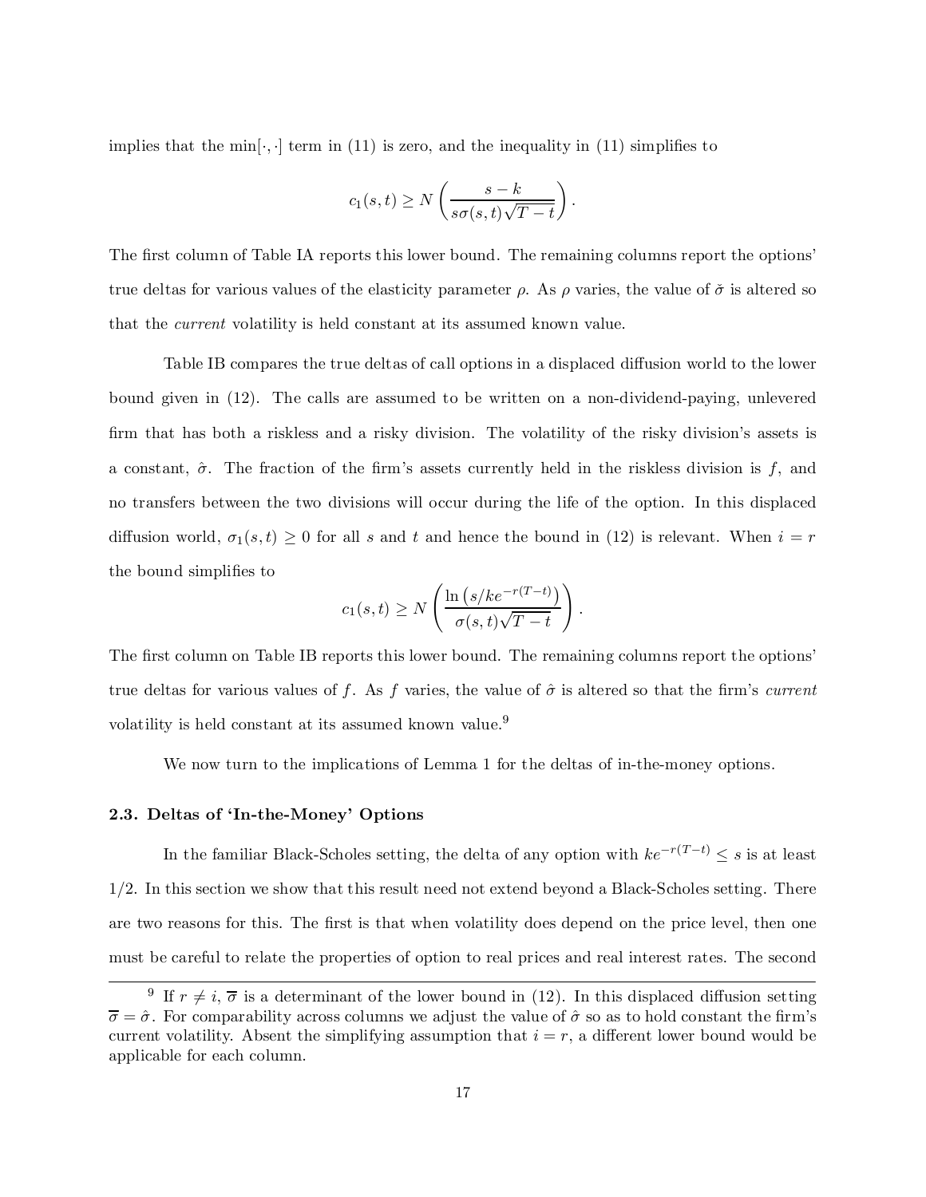implies that the $\min[\cdot,\cdot]$ term in (11) is zero, and the inequality in (11) simplifies to

$$c_1(s,t) \geq N\left(\frac{s-k}{s\sigma(s,t)\sqrt{T-t}}\right).$$

The first column of Table IA reports this lower bound. The remaining columns report the options' true deltas for various values of the elasticity parameter $\rho$. As $\rho$ varies, the value of $\breve{\sigma}$ is altered so that the *current* volatility is held constant at its assumed known value.

Table IB compares the true deltas of call options in a displaced diffusion world to the lower bound given in (12). The calls are assumed to be written on a non-dividend-paying, unlevered firm that has both a riskless and a risky division. The volatility of the risky division's assets is a constant, $\hat{\sigma}$. The fraction of the firm's assets currently held in the riskless division is $f$, and no transfers between the two divisions will occur during the life of the option. In this displaced diffusion world, $\sigma_1(s,t) \geq 0$ for all $s$ and $t$ and hence the bound in (12) is relevant. When $i = r$ the bound simplifies to

$$c_1(s,t) \geq N\left(\frac{\ln\left(s/ke^{-r(T-t)}\right)}{\sigma(s,t)\sqrt{T-t}}\right).$$

The first column on Table IB reports this lower bound. The remaining columns report the options' true deltas for various values of $f$. As $f$ varies, the value of $\hat{\sigma}$ is altered so that the firm's *current* volatility is held constant at its assumed known value.[9]

We now turn to the implications of Lemma 1 for the deltas of in-the-money options.

### 2.3. Deltas of 'In-the-Money' Options

In the familiar Black-Scholes setting, the delta of any option with $ke^{-r(T-t)} \leq s$ is at least 1/2. In this section we show that this result need not extend beyond a Black-Scholes setting. There are two reasons for this. The first is that when volatility does depend on the price level, then one must be careful to relate the properties of option to real prices and real interest rates. The second

[9] If $r \neq i$, $\overline{\sigma}$ is a determinant of the lower bound in (12). In this displaced diffusion setting $\overline{\sigma} = \hat{\sigma}$. For comparability across columns we adjust the value of $\hat{\sigma}$ so as to hold constant the firm's current volatility. Absent the simplifying assumption that $i = r$, a different lower bound would be applicable for each column.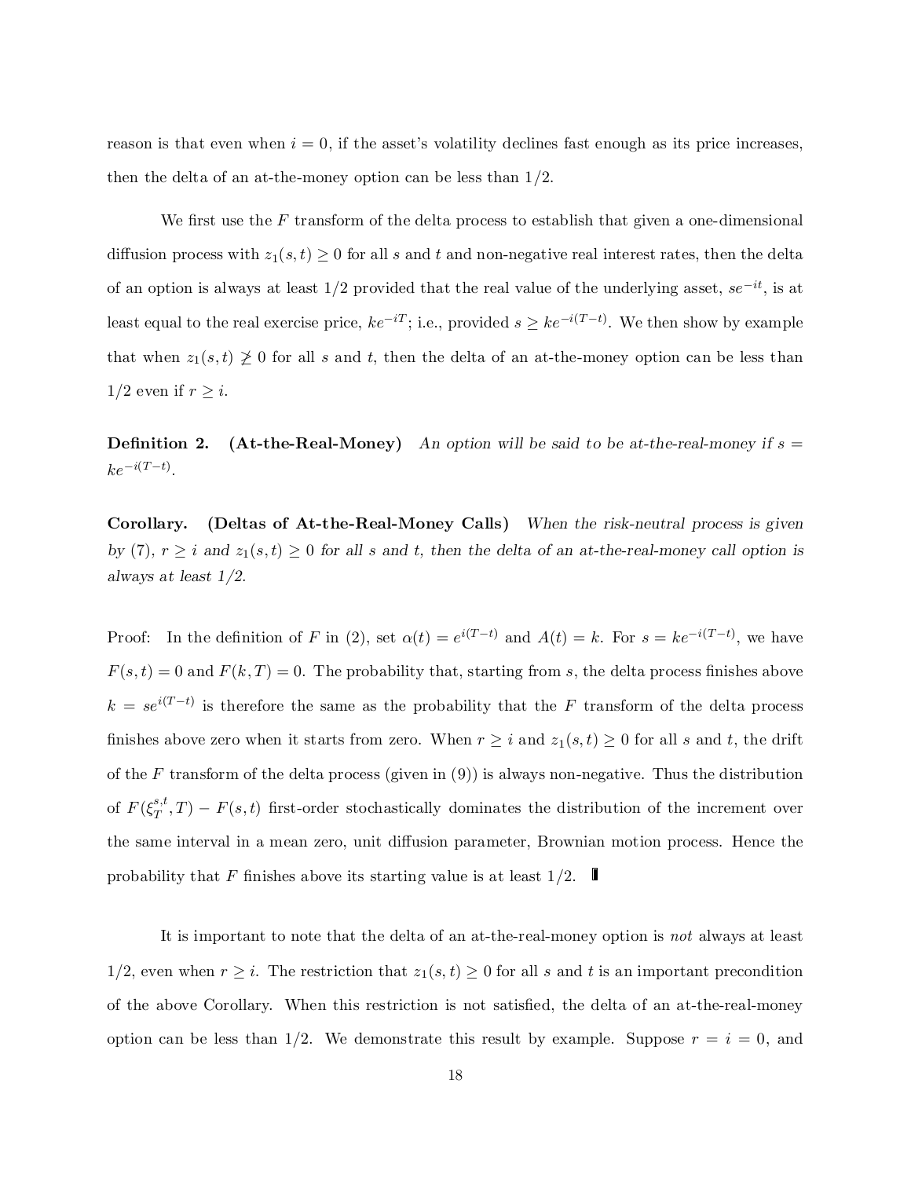reason is that even when $i = 0$, if the asset's volatility declines fast enough as its price increases, then the delta of an at-the-money option can be less than 1/2.

We first use the $F$ transform of the delta process to establish that given a one-dimensional diffusion process with $z_1(s,t) \geq 0$ for all $s$ and $t$ and non-negative real interest rates, then the delta of an option is always at least 1/2 provided that the real value of the underlying asset, $se^{-it}$, is at least equal to the real exercise price, $ke^{-iT}$; i.e., provided $s \geq ke^{-i(T-t)}$. We then show by example that when $z_1(s,t) \ngeq 0$ for all $s$ and $t$, then the delta of an at-the-money option can be less than 1/2 even if $r \geq i$.

**Definition 2. (At-the-Real-Money)** *An option will be said to be at-the-real-money if $s = ke^{-i(T-t)}$.*

**Corollary. (Deltas of At-the-Real-Money Calls)** *When the risk-neutral process is given by (7), $r \geq i$ and $z_1(s,t) \geq 0$ for all $s$ and $t$, then the delta of an at-the-real-money call option is always at least 1/2.*

Proof: In the definition of $F$ in (2), set $\alpha(t) = e^{i(T-t)}$ and $A(t) = k$. For $s = ke^{-i(T-t)}$, we have $F(s,t) = 0$ and $F(k,T) = 0$. The probability that, starting from $s$, the delta process finishes above $k = se^{i(T-t)}$ is therefore the same as the probability that the $F$ transform of the delta process finishes above zero when it starts from zero. When $r \geq i$ and $z_1(s,t) \geq 0$ for all $s$ and $t$, the drift of the $F$ transform of the delta process (given in (9)) is always non-negative. Thus the distribution of $F(\xi_T^{s,t}, T) - F(s,t)$ first-order stochastically dominates the distribution of the increment over the same interval in a mean zero, unit diffusion parameter, Brownian motion process. Hence the probability that $F$ finishes above its starting value is at least 1/2. ∎

It is important to note that the delta of an at-the-real-money option is *not* always at least 1/2, even when $r \geq i$. The restriction that $z_1(s,t) \geq 0$ for all $s$ and $t$ is an important precondition of the above Corollary. When this restriction is not satisfied, the delta of an at-the-real-money option can be less than 1/2. We demonstrate this result by example. Suppose $r = i = 0$, and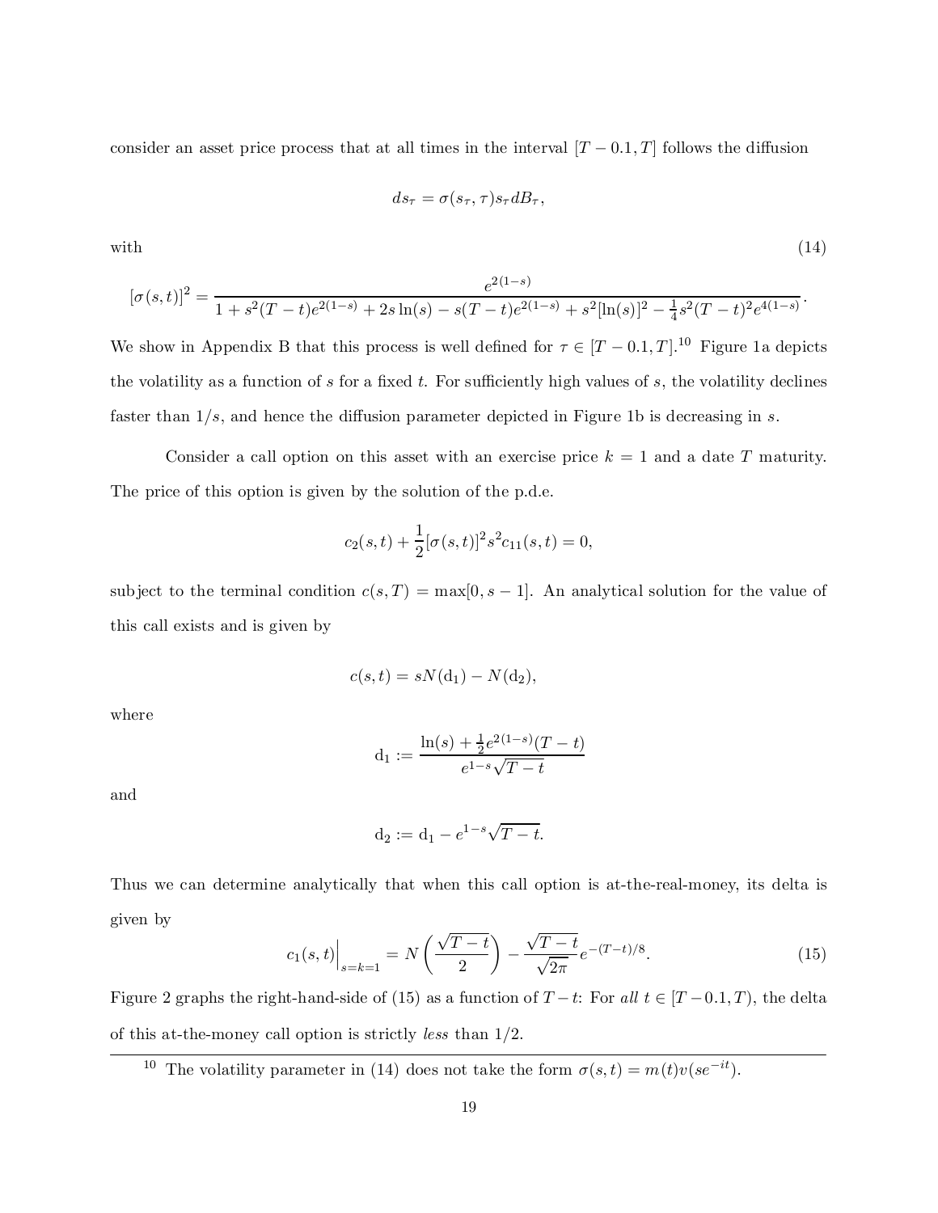consider an asset price process that at all times in the interval $[T - 0.1, T]$ follows the diffusion

$$ds_\tau = \sigma(s_\tau, \tau) s_\tau dB_\tau,$$

with (14)

$$[\sigma(s,t)]^2 = \frac{e^{2(1-s)}}{1 + s^2(T-t)e^{2(1-s)} + 2s\ln(s) - s(T-t)e^{2(1-s)} + s^2[\ln(s)]^2 - \frac{1}{4}s^2(T-t)^2 e^{4(1-s)}}.$$

We show in Appendix B that this process is well defined for $\tau \in [T - 0.1, T]$.[10] Figure 1a depicts the volatility as a function of $s$ for a fixed $t$. For sufficiently high values of $s$, the volatility declines faster than $1/s$, and hence the diffusion parameter depicted in Figure 1b is decreasing in $s$.

Consider a call option on this asset with an exercise price $k = 1$ and a date $T$ maturity. The price of this option is given by the solution of the p.d.e.

$$c_2(s,t) + \frac{1}{2}[\sigma(s,t)]^2 s^2 c_{11}(s,t) = 0,$$

subject to the terminal condition $c(s,T) = \max[0, s-1]$. An analytical solution for the value of this call exists and is given by

$$c(s,t) = sN(\mathrm{d}_1) - N(\mathrm{d}_2),$$

where

$$\mathrm{d}_1 := \frac{\ln(s) + \frac{1}{2}e^{2(1-s)}(T-t)}{e^{1-s}\sqrt{T-t}}$$

and

$$\mathrm{d}_2 := \mathrm{d}_1 - e^{1-s}\sqrt{T-t}.$$

Thus we can determine analytically that when this call option is at-the-real-money, its delta is given by

$$c_1(s,t)\Big|_{s=k=1} = N\left(\frac{\sqrt{T-t}}{2}\right) - \frac{\sqrt{T-t}}{\sqrt{2\pi}}e^{-(T-t)/8}. \tag{15}$$

Figure 2 graphs the right-hand-side of (15) as a function of $T - t$: For *all* $t \in [T - 0.1, T)$, the delta of this at-the-money call option is strictly *less* than 1/2.

---

[10] The volatility parameter in (14) does not take the form $\sigma(s,t) = m(t)v(se^{-it})$.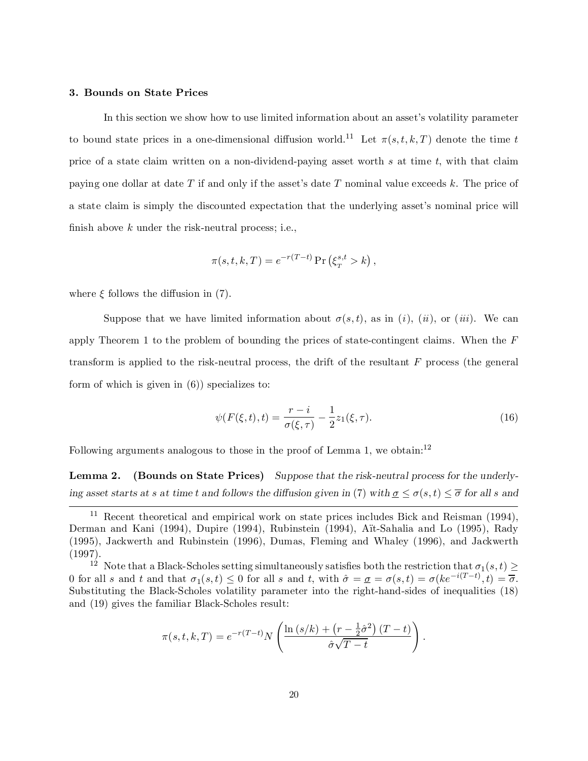## 3. Bounds on State Prices

In this section we show how to use limited information about an asset's volatility parameter to bound state prices in a one-dimensional diffusion world.[11] Let $\pi(s,t,k,T)$ denote the time $t$ price of a state claim written on a non-dividend-paying asset worth $s$ at time $t$, with that claim paying one dollar at date $T$ if and only if the asset's date $T$ nominal value exceeds $k$. The price of a state claim is simply the discounted expectation that the underlying asset's nominal price will finish above $k$ under the risk-neutral process; i.e.,

$$\pi(s,t,k,T) = e^{-r(T-t)} \Pr\left(\xi_T^{s,t} > k\right),$$

where $\xi$ follows the diffusion in (7).

Suppose that we have limited information about $\sigma(s,t)$, as in $(i)$, $(ii)$, or $(iii)$. We can apply Theorem 1 to the problem of bounding the prices of state-contingent claims. When the $F$ transform is applied to the risk-neutral process, the drift of the resultant $F$ process (the general form of which is given in (6)) specializes to:

$$\psi(F(\xi,t),t) = \frac{r-i}{\sigma(\xi,\tau)} - \frac{1}{2}z_1(\xi,\tau). \tag{16}$$

Following arguments analogous to those in the proof of Lemma 1, we obtain:[12]

**Lemma 2. (Bounds on State Prices)** *Suppose that the risk-neutral process for the underlying asset starts at $s$ at time $t$ and follows the diffusion given in (7) with $\underline{\sigma} \leq \sigma(s,t) \leq \overline{\sigma}$ for all $s$ and*

---

[11] Recent theoretical and empirical work on state prices includes Bick and Reisman (1994), Derman and Kani (1994), Dupire (1994), Rubinstein (1994), Aït-Sahalia and Lo (1995), Rady (1995), Jackwerth and Rubinstein (1996), Dumas, Fleming and Whaley (1996), and Jackwerth (1997).

[12] Note that a Black-Scholes setting simultaneously satisfies both the restriction that $\sigma_1(s,t) \geq 0$ for all $s$ and $t$ and that $\sigma_1(s,t) \leq 0$ for all $s$ and $t$, with $\hat{\sigma} = \underline{\sigma} = \sigma(s,t) = \sigma(ke^{-i(T-t)},t) = \overline{\sigma}$. Substituting the Black-Scholes volatility parameter into the right-hand-sides of inequalities (18) and (19) gives the familiar Black-Scholes result:

$$\pi(s,t,k,T) = e^{-r(T-t)} N\left(\frac{\ln(s/k) + \left(r - \frac{1}{2}\hat{\sigma}^2\right)(T-t)}{\hat{\sigma}\sqrt{T-t}}\right).$$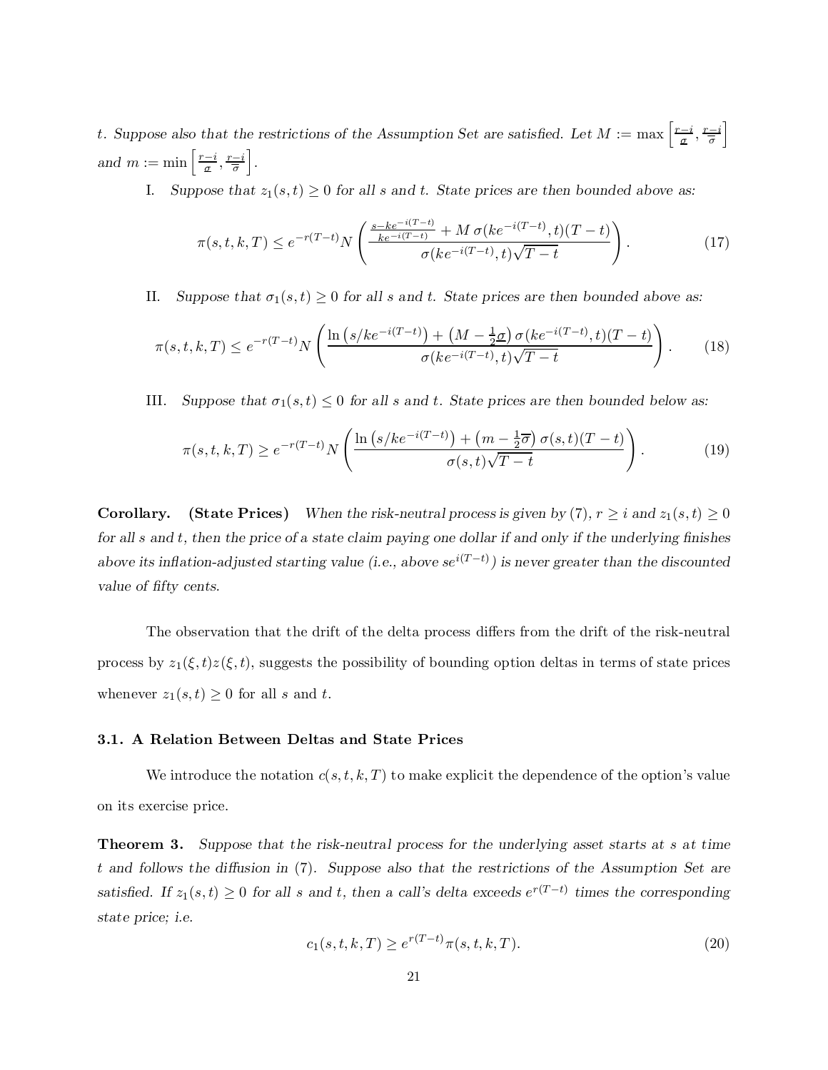*t. Suppose also that the restrictions of the Assumption Set are satisfied. Let* $M := \max\left[\frac{r-i}{\underline{\sigma}}, \frac{r-i}{\overline{\sigma}}\right]$ *and* $m := \min\left[\frac{r-i}{\underline{\sigma}}, \frac{r-i}{\overline{\sigma}}\right]$.

I. *Suppose that* $z_1(s,t) \geq 0$ *for all* $s$ *and* $t$. *State prices are then bounded above as:*

$$\pi(s,t,k,T) \leq e^{-r(T-t)} N\left(\frac{\frac{s-ke^{-i(T-t)}}{ke^{-i(T-t)}} + M\,\sigma(ke^{-i(T-t)},t)(T-t)}{\sigma(ke^{-i(T-t)},t)\sqrt{T-t}}\right). \tag{17}$$

II. *Suppose that* $\sigma_1(s,t) \geq 0$ *for all* $s$ *and* $t$. *State prices are then bounded above as:*

$$\pi(s,t,k,T) \leq e^{-r(T-t)} N\left(\frac{\ln\left(s/ke^{-i(T-t)}\right) + \left(M - \frac{1}{2}\underline{\sigma}\right)\sigma(ke^{-i(T-t)},t)(T-t)}{\sigma(ke^{-i(T-t)},t)\sqrt{T-t}}\right). \tag{18}$$

III. *Suppose that* $\sigma_1(s,t) \leq 0$ *for all* $s$ *and* $t$. *State prices are then bounded below as:*

$$\pi(s,t,k,T) \geq e^{-r(T-t)} N\left(\frac{\ln\left(s/ke^{-i(T-t)}\right) + \left(m - \frac{1}{2}\overline{\sigma}\right)\sigma(s,t)(T-t)}{\sigma(s,t)\sqrt{T-t}}\right). \tag{19}$$

**Corollary. (State Prices)** *When the risk-neutral process is given by (7),* $r \geq i$ *and* $z_1(s,t) \geq 0$ *for all* $s$ *and* $t$, *then the price of a state claim paying one dollar if and only if the underlying finishes above its inflation-adjusted starting value (i.e., above* $se^{i(T-t)}$*) is never greater than the discounted value of fifty cents.*

The observation that the drift of the delta process differs from the drift of the risk-neutral process by $z_1(\xi,t)z(\xi,t)$, suggests the possibility of bounding option deltas in terms of state prices whenever $z_1(s,t) \geq 0$ for all $s$ and $t$.

### 3.1. A Relation Between Deltas and State Prices

We introduce the notation $c(s,t,k,T)$ to make explicit the dependence of the option's value on its exercise price.

**Theorem 3.** *Suppose that the risk-neutral process for the underlying asset starts at* $s$ *at time* $t$ *and follows the diffusion in (7). Suppose also that the restrictions of the Assumption Set are satisfied. If* $z_1(s,t) \geq 0$ *for all* $s$ *and* $t$, *then a call's delta exceeds* $e^{r(T-t)}$ *times the corresponding state price; i.e.*

$$c_1(s,t,k,T) \geq e^{r(T-t)}\pi(s,t,k,T). \tag{20}$$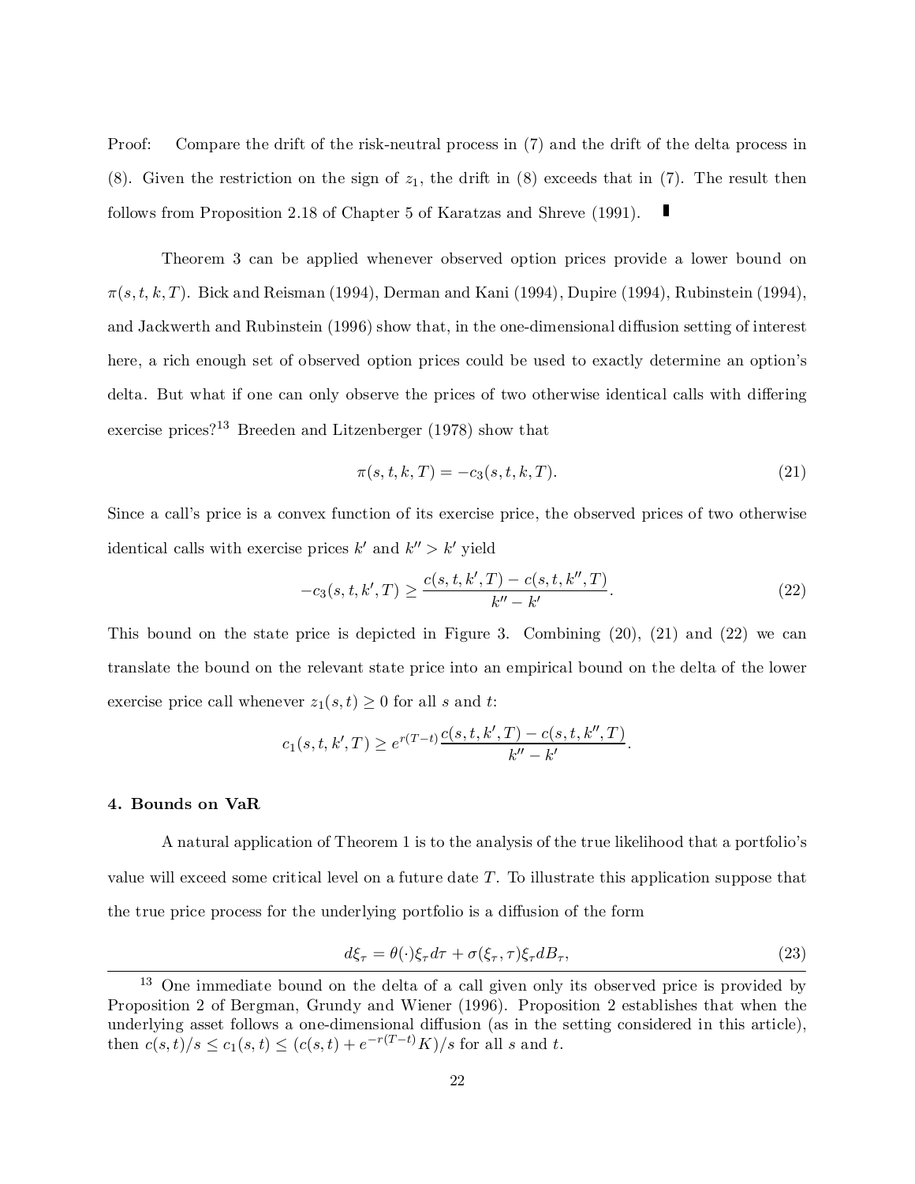Proof: Compare the drift of the risk-neutral process in (7) and the drift of the delta process in (8). Given the restriction on the sign of $z_1$, the drift in (8) exceeds that in (7). The result then follows from Proposition 2.18 of Chapter 5 of Karatzas and Shreve (1991). ∎

Theorem 3 can be applied whenever observed option prices provide a lower bound on $\pi(s, t, k, T)$. Bick and Reisman (1994), Derman and Kani (1994), Dupire (1994), Rubinstein (1994), and Jackwerth and Rubinstein (1996) show that, in the one-dimensional diffusion setting of interest here, a rich enough set of observed option prices could be used to exactly determine an option's delta. But what if one can only observe the prices of two otherwise identical calls with differing exercise prices?[13] Breeden and Litzenberger (1978) show that

$$\pi(s, t, k, T) = -c_3(s, t, k, T). \tag{21}$$

Since a call's price is a convex function of its exercise price, the observed prices of two otherwise identical calls with exercise prices $k'$ and $k'' > k'$ yield

$$-c_3(s, t, k', T) \geq \frac{c(s, t, k', T) - c(s, t, k'', T)}{k'' - k'}. \tag{22}$$

This bound on the state price is depicted in Figure 3. Combining (20), (21) and (22) we can translate the bound on the relevant state price into an empirical bound on the delta of the lower exercise price call whenever $z_1(s, t) \geq 0$ for all $s$ and $t$:

$$c_1(s, t, k', T) \geq e^{r(T-t)} \frac{c(s, t, k', T) - c(s, t, k'', T)}{k'' - k'}.$$

#### 4. Bounds on VaR

A natural application of Theorem 1 is to the analysis of the true likelihood that a portfolio's value will exceed some critical level on a future date $T$. To illustrate this application suppose that the true price process for the underlying portfolio is a diffusion of the form

$$d\xi_\tau = \theta(\cdot)\xi_\tau d\tau + \sigma(\xi_\tau, \tau)\xi_\tau dB_\tau, \tag{23}$$

---

[13] One immediate bound on the delta of a call given only its observed price is provided by Proposition 2 of Bergman, Grundy and Wiener (1996). Proposition 2 establishes that when the underlying asset follows a one-dimensional diffusion (as in the setting considered in this article), then $c(s, t)/s \leq c_1(s, t) \leq (c(s, t) + e^{-r(T-t)}K)/s$ for all $s$ and $t$.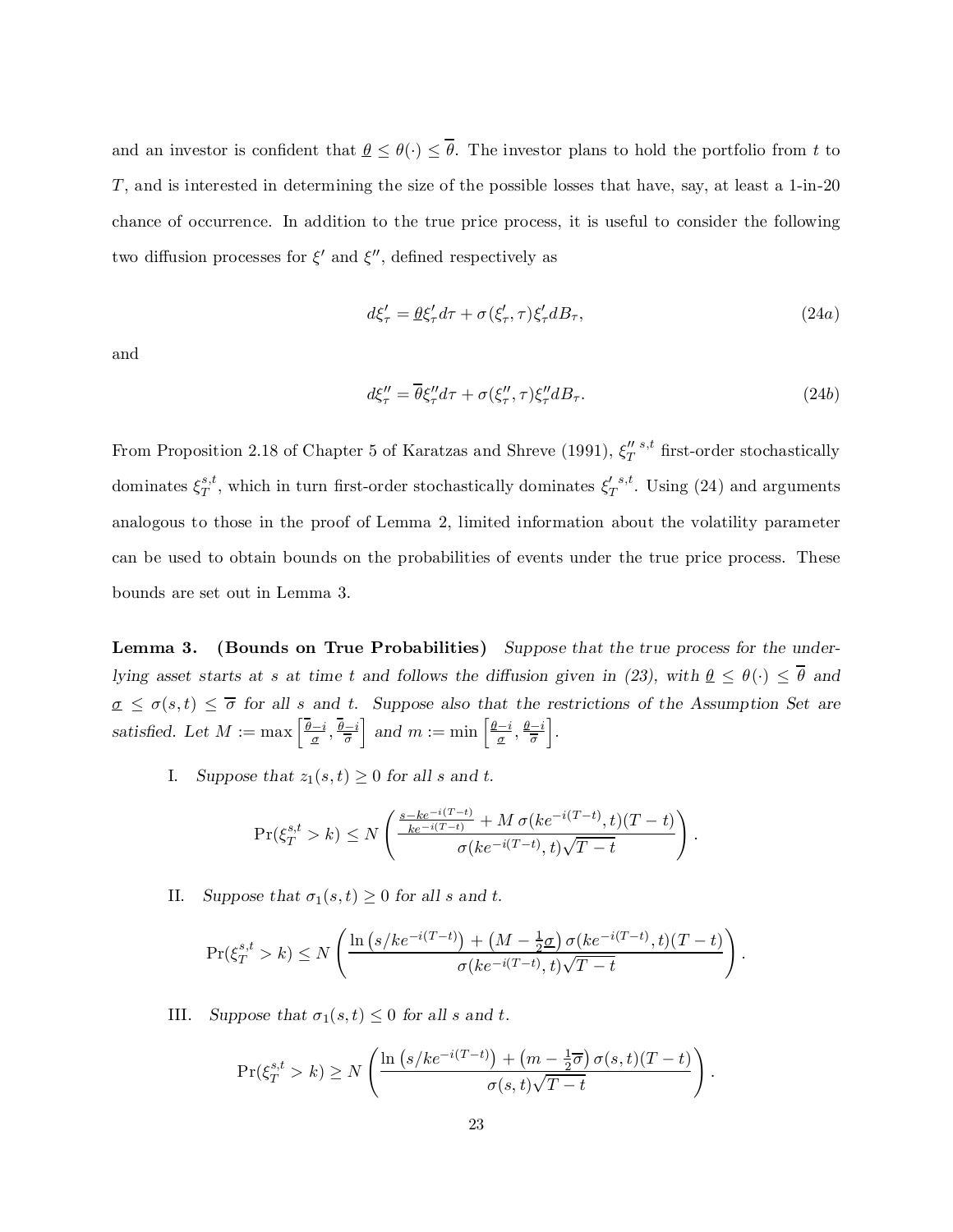and an investor is confident that $\underline{\theta} \leq \theta(\cdot) \leq \overline{\theta}$. The investor plans to hold the portfolio from $t$ to $T$, and is interested in determining the size of the possible losses that have, say, at least a 1-in-20 chance of occurrence. In addition to the true price process, it is useful to consider the following two diffusion processes for $\xi'$ and $\xi''$, defined respectively as

$$d\xi'_\tau = \underline{\theta}\xi'_\tau d\tau + \sigma(\xi'_\tau, \tau)\xi'_\tau dB_\tau, \tag{24a}$$

and

$$d\xi''_\tau = \overline{\theta}\xi''_\tau d\tau + \sigma(\xi''_\tau, \tau)\xi''_\tau dB_\tau. \tag{24b}$$

From Proposition 2.18 of Chapter 5 of Karatzas and Shreve (1991), ${\xi''_T}^{s,t}$ first-order stochastically dominates $\xi_T^{s,t}$, which in turn first-order stochastically dominates ${\xi'_T}^{s,t}$. Using (24) and arguments analogous to those in the proof of Lemma 2, limited information about the volatility parameter can be used to obtain bounds on the probabilities of events under the true price process. These bounds are set out in Lemma 3.

**Lemma 3. (Bounds on True Probabilities)** *Suppose that the true process for the underlying asset starts at $s$ at time $t$ and follows the diffusion given in (23), with $\underline{\theta} \leq \theta(\cdot) \leq \overline{\theta}$ and $\underline{\sigma} \leq \sigma(s,t) \leq \overline{\sigma}$ for all $s$ and $t$. Suppose also that the restrictions of the Assumption Set are satisfied. Let $M := \max\left[\frac{\overline{\theta}-i}{\underline{\sigma}}, \frac{\overline{\theta}-i}{\overline{\sigma}}\right]$ and $m := \min\left[\frac{\underline{\theta}-i}{\underline{\sigma}}, \frac{\underline{\theta}-i}{\overline{\sigma}}\right]$.*

I. *Suppose that $z_1(s,t) \geq 0$ for all $s$ and $t$.*

$$\Pr(\xi_T^{s,t} > k) \leq N\left(\frac{\frac{s-ke^{-i(T-t)}}{ke^{-i(T-t)}} + M\,\sigma(ke^{-i(T-t)}, t)(T-t)}{\sigma(ke^{-i(T-t)}, t)\sqrt{T-t}}\right).$$

II. *Suppose that $\sigma_1(s,t) \geq 0$ for all $s$ and $t$.*

$$\Pr(\xi_T^{s,t} > k) \leq N\left(\frac{\ln\left(s/ke^{-i(T-t)}\right) + \left(M - \frac{1}{2}\underline{\sigma}\right)\sigma(ke^{-i(T-t)}, t)(T-t)}{\sigma(ke^{-i(T-t)}, t)\sqrt{T-t}}\right).$$

III. *Suppose that $\sigma_1(s,t) \leq 0$ for all $s$ and $t$.*

$$\Pr(\xi_T^{s,t} > k) \geq N\left(\frac{\ln\left(s/ke^{-i(T-t)}\right) + \left(m - \frac{1}{2}\overline{\sigma}\right)\sigma(s,t)(T-t)}{\sigma(s,t)\sqrt{T-t}}\right).$$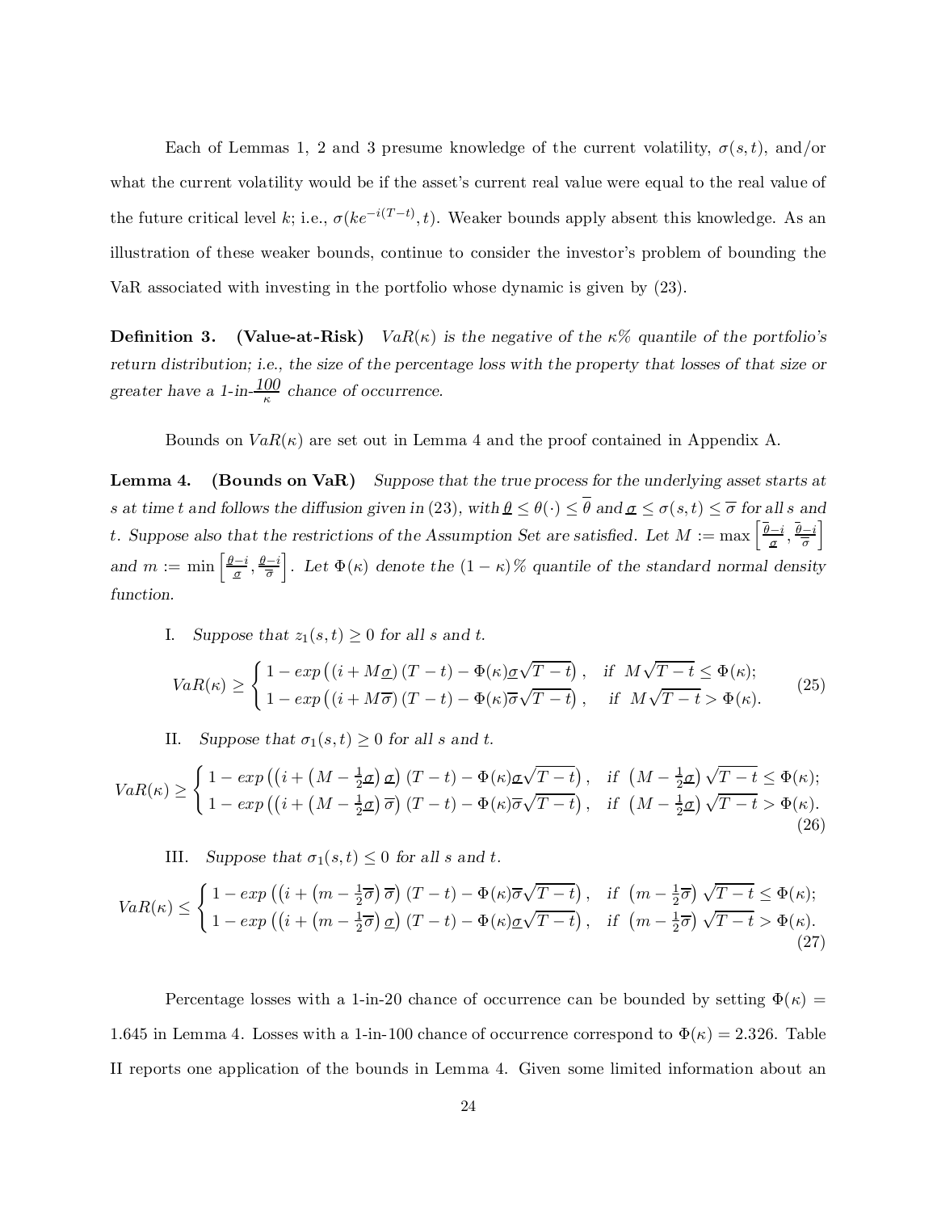Each of Lemmas 1, 2 and 3 presume knowledge of the current volatility, $\sigma(s,t)$, and/or what the current volatility would be if the asset's current real value were equal to the real value of the future critical level $k$; i.e., $\sigma(ke^{-i(T-t)}, t)$. Weaker bounds apply absent this knowledge. As an illustration of these weaker bounds, continue to consider the investor's problem of bounding the VaR associated with investing in the portfolio whose dynamic is given by (23).

**Definition 3. (Value-at-Risk)** *$VaR(\kappa)$ is the negative of the $\kappa$% quantile of the portfolio's return distribution; i.e., the size of the percentage loss with the property that losses of that size or greater have a 1-in-$\frac{100}{\kappa}$ chance of occurrence.*

Bounds on $VaR(\kappa)$ are set out in Lemma 4 and the proof contained in Appendix A.

**Lemma 4. (Bounds on VaR)** *Suppose that the true process for the underlying asset starts at $s$ at time $t$ and follows the diffusion given in (23), with $\underline{\theta} \leq \theta(\cdot) \leq \overline{\theta}$ and $\underline{\sigma} \leq \sigma(s,t) \leq \overline{\sigma}$ for all $s$ and $t$. Suppose also that the restrictions of the Assumption Set are satisfied. Let $M := \max\left[\frac{\overline{\theta}-i}{\underline{\sigma}}, \frac{\overline{\theta}-i}{\overline{\sigma}}\right]$ and $m := \min\left[\frac{\underline{\theta}-i}{\underline{\sigma}}, \frac{\underline{\theta}-i}{\overline{\sigma}}\right]$. Let $\Phi(\kappa)$ denote the $(1-\kappa)$% quantile of the standard normal density function.*

I. *Suppose that $z_1(s,t) \geq 0$ for all $s$ and $t$.*

$$VaR(\kappa) \geq \begin{cases} 1 - exp\left((i + M\underline{\sigma})(T-t) - \Phi(\kappa)\underline{\sigma}\sqrt{T-t}\right), & \text{if } M\sqrt{T-t} \leq \Phi(\kappa); \\ 1 - exp\left((i + M\overline{\sigma})(T-t) - \Phi(\kappa)\overline{\sigma}\sqrt{T-t}\right), & \text{if } M\sqrt{T-t} > \Phi(\kappa). \end{cases} \tag{25}$$

II. *Suppose that $\sigma_1(s,t) \geq 0$ for all $s$ and $t$.*

$$VaR(\kappa) \geq \begin{cases} 1 - exp\left(\left(i + \left(M - \frac{1}{2}\underline{\sigma}\right)\underline{\sigma}\right)(T-t) - \Phi(\kappa)\underline{\sigma}\sqrt{T-t}\right), & \text{if } \left(M - \frac{1}{2}\underline{\sigma}\right)\sqrt{T-t} \leq \Phi(\kappa); \\ 1 - exp\left(\left(i + \left(M - \frac{1}{2}\underline{\sigma}\right)\overline{\sigma}\right)(T-t) - \Phi(\kappa)\overline{\sigma}\sqrt{T-t}\right), & \text{if } \left(M - \frac{1}{2}\underline{\sigma}\right)\sqrt{T-t} > \Phi(\kappa). \end{cases} \tag{26}$$

III. *Suppose that $\sigma_1(s,t) \leq 0$ for all $s$ and $t$.*

$$VaR(\kappa) \leq \begin{cases} 1 - exp\left(\left(i + \left(m - \frac{1}{2}\overline{\sigma}\right)\overline{\sigma}\right)(T-t) - \Phi(\kappa)\overline{\sigma}\sqrt{T-t}\right), & \text{if } \left(m - \frac{1}{2}\overline{\sigma}\right)\sqrt{T-t} \leq \Phi(\kappa); \\ 1 - exp\left(\left(i + \left(m - \frac{1}{2}\overline{\sigma}\right)\underline{\sigma}\right)(T-t) - \Phi(\kappa)\underline{\sigma}\sqrt{T-t}\right), & \text{if } \left(m - \frac{1}{2}\overline{\sigma}\right)\sqrt{T-t} > \Phi(\kappa). \end{cases} \tag{27}$$

Percentage losses with a 1-in-20 chance of occurrence can be bounded by setting $\Phi(\kappa) = 1.645$ in Lemma 4. Losses with a 1-in-100 chance of occurrence correspond to $\Phi(\kappa) = 2.326$. Table II reports one application of the bounds in Lemma 4. Given some limited information about an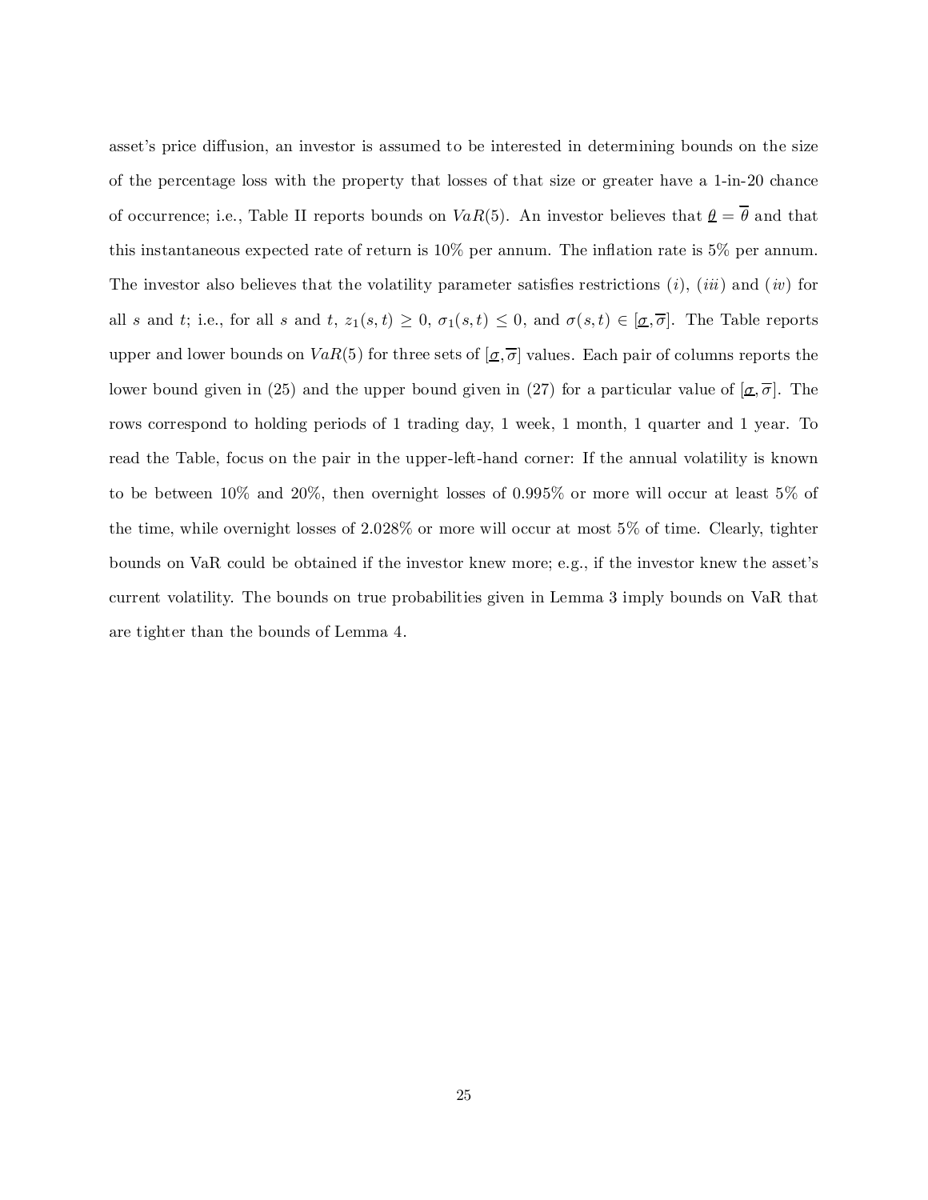asset's price diffusion, an investor is assumed to be interested in determining bounds on the size of the percentage loss with the property that losses of that size or greater have a 1-in-20 chance of occurrence; i.e., Table II reports bounds on $VaR(5)$. An investor believes that $\underline{\theta} = \overline{\theta}$ and that this instantaneous expected rate of return is 10% per annum. The inflation rate is 5% per annum. The investor also believes that the volatility parameter satisfies restrictions $(i)$, $(iii)$ and $(iv)$ for all $s$ and $t$; i.e., for all $s$ and $t$, $z_1(s,t) \geq 0$, $\sigma_1(s,t) \leq 0$, and $\sigma(s,t) \in [\underline{\sigma}, \overline{\sigma}]$. The Table reports upper and lower bounds on $VaR(5)$ for three sets of $[\underline{\sigma}, \overline{\sigma}]$ values. Each pair of columns reports the lower bound given in (25) and the upper bound given in (27) for a particular value of $[\underline{\sigma}, \overline{\sigma}]$. The rows correspond to holding periods of 1 trading day, 1 week, 1 month, 1 quarter and 1 year. To read the Table, focus on the pair in the upper-left-hand corner: If the annual volatility is known to be between 10% and 20%, then overnight losses of 0.995% or more will occur at least 5% of the time, while overnight losses of 2.028% or more will occur at most 5% of time. Clearly, tighter bounds on VaR could be obtained if the investor knew more; e.g., if the investor knew the asset's current volatility. The bounds on true probabilities given in Lemma 3 imply bounds on VaR that are tighter than the bounds of Lemma 4.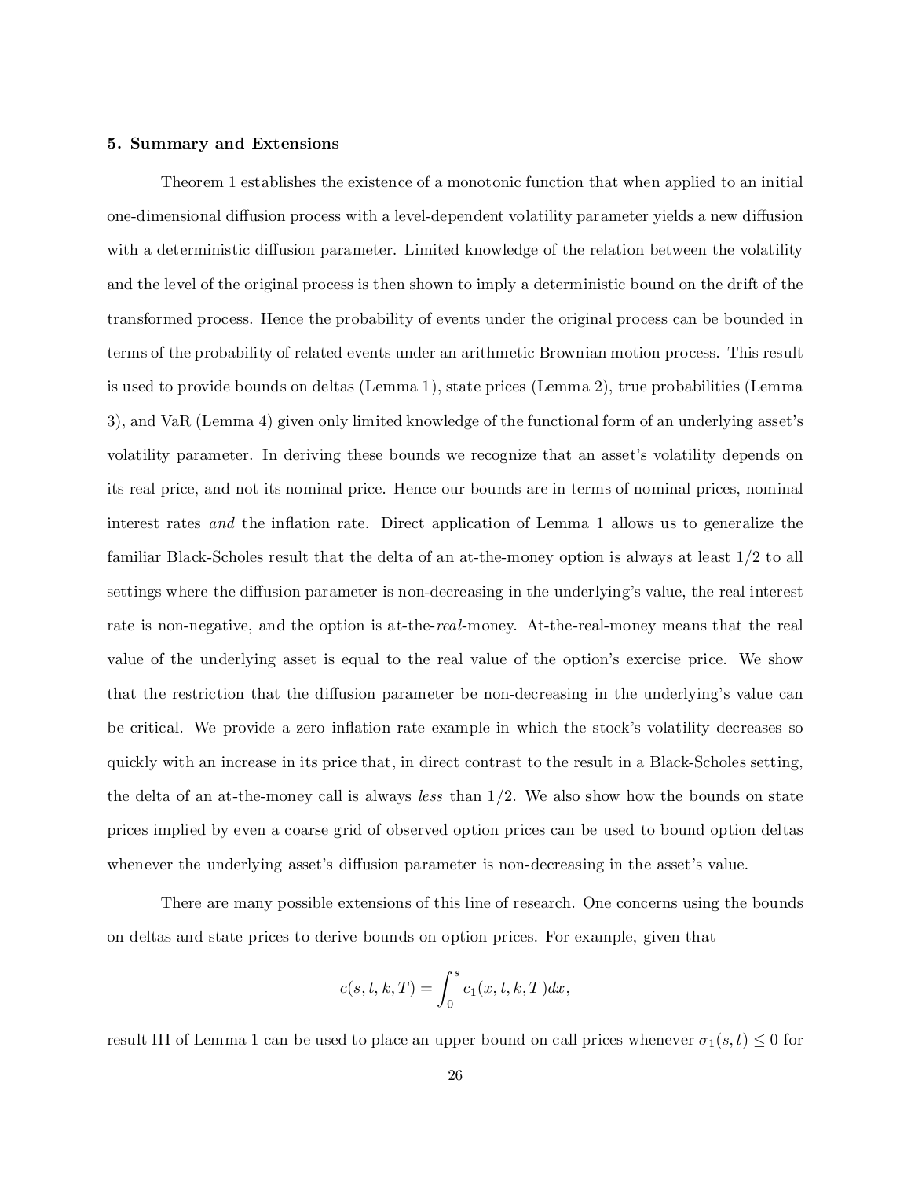## 5. Summary and Extensions

Theorem 1 establishes the existence of a monotonic function that when applied to an initial one-dimensional diffusion process with a level-dependent volatility parameter yields a new diffusion with a deterministic diffusion parameter. Limited knowledge of the relation between the volatility and the level of the original process is then shown to imply a deterministic bound on the drift of the transformed process. Hence the probability of events under the original process can be bounded in terms of the probability of related events under an arithmetic Brownian motion process. This result is used to provide bounds on deltas (Lemma 1), state prices (Lemma 2), true probabilities (Lemma 3), and VaR (Lemma 4) given only limited knowledge of the functional form of an underlying asset's volatility parameter. In deriving these bounds we recognize that an asset's volatility depends on its real price, and not its nominal price. Hence our bounds are in terms of nominal prices, nominal interest rates *and* the inflation rate. Direct application of Lemma 1 allows us to generalize the familiar Black-Scholes result that the delta of an at-the-money option is always at least 1/2 to all settings where the diffusion parameter is non-decreasing in the underlying's value, the real interest rate is non-negative, and the option is at-the-*real*-money. At-the-real-money means that the real value of the underlying asset is equal to the real value of the option's exercise price. We show that the restriction that the diffusion parameter be non-decreasing in the underlying's value can be critical. We provide a zero inflation rate example in which the stock's volatility decreases so quickly with an increase in its price that, in direct contrast to the result in a Black-Scholes setting, the delta of an at-the-money call is always *less* than 1/2. We also show how the bounds on state prices implied by even a coarse grid of observed option prices can be used to bound option deltas whenever the underlying asset's diffusion parameter is non-decreasing in the asset's value.

There are many possible extensions of this line of research. One concerns using the bounds on deltas and state prices to derive bounds on option prices. For example, given that

$$c(s,t,k,T) = \int_0^s c_1(x,t,k,T)dx,$$

result III of Lemma 1 can be used to place an upper bound on call prices whenever $\sigma_1(s,t) \leq 0$ for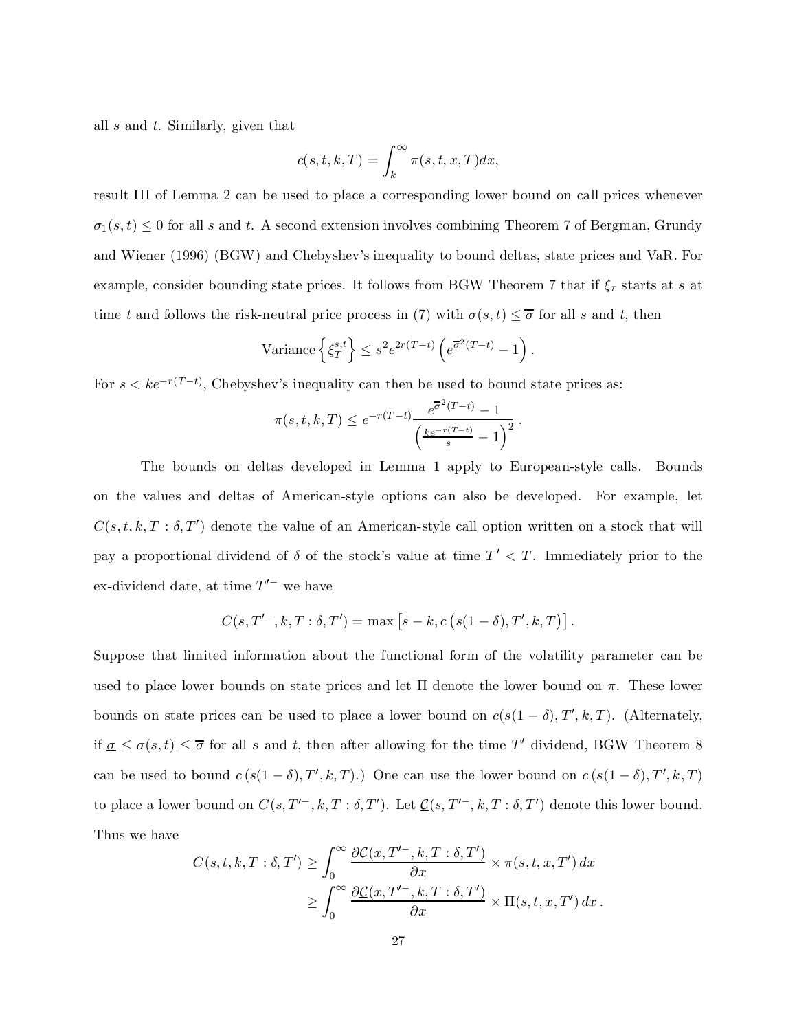all $s$ and $t$. Similarly, given that

$$c(s,t,k,T) = \int_k^\infty \pi(s,t,x,T)dx,$$

result III of Lemma 2 can be used to place a corresponding lower bound on call prices whenever $\sigma_1(s,t) \leq 0$ for all $s$ and $t$. A second extension involves combining Theorem 7 of Bergman, Grundy and Wiener (1996) (BGW) and Chebyshev's inequality to bound deltas, state prices and VaR. For example, consider bounding state prices. It follows from BGW Theorem 7 that if $\xi_\tau$ starts at $s$ at time $t$ and follows the risk-neutral price process in (7) with $\sigma(s,t) \leq \overline{\sigma}$ for all $s$ and $t$, then

$$\text{Variance}\left\{\xi_T^{s,t}\right\} \leq s^2 e^{2r(T-t)}\left(e^{\overline{\sigma}^2(T-t)} - 1\right).$$

For $s < ke^{-r(T-t)}$, Chebyshev's inequality can then be used to bound state prices as:

$$\pi(s,t,k,T) \leq e^{-r(T-t)} \frac{e^{\overline{\sigma}^2(T-t)} - 1}{\left(\frac{ke^{-r(T-t)}}{s} - 1\right)^2}.$$

The bounds on deltas developed in Lemma 1 apply to European-style calls. Bounds on the values and deltas of American-style options can also be developed. For example, let $C(s,t,k,T:\delta,T')$ denote the value of an American-style call option written on a stock that will pay a proportional dividend of $\delta$ of the stock's value at time $T' < T$. Immediately prior to the ex-dividend date, at time $T'^-$ we have

$$C(s,T'^-,k,T:\delta,T') = \max\left[s-k, c\left(s(1-\delta),T',k,T\right)\right].$$

Suppose that limited information about the functional form of the volatility parameter can be used to place lower bounds on state prices and let $\Pi$ denote the lower bound on $\pi$. These lower bounds on state prices can be used to place a lower bound on $c(s(1-\delta),T',k,T)$. (Alternately, if $\underline{\sigma} \leq \sigma(s,t) \leq \overline{\sigma}$ for all $s$ and $t$, then after allowing for the time $T'$ dividend, BGW Theorem 8 can be used to bound $c\left(s(1-\delta),T',k,T\right)$.) One can use the lower bound on $c\left(s(1-\delta),T',k,T\right)$ to place a lower bound on $C(s,T'^-,k,T:\delta,T')$. Let $\underline{\mathcal{C}}(s,T'^-,k,T:\delta,T')$ denote this lower bound. Thus we have

$$\begin{aligned}
C(s,t,k,T:\delta,T') &\geq \int_0^\infty \frac{\partial \underline{\mathcal{C}}(x,T'^-,k,T:\delta,T')}{\partial x} \times \pi(s,t,x,T')\,dx \\
&\geq \int_0^\infty \frac{\partial \underline{\mathcal{C}}(x,T'^-,k,T:\delta,T')}{\partial x} \times \Pi(s,t,x,T')\,dx\,.
\end{aligned}$$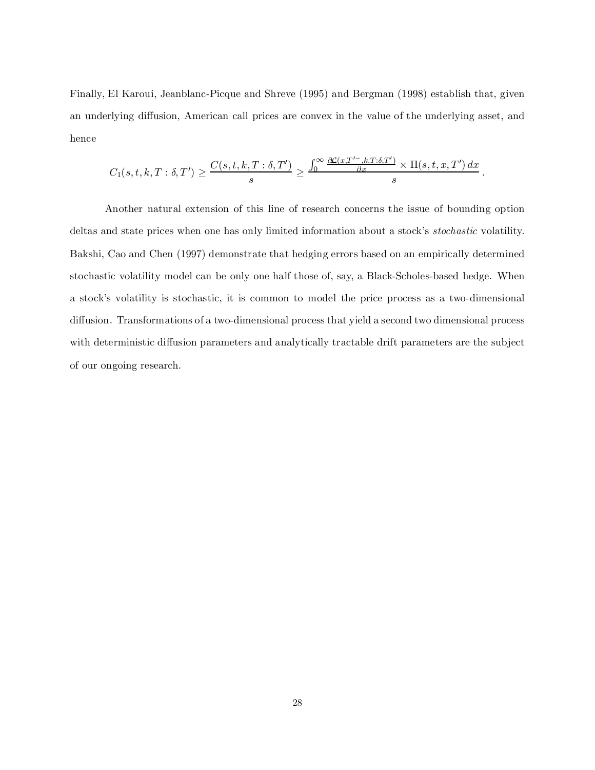Finally, El Karoui, Jeanblanc-Picque and Shreve (1995) and Bergman (1998) establish that, given an underlying diffusion, American call prices are convex in the value of the underlying asset, and hence

$$C_1(s,t,k,T:\delta,T') \geq \frac{C(s,t,k,T:\delta,T')}{s} \geq \frac{\int_0^\infty \frac{\partial \underline{\mathcal{C}}(x,T'^-,k,T:\delta,T')}{\partial x} \times \Pi(s,t,x,T')\,dx}{s}\,.$$

Another natural extension of this line of research concerns the issue of bounding option deltas and state prices when one has only limited information about a stock's *stochastic* volatility. Bakshi, Cao and Chen (1997) demonstrate that hedging errors based on an empirically determined stochastic volatility model can be only one half those of, say, a Black-Scholes-based hedge. When a stock's volatility is stochastic, it is common to model the price process as a two-dimensional diffusion. Transformations of a two-dimensional process that yield a second two dimensional process with deterministic diffusion parameters and analytically tractable drift parameters are the subject of our ongoing research.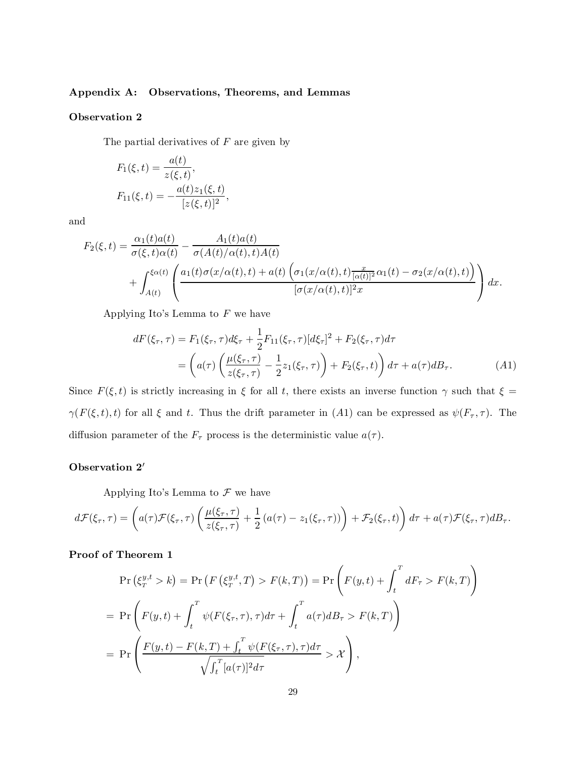### Appendix A: Observations, Theorems, and Lemmas

**Observation 2**

The partial derivatives of $F$ are given by

$$F_1(\xi, t) = \frac{a(t)}{z(\xi, t)},$$

$$F_{11}(\xi, t) = -\frac{a(t) z_1(\xi, t)}{[z(\xi, t)]^2},$$

and

$$F_2(\xi, t) = \frac{\alpha_1(t) a(t)}{\sigma(\xi, t)\alpha(t)} - \frac{A_1(t) a(t)}{\sigma(A(t)/\alpha(t), t) A(t)} + \int_{A(t)}^{\xi\alpha(t)} \left( \frac{a_1(t)\sigma(x/\alpha(t), t) + a(t)\left(\sigma_1(x/\alpha(t), t)\frac{x}{[\alpha(t)]^2}\alpha_1(t) - \sigma_2(x/\alpha(t), t)\right)}{[\sigma(x/\alpha(t), t)]^2 x} \right) dx.$$

Applying Ito's Lemma to $F$ we have

$$\begin{aligned} dF(\xi_\tau, \tau) &= F_1(\xi_\tau, \tau) d\xi_\tau + \frac{1}{2} F_{11}(\xi_\tau, \tau)[d\xi_\tau]^2 + F_2(\xi_\tau, \tau) d\tau \\ &= \left( a(\tau)\left( \frac{\mu(\xi_\tau, \tau)}{z(\xi_\tau, \tau)} - \frac{1}{2} z_1(\xi_\tau, \tau) \right) + F_2(\xi_\tau, t) \right) d\tau + a(\tau) dB_\tau. \qquad (A1) \end{aligned}$$

Since $F(\xi, t)$ is strictly increasing in $\xi$ for all $t$, there exists an inverse function $\gamma$ such that $\xi = \gamma(F(\xi, t), t)$ for all $\xi$ and $t$. Thus the drift parameter in $(A1)$ can be expressed as $\psi(F_\tau, \tau)$. The diffusion parameter of the $F_\tau$ process is the deterministic value $a(\tau)$.

**Observation 2′**

Applying Ito's Lemma to $\mathcal{F}$ we have

$$d\mathcal{F}(\xi_\tau, \tau) = \left( a(\tau)\mathcal{F}(\xi_\tau, \tau)\left( \frac{\mu(\xi_\tau, \tau)}{z(\xi_\tau, \tau)} + \frac{1}{2}\left(a(\tau) - z_1(\xi_\tau, \tau)\right) \right) + \mathcal{F}_2(\xi_\tau, t) \right) d\tau + a(\tau)\mathcal{F}(\xi_\tau, \tau) dB_\tau.$$

**Proof of Theorem 1**

$$\begin{aligned} &\Pr\left(\xi_T^{y,t} > k\right) = \Pr\left(F\left(\xi_T^{y,t}, T\right) > F(k, T)\right) = \Pr\left( F(y, t) + \int_t^T dF_\tau > F(k, T) \right) \\ &= \Pr\left( F(y, t) + \int_t^T \psi(F(\xi_\tau, \tau), \tau) d\tau + \int_t^T a(\tau) dB_\tau > F(k, T) \right) \\ &= \Pr\left( \frac{F(y, t) - F(k, T) + \int_t^T \psi(F(\xi_\tau, \tau), \tau) d\tau}{\sqrt{\int_t^T [a(\tau)]^2 d\tau}} > \mathcal{X} \right), \end{aligned}$$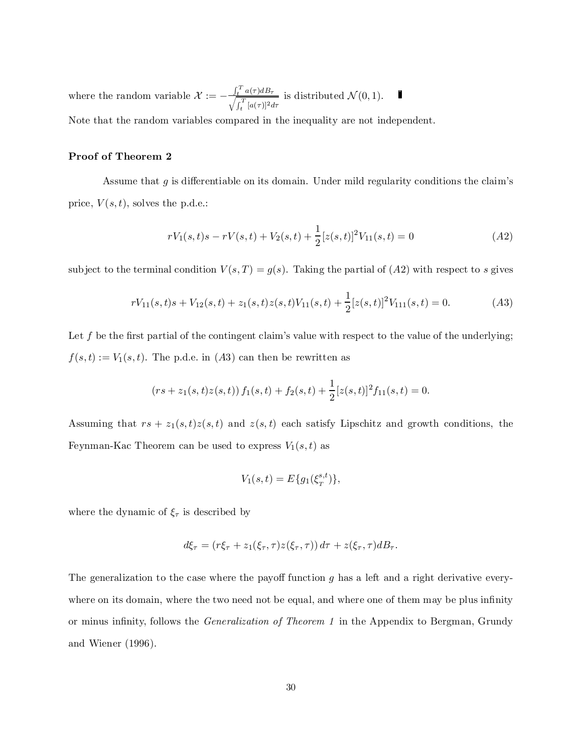where the random variable $\mathcal{X} := -\frac{\int_t^T a(\tau)dB_\tau}{\sqrt{\int_t^T [a(\tau)]^2 d\tau}}$ is distributed $\mathcal{N}(0,1)$. ∎

Note that the random variables compared in the inequality are not independent.

**Proof of Theorem 2**

Assume that $g$ is differentiable on its domain. Under mild regularity conditions the claim's price, $V(s,t)$, solves the p.d.e.:

$$rV_1(s,t)s - rV(s,t) + V_2(s,t) + \frac{1}{2}[z(s,t)]^2 V_{11}(s,t) = 0 \tag{A2}$$

subject to the terminal condition $V(s,T) = g(s)$. Taking the partial of $(A2)$ with respect to $s$ gives

$$rV_{11}(s,t)s + V_{12}(s,t) + z_1(s,t)z(s,t)V_{11}(s,t) + \frac{1}{2}[z(s,t)]^2 V_{111}(s,t) = 0. \tag{A3}$$

Let $f$ be the first partial of the contingent claim's value with respect to the value of the underlying; $f(s,t) := V_1(s,t)$. The p.d.e. in $(A3)$ can then be rewritten as

$$\left(rs + z_1(s,t)z(s,t)\right) f_1(s,t) + f_2(s,t) + \frac{1}{2}[z(s,t)]^2 f_{11}(s,t) = 0.$$

Assuming that $rs + z_1(s,t)z(s,t)$ and $z(s,t)$ each satisfy Lipschitz and growth conditions, the Feynman-Kac Theorem can be used to express $V_1(s,t)$ as

$$V_1(s,t) = E\{g_1(\xi_T^{s,t})\},$$

where the dynamic of $\xi_\tau$ is described by

$$d\xi_\tau = \left(r\xi_\tau + z_1(\xi_\tau,\tau)z(\xi_\tau,\tau)\right)d\tau + z(\xi_\tau,\tau)dB_\tau.$$

The generalization to the case where the payoff function $g$ has a left and a right derivative everywhere on its domain, where the two need not be equal, and where one of them may be plus infinity or minus infinity, follows the *Generalization of Theorem 1* in the Appendix to Bergman, Grundy and Wiener (1996).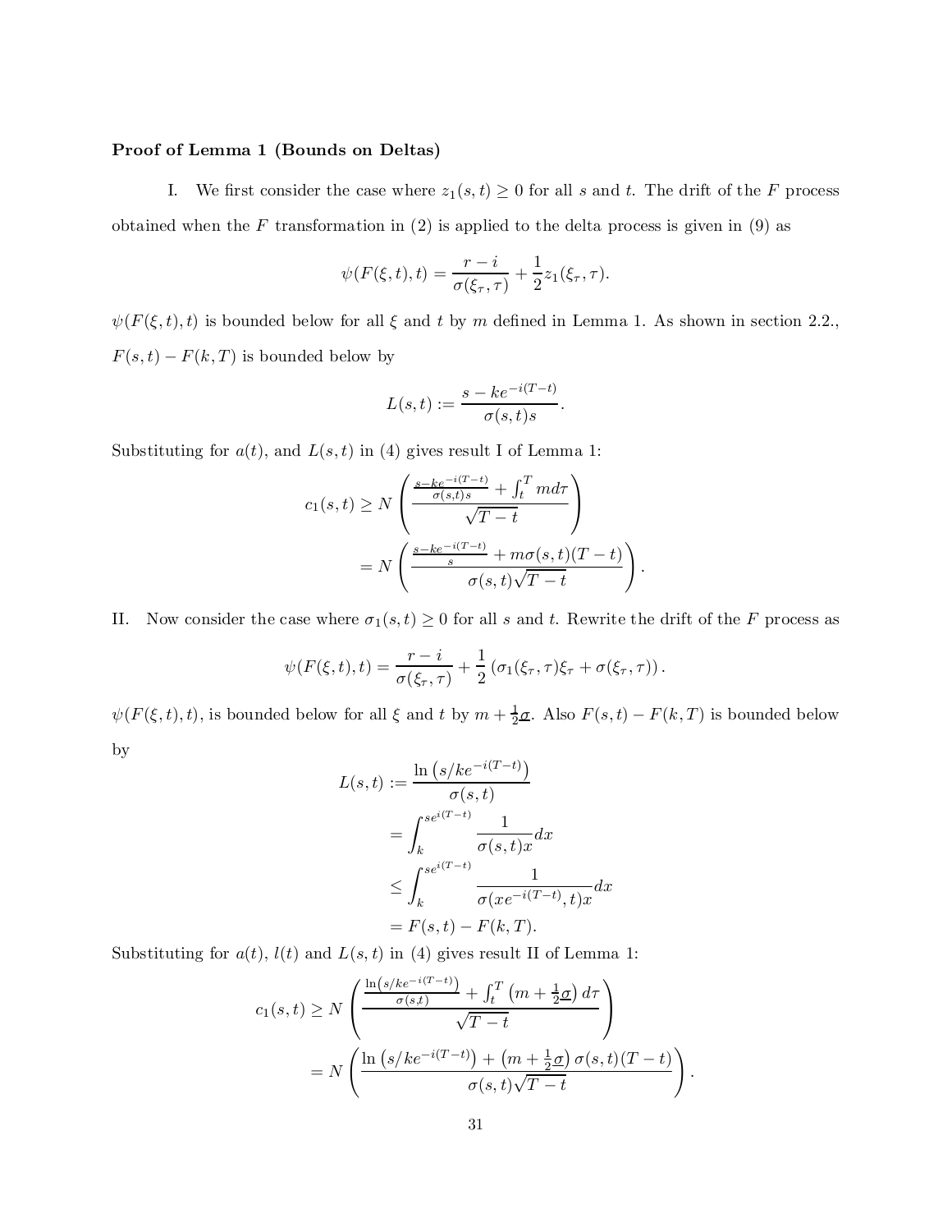**Proof of Lemma 1 (Bounds on Deltas)**

I. We first consider the case where $z_1(s,t) \geq 0$ for all $s$ and $t$. The drift of the $F$ process obtained when the $F$ transformation in (2) is applied to the delta process is given in (9) as

$$\psi(F(\xi,t),t) = \frac{r-i}{\sigma(\xi_\tau,\tau)} + \frac{1}{2} z_1(\xi_\tau,\tau).$$

$\psi(F(\xi,t),t)$ is bounded below for all $\xi$ and $t$ by $m$ defined in Lemma 1. As shown in section 2.2., $F(s,t) - F(k,T)$ is bounded below by

$$L(s,t) := \frac{s - ke^{-i(T-t)}}{\sigma(s,t)s}.$$

Substituting for $a(t)$, and $L(s,t)$ in (4) gives result I of Lemma 1:

$$\begin{aligned}
c_1(s,t) &\geq N\left(\frac{\frac{s-ke^{-i(T-t)}}{\sigma(s,t)s} + \int_t^T m d\tau}{\sqrt{T-t}}\right) \\
&= N\left(\frac{\frac{s-ke^{-i(T-t)}}{s} + m\sigma(s,t)(T-t)}{\sigma(s,t)\sqrt{T-t}}\right).
\end{aligned}$$

II. Now consider the case where $\sigma_1(s,t) \geq 0$ for all $s$ and $t$. Rewrite the drift of the $F$ process as

$$\psi(F(\xi,t),t) = \frac{r-i}{\sigma(\xi_\tau,\tau)} + \frac{1}{2}\left(\sigma_1(\xi_\tau,\tau)\xi_\tau + \sigma(\xi_\tau,\tau)\right).$$

$\psi(F(\xi,t),t)$, is bounded below for all $\xi$ and $t$ by $m + \frac{1}{2}\underline{\sigma}$. Also $F(s,t) - F(k,T)$ is bounded below by

$$\begin{aligned}
L(s,t) &:= \frac{\ln\left(s/ke^{-i(T-t)}\right)}{\sigma(s,t)} \\
&= \int_k^{se^{i(T-t)}} \frac{1}{\sigma(s,t)x} dx \\
&\leq \int_k^{se^{i(T-t)}} \frac{1}{\sigma(xe^{-i(T-t)},t)x} dx \\
&= F(s,t) - F(k,T).
\end{aligned}$$

Substituting for $a(t)$, $l(t)$ and $L(s,t)$ in (4) gives result II of Lemma 1:

$$\begin{aligned}
c_1(s,t) &\geq N\left(\frac{\frac{\ln\left(s/ke^{-i(T-t)}\right)}{\sigma(s,t)} + \int_t^T \left(m + \frac{1}{2}\underline{\sigma}\right) d\tau}{\sqrt{T-t}}\right) \\
&= N\left(\frac{\ln\left(s/ke^{-i(T-t)}\right) + \left(m + \frac{1}{2}\underline{\sigma}\right)\sigma(s,t)(T-t)}{\sigma(s,t)\sqrt{T-t}}\right).
\end{aligned}$$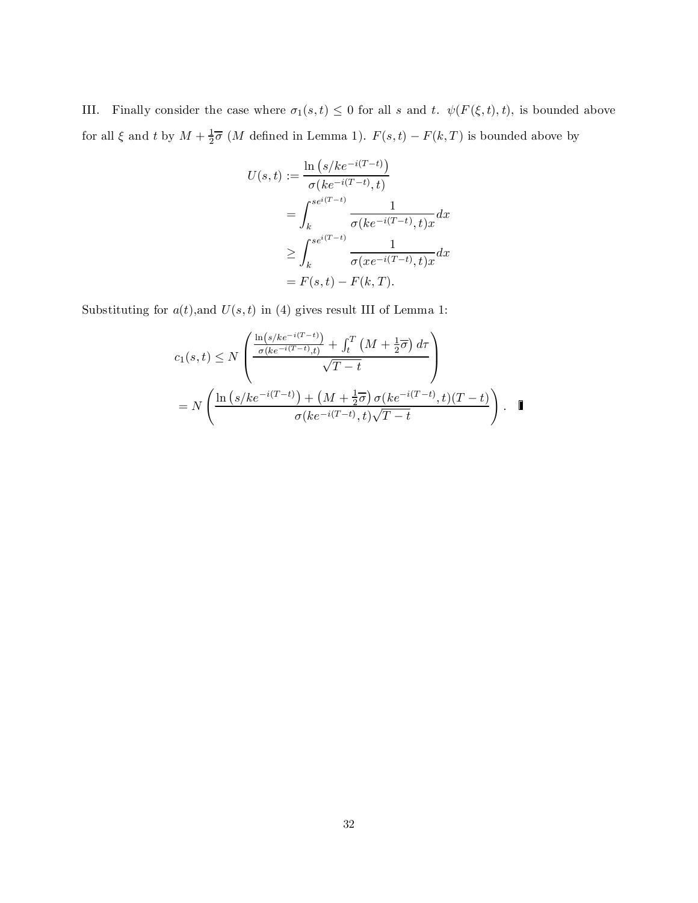III. Finally consider the case where $\sigma_1(s,t) \leq 0$ for all $s$ and $t$. $\psi(F(\xi,t),t)$, is bounded above for all $\xi$ and $t$ by $M + \frac{1}{2}\overline{\sigma}$ ($M$ defined in Lemma 1). $F(s,t) - F(k,T)$ is bounded above by

$$
\begin{aligned}
U(s,t) &:= \frac{\ln\left(s/ke^{-i(T-t)}\right)}{\sigma(ke^{-i(T-t)},t)} \\
&= \int_k^{se^{i(T-t)}} \frac{1}{\sigma(ke^{-i(T-t)},t)x} dx \\
&\geq \int_k^{se^{i(T-t)}} \frac{1}{\sigma(xe^{-i(T-t)},t)x} dx \\
&= F(s,t) - F(k,T).
\end{aligned}
$$

Substituting for $a(t)$,and $U(s,t)$ in (4) gives result III of Lemma 1:

$$
\begin{aligned}
c_1(s,t) &\leq N\left(\frac{\frac{\ln\left(s/ke^{-i(T-t)}\right)}{\sigma(ke^{-i(T-t)},t)} + \int_t^T \left(M + \frac{1}{2}\overline{\sigma}\right) d\tau}{\sqrt{T-t}}\right) \\
&= N\left(\frac{\ln\left(s/ke^{-i(T-t)}\right) + \left(M + \frac{1}{2}\overline{\sigma}\right)\sigma(ke^{-i(T-t)},t)(T-t)}{\sigma(ke^{-i(T-t)},t)\sqrt{T-t}}\right). \quad \blacksquare
\end{aligned}
$$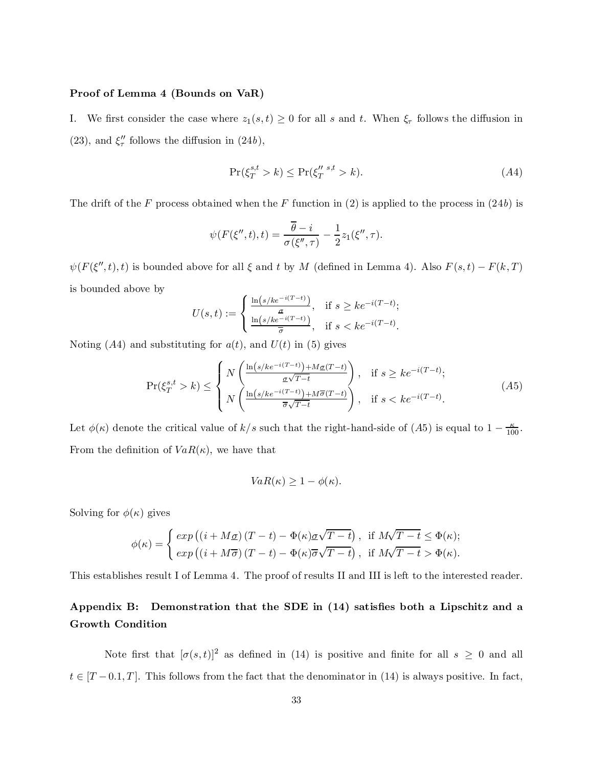**Proof of Lemma 4 (Bounds on VaR)**

I. We first consider the case where $z_1(s,t) \geq 0$ for all $s$ and $t$. When $\xi_\tau$ follows the diffusion in (23), and $\xi''_\tau$ follows the diffusion in $(24b)$,

$$\Pr(\xi_T^{s,t} > k) \leq \Pr(\xi_T''^{\,s,t} > k). \tag{A4}$$

The drift of the $F$ process obtained when the $F$ function in (2) is applied to the process in $(24b)$ is

$$\psi(F(\xi'',t),t) = \frac{\overline{\theta} - i}{\sigma(\xi'',\tau)} - \frac{1}{2} z_1(\xi'',\tau).$$

$\psi(F(\xi'',t),t)$ is bounded above for all $\xi$ and $t$ by $M$ (defined in Lemma 4). Also $F(s,t) - F(k,T)$ is bounded above by

$$U(s,t) := \begin{cases} \frac{\ln\left(s/ke^{-i(T-t)}\right)}{\underline{\sigma}}, & \text{if } s \geq ke^{-i(T-t)}; \\ \frac{\ln\left(s/ke^{-i(T-t)}\right)}{\overline{\sigma}}, & \text{if } s < ke^{-i(T-t)}. \end{cases}$$

Noting $(A4)$ and substituting for $a(t)$, and $U(t)$ in (5) gives

$$\Pr(\xi_T^{s,t} > k) \leq \begin{cases} N\left(\frac{\ln\left(s/ke^{-i(T-t)}\right) + M\underline{\sigma}(T-t)}{\underline{\sigma}\sqrt{T-t}}\right), & \text{if } s \geq ke^{-i(T-t)}; \\ N\left(\frac{\ln\left(s/ke^{-i(T-t)}\right) + M\overline{\sigma}(T-t)}{\overline{\sigma}\sqrt{T-t}}\right), & \text{if } s < ke^{-i(T-t)}. \end{cases} \tag{A5}$$

Let $\phi(\kappa)$ denote the critical value of $k/s$ such that the right-hand-side of $(A5)$ is equal to $1 - \frac{\kappa}{100}$. From the definition of $VaR(\kappa)$, we have that

$$VaR(\kappa) \geq 1 - \phi(\kappa).$$

Solving for $\phi(\kappa)$ gives

$$\phi(\kappa) = \begin{cases} exp\left(\left(i + M\underline{\sigma}\right)(T-t) - \Phi(\kappa)\underline{\sigma}\sqrt{T-t}\right), & \text{if } M\sqrt{T-t} \leq \Phi(\kappa); \\ exp\left(\left(i + M\overline{\sigma}\right)(T-t) - \Phi(\kappa)\overline{\sigma}\sqrt{T-t}\right), & \text{if } M\sqrt{T-t} > \Phi(\kappa). \end{cases}$$

This establishes result I of Lemma 4. The proof of results II and III is left to the interested reader.

## Appendix B: Demonstration that the SDE in (14) satisfies both a Lipschitz and a Growth Condition

Note first that $[\sigma(s,t)]^2$ as defined in (14) is positive and finite for all $s \geq 0$ and all $t \in [T - 0.1, T]$. This follows from the fact that the denominator in (14) is always positive. In fact,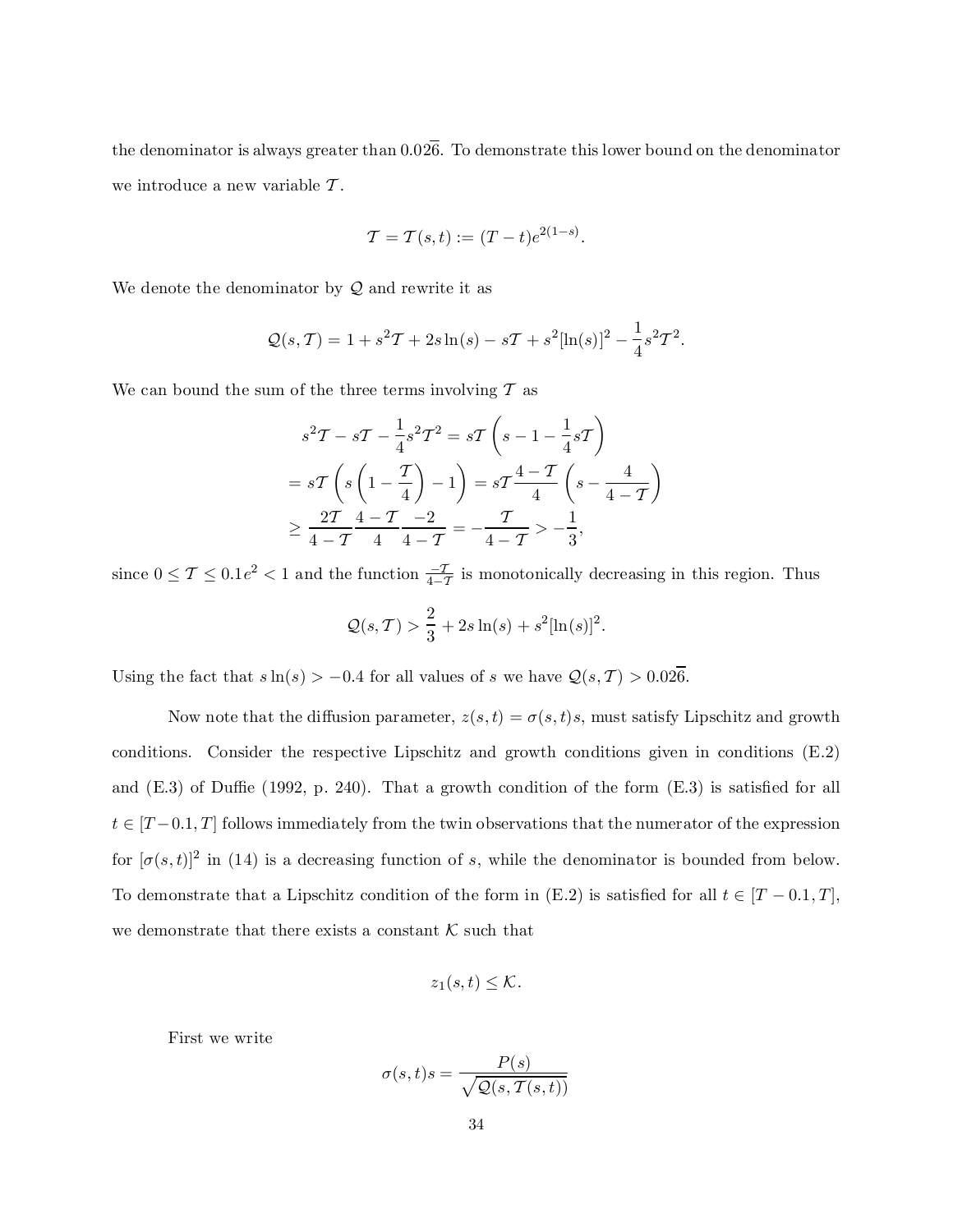the denominator is always greater than $0.02\overline{6}$. To demonstrate this lower bound on the denominator we introduce a new variable $\mathcal{T}$.

$$\mathcal{T} = \mathcal{T}(s,t) := (T-t)e^{2(1-s)}.$$

We denote the denominator by $\mathcal{Q}$ and rewrite it as

$$\mathcal{Q}(s,\mathcal{T}) = 1 + s^2\mathcal{T} + 2s\ln(s) - s\mathcal{T} + s^2[\ln(s)]^2 - \frac{1}{4}s^2\mathcal{T}^2.$$

We can bound the sum of the three terms involving $\mathcal{T}$ as

$$\begin{aligned}
s^2\mathcal{T} - s\mathcal{T} - \frac{1}{4}s^2\mathcal{T}^2 &= s\mathcal{T}\left(s - 1 - \frac{1}{4}s\mathcal{T}\right) \\
= s\mathcal{T}\left(s\left(1 - \frac{\mathcal{T}}{4}\right) - 1\right) &= s\mathcal{T}\frac{4-\mathcal{T}}{4}\left(s - \frac{4}{4-\mathcal{T}}\right) \\
\geq \frac{2\mathcal{T}}{4-\mathcal{T}}\frac{4-\mathcal{T}}{4}\frac{-2}{4-\mathcal{T}} &= -\frac{\mathcal{T}}{4-\mathcal{T}} > -\frac{1}{3},
\end{aligned}$$

since $0 \leq \mathcal{T} \leq 0.1e^2 < 1$ and the function $\frac{-\mathcal{T}}{4-\mathcal{T}}$ is monotonically decreasing in this region. Thus

$$\mathcal{Q}(s,\mathcal{T}) > \frac{2}{3} + 2s\ln(s) + s^2[\ln(s)]^2.$$

Using the fact that $s\ln(s) > -0.4$ for all values of $s$ we have $\mathcal{Q}(s,\mathcal{T}) > 0.02\overline{6}$.

Now note that the diffusion parameter, $z(s,t) = \sigma(s,t)s$, must satisfy Lipschitz and growth conditions. Consider the respective Lipschitz and growth conditions given in conditions (E.2) and (E.3) of Duffie (1992, p. 240). That a growth condition of the form (E.3) is satisfied for all $t \in [T-0.1, T]$ follows immediately from the twin observations that the numerator of the expression for $[\sigma(s,t)]^2$ in (14) is a decreasing function of $s$, while the denominator is bounded from below. To demonstrate that a Lipschitz condition of the form in (E.2) is satisfied for all $t \in [T-0.1, T]$, we demonstrate that there exists a constant $\mathcal{K}$ such that

$$z_1(s,t) \leq \mathcal{K}.$$

First we write

$$\sigma(s,t)s = \frac{P(s)}{\sqrt{\mathcal{Q}(s,\mathcal{T}(s,t))}}$$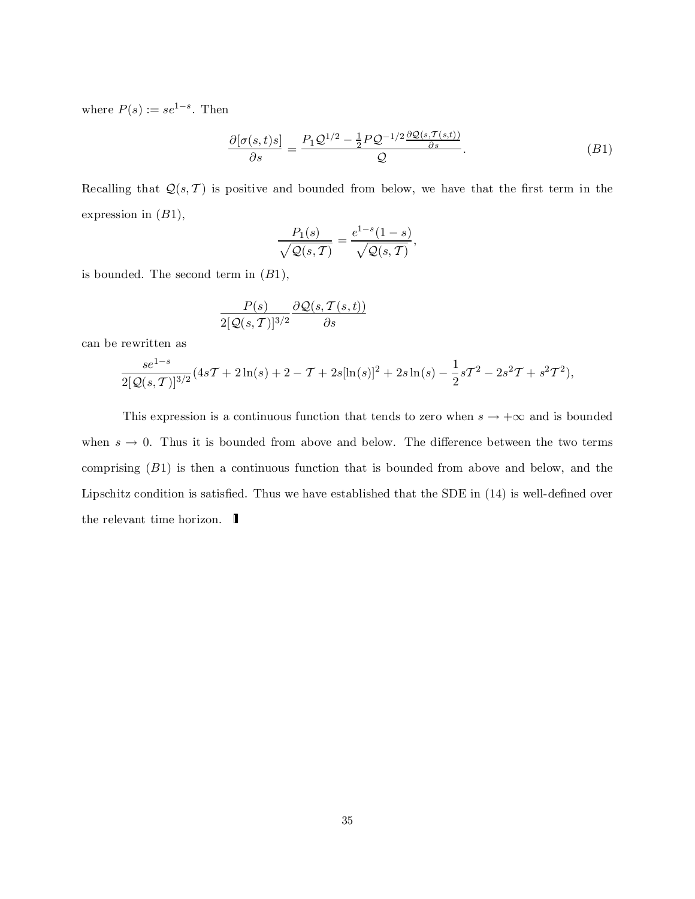where $P(s) := se^{1-s}$. Then

$$\frac{\partial[\sigma(s,t)s]}{\partial s} = \frac{P_1 \mathcal{Q}^{1/2} - \frac{1}{2} P \mathcal{Q}^{-1/2} \frac{\partial \mathcal{Q}(s,\mathcal{T}(s,t))}{\partial s}}{\mathcal{Q}}. \tag{B1}$$

Recalling that $\mathcal{Q}(s,\mathcal{T})$ is positive and bounded from below, we have that the first term in the expression in $(B1)$,

$$\frac{P_1(s)}{\sqrt{\mathcal{Q}(s,\mathcal{T})}} = \frac{e^{1-s}(1-s)}{\sqrt{\mathcal{Q}(s,\mathcal{T})}},$$

is bounded. The second term in $(B1)$,

$$\frac{P(s)}{2[\mathcal{Q}(s,\mathcal{T})]^{3/2}} \frac{\partial \mathcal{Q}(s,\mathcal{T}(s,t))}{\partial s}$$

can be rewritten as

$$\frac{se^{1-s}}{2[\mathcal{Q}(s,\mathcal{T})]^{3/2}}(4s\mathcal{T} + 2\ln(s) + 2 - \mathcal{T} + 2s[\ln(s)]^2 + 2s\ln(s) - \frac{1}{2}s\mathcal{T}^2 - 2s^2\mathcal{T} + s^2\mathcal{T}^2),$$

This expression is a continuous function that tends to zero when $s \to +\infty$ and is bounded when $s \to 0$. Thus it is bounded from above and below. The difference between the two terms comprising $(B1)$ is then a continuous function that is bounded from above and below, and the Lipschitz condition is satisfied. Thus we have established that the SDE in (14) is well-defined over the relevant time horizon. ∎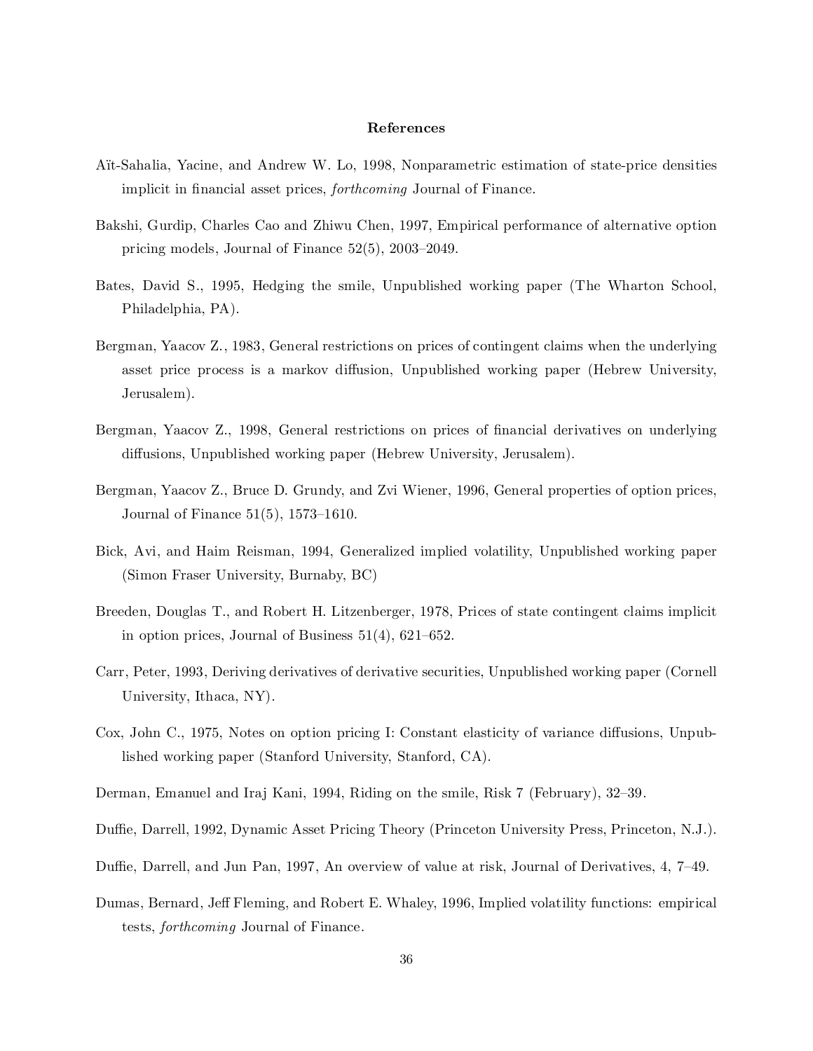## References

Aït-Sahalia, Yacine, and Andrew W. Lo, 1998, Nonparametric estimation of state-price densities implicit in financial asset prices, *forthcoming* Journal of Finance.

Bakshi, Gurdip, Charles Cao and Zhiwu Chen, 1997, Empirical performance of alternative option pricing models, Journal of Finance 52(5), 2003–2049.

Bates, David S., 1995, Hedging the smile, Unpublished working paper (The Wharton School, Philadelphia, PA).

Bergman, Yaacov Z., 1983, General restrictions on prices of contingent claims when the underlying asset price process is a markov diffusion, Unpublished working paper (Hebrew University, Jerusalem).

Bergman, Yaacov Z., 1998, General restrictions on prices of financial derivatives on underlying diffusions, Unpublished working paper (Hebrew University, Jerusalem).

Bergman, Yaacov Z., Bruce D. Grundy, and Zvi Wiener, 1996, General properties of option prices, Journal of Finance 51(5), 1573–1610.

Bick, Avi, and Haim Reisman, 1994, Generalized implied volatility, Unpublished working paper (Simon Fraser University, Burnaby, BC)

Breeden, Douglas T., and Robert H. Litzenberger, 1978, Prices of state contingent claims implicit in option prices, Journal of Business 51(4), 621–652.

Carr, Peter, 1993, Deriving derivatives of derivative securities, Unpublished working paper (Cornell University, Ithaca, NY).

Cox, John C., 1975, Notes on option pricing I: Constant elasticity of variance diffusions, Unpublished working paper (Stanford University, Stanford, CA).

Derman, Emanuel and Iraj Kani, 1994, Riding on the smile, Risk 7 (February), 32–39.

Duffie, Darrell, 1992, Dynamic Asset Pricing Theory (Princeton University Press, Princeton, N.J.).

Duffie, Darrell, and Jun Pan, 1997, An overview of value at risk, Journal of Derivatives, 4, 7–49.

Dumas, Bernard, Jeff Fleming, and Robert E. Whaley, 1996, Implied volatility functions: empirical tests, *forthcoming* Journal of Finance.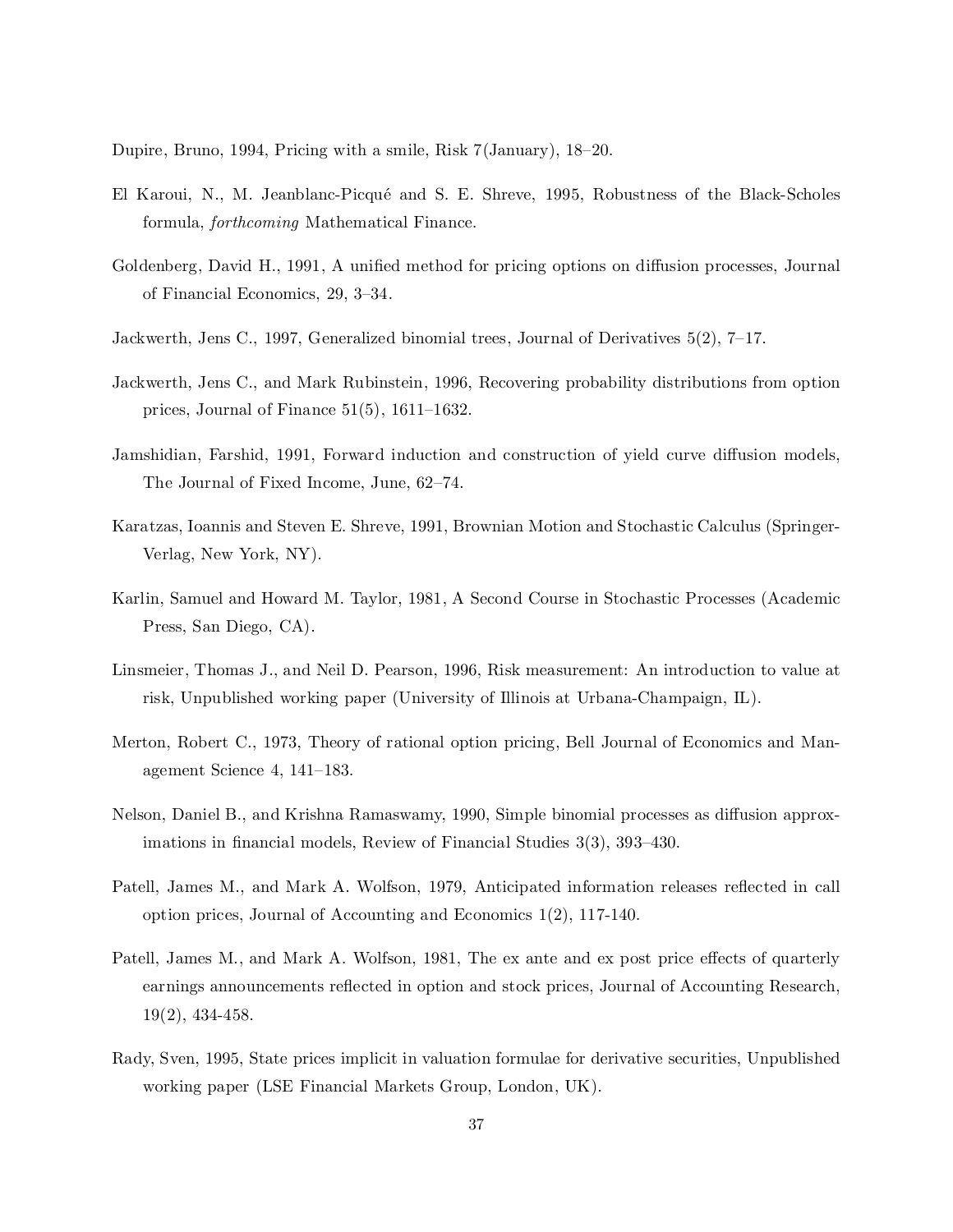Dupire, Bruno, 1994, Pricing with a smile, Risk 7(January), 18–20.

El Karoui, N., M. Jeanblanc-Picqué and S. E. Shreve, 1995, Robustness of the Black-Scholes formula, *forthcoming* Mathematical Finance.

Goldenberg, David H., 1991, A unified method for pricing options on diffusion processes, Journal of Financial Economics, 29, 3–34.

Jackwerth, Jens C., 1997, Generalized binomial trees, Journal of Derivatives 5(2), 7–17.

Jackwerth, Jens C., and Mark Rubinstein, 1996, Recovering probability distributions from option prices, Journal of Finance 51(5), 1611–1632.

Jamshidian, Farshid, 1991, Forward induction and construction of yield curve diffusion models, The Journal of Fixed Income, June, 62–74.

Karatzas, Ioannis and Steven E. Shreve, 1991, Brownian Motion and Stochastic Calculus (Springer-Verlag, New York, NY).

Karlin, Samuel and Howard M. Taylor, 1981, A Second Course in Stochastic Processes (Academic Press, San Diego, CA).

Linsmeier, Thomas J., and Neil D. Pearson, 1996, Risk measurement: An introduction to value at risk, Unpublished working paper (University of Illinois at Urbana-Champaign, IL).

Merton, Robert C., 1973, Theory of rational option pricing, Bell Journal of Economics and Management Science 4, 141–183.

Nelson, Daniel B., and Krishna Ramaswamy, 1990, Simple binomial processes as diffusion approximations in financial models, Review of Financial Studies 3(3), 393–430.

Patell, James M., and Mark A. Wolfson, 1979, Anticipated information releases reflected in call option prices, Journal of Accounting and Economics 1(2), 117-140.

Patell, James M., and Mark A. Wolfson, 1981, The ex ante and ex post price effects of quarterly earnings announcements reflected in option and stock prices, Journal of Accounting Research, 19(2), 434-458.

Rady, Sven, 1995, State prices implicit in valuation formulae for derivative securities, Unpublished working paper (LSE Financial Markets Group, London, UK).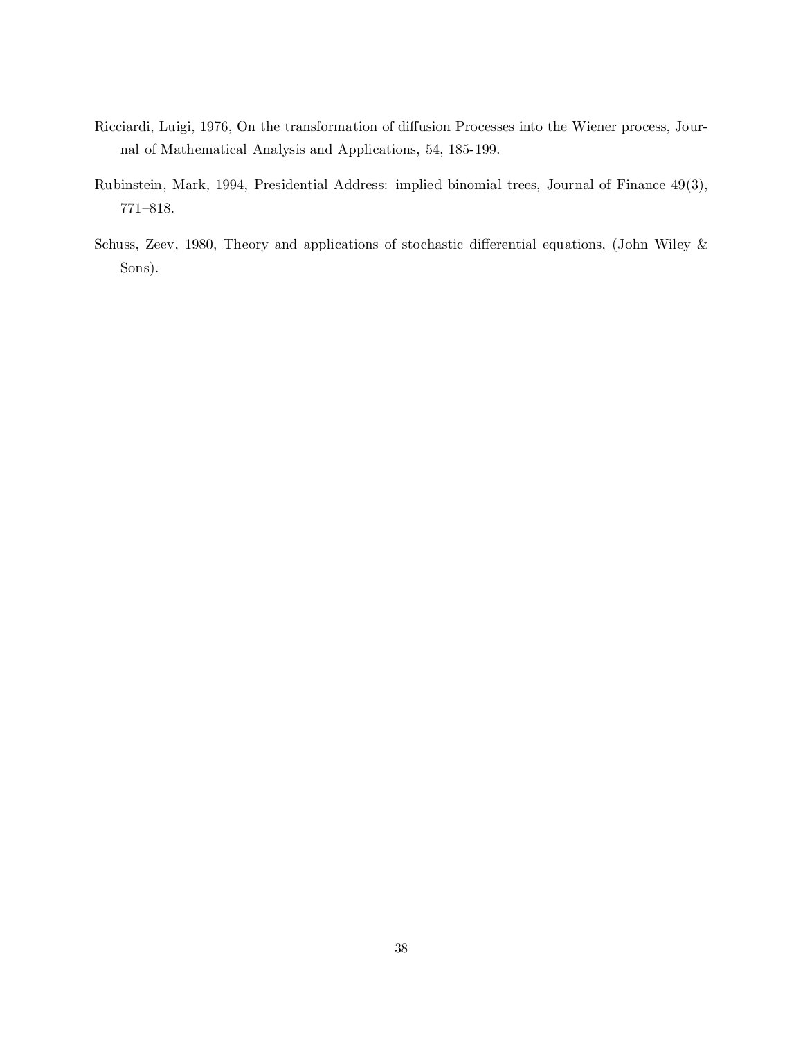Ricciardi, Luigi, 1976, On the transformation of diffusion Processes into the Wiener process, Journal of Mathematical Analysis and Applications, 54, 185-199.

Rubinstein, Mark, 1994, Presidential Address: implied binomial trees, Journal of Finance 49(3), 771–818.

Schuss, Zeev, 1980, Theory and applications of stochastic differential equations, (John Wiley & Sons).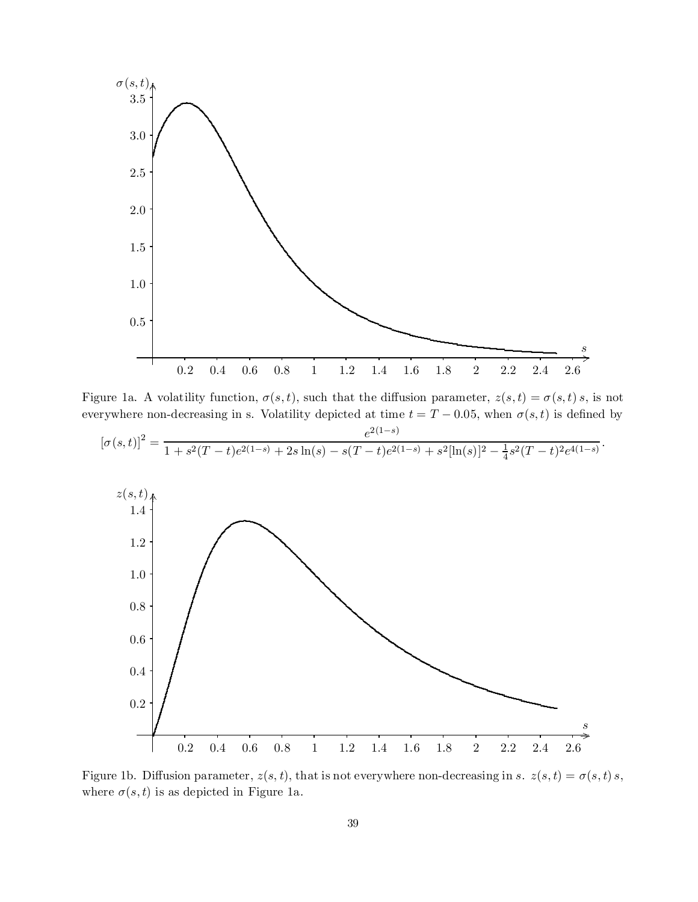Figure 1a. A volatility function, $\sigma(s,t)$, such that the diffusion parameter, $z(s,t) = \sigma(s,t)\, s$, is not everywhere non-decreasing in s. Volatility depicted at time $t = T - 0.05$, when $\sigma(s,t)$ is defined by

$$[\sigma(s,t)]^2 = \frac{e^{2(1-s)}}{1 + s^2(T-t)e^{2(1-s)} + 2s\ln(s) - s(T-t)e^{2(1-s)} + s^2[\ln(s)]^2 - \frac{1}{4}s^2(T-t)^2e^{4(1-s)}}.$$

Figure 1b. Diffusion parameter, $z(s,t)$, that is not everywhere non-decreasing in $s$. $z(s,t) = \sigma(s,t)\, s$, where $\sigma(s,t)$ is as depicted in Figure 1a.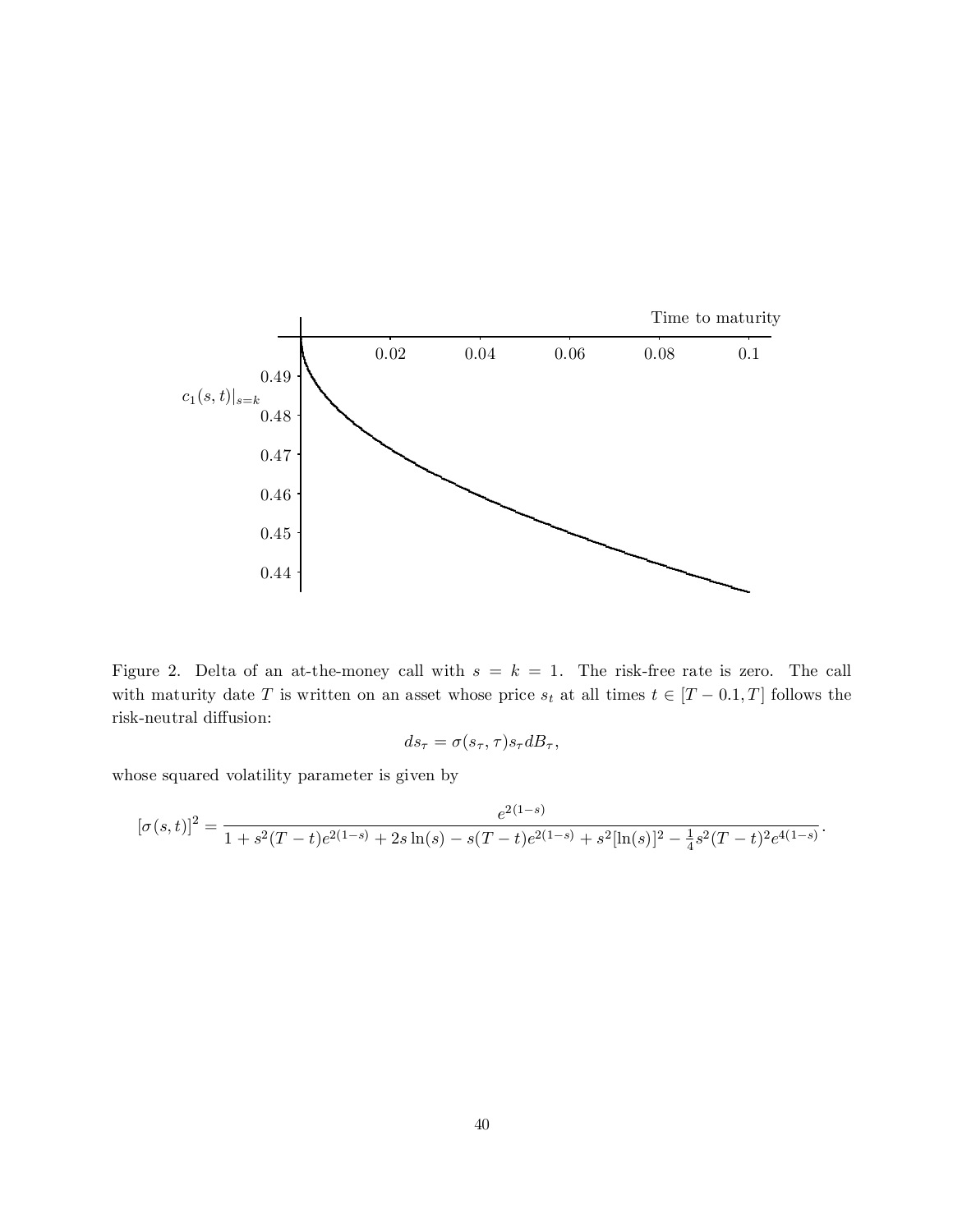Figure 2. Delta of an at-the-money call with $s = k = 1$. The risk-free rate is zero. The call with maturity date $T$ is written on an asset whose price $s_t$ at all times $t \in [T - 0.1, T]$ follows the risk-neutral diffusion:

$$ds_\tau = \sigma(s_\tau, \tau) s_\tau dB_\tau,$$

whose squared volatility parameter is given by

$$[\sigma(s,t)]^2 = \frac{e^{2(1-s)}}{1 + s^2(T-t)e^{2(1-s)} + 2s\ln(s) - s(T-t)e^{2(1-s)} + s^2[\ln(s)]^2 - \frac{1}{4}s^2(T-t)^2 e^{4(1-s)}}.$$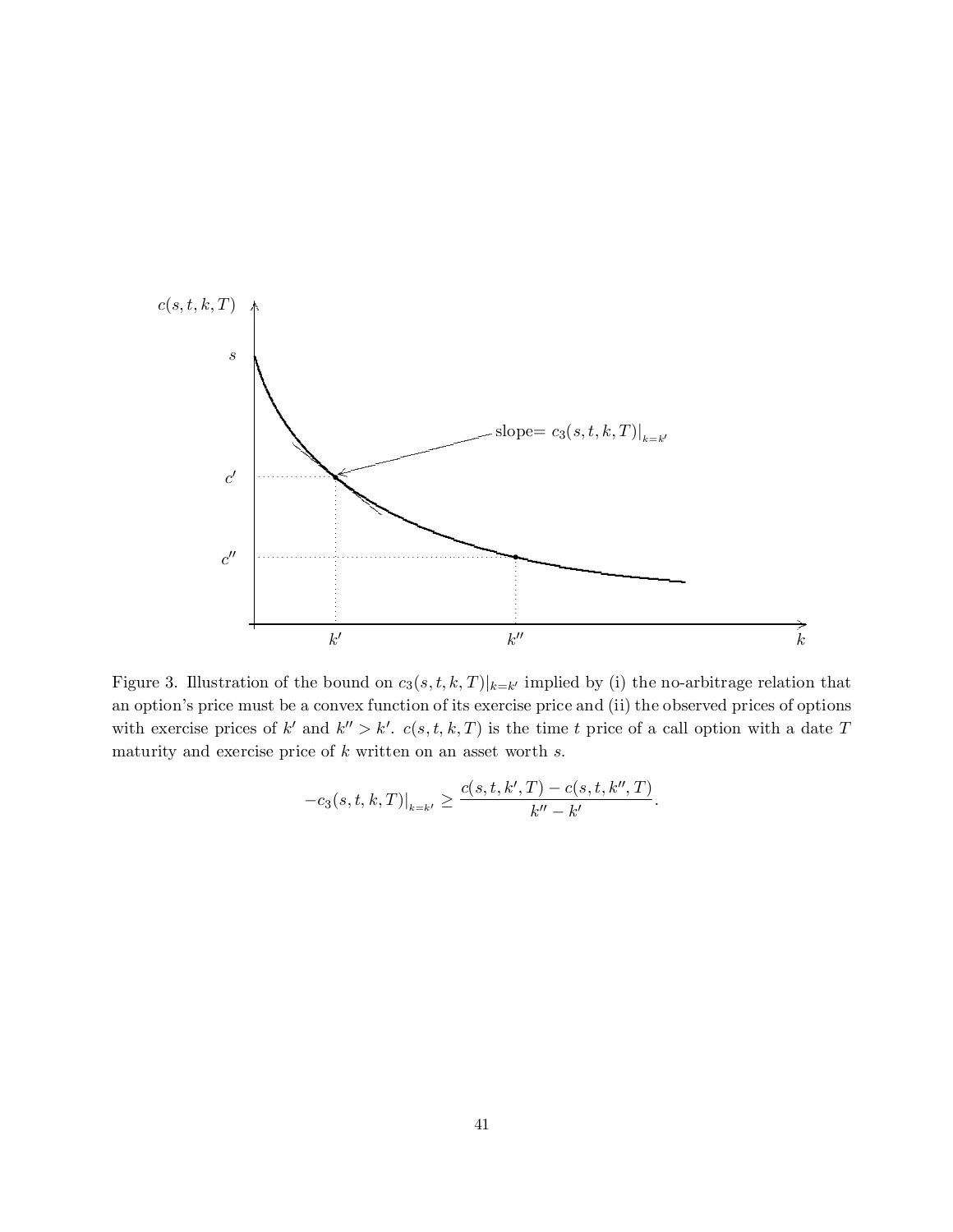Figure 3. Illustration of the bound on $c_3(s,t,k,T)|_{k=k'}$ implied by (i) the no-arbitrage relation that an option's price must be a convex function of its exercise price and (ii) the observed prices of options with exercise prices of $k'$ and $k'' > k'$. $c(s,t,k,T)$ is the time $t$ price of a call option with a date $T$ maturity and exercise price of $k$ written on an asset worth $s$.

$$-c_3(s,t,k,T)\big|_{k=k'} \geq \frac{c(s,t,k',T) - c(s,t,k'',T)}{k'' - k'}.$$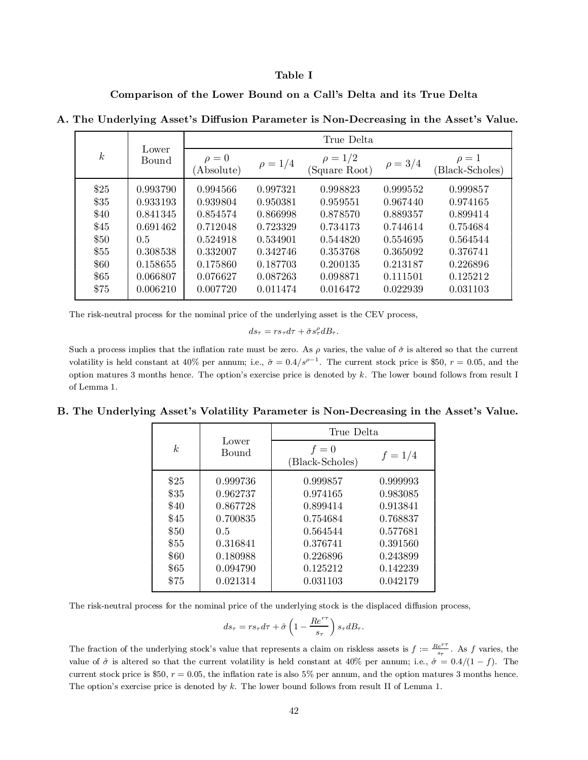**Table I**

**Comparison of the Lower Bound on a Call's Delta and its True Delta**

**A. The Underlying Asset's Diffusion Parameter is Non-Decreasing in the Asset's Value.**

| $k$ | Lower Bound | True Delta | | | | |
|---|---|---|---|---|---|---|
| | | $\rho = 0$ (Absolute) | $\rho = 1/4$ | $\rho = 1/2$ (Square Root) | $\rho = 3/4$ | $\rho = 1$ (Black-Scholes) |
| \$25 | 0.993790 | 0.994566 | 0.997321 | 0.998823 | 0.999552 | 0.999857 |
| \$35 | 0.933193 | 0.939804 | 0.950381 | 0.959551 | 0.967440 | 0.974165 |
| \$40 | 0.841345 | 0.854574 | 0.866998 | 0.878570 | 0.889357 | 0.899414 |
| \$45 | 0.691462 | 0.712048 | 0.723329 | 0.734173 | 0.744614 | 0.754684 |
| \$50 | 0.5 | 0.524918 | 0.534901 | 0.544820 | 0.554695 | 0.564544 |
| \$55 | 0.308538 | 0.332007 | 0.342746 | 0.353768 | 0.365092 | 0.376741 |
| \$60 | 0.158655 | 0.175860 | 0.187703 | 0.200135 | 0.213187 | 0.226896 |
| \$65 | 0.066807 | 0.076627 | 0.087263 | 0.098871 | 0.111501 | 0.125212 |
| \$75 | 0.006210 | 0.007720 | 0.011474 | 0.016472 | 0.022939 | 0.031103 |

The risk-neutral process for the nominal price of the underlying asset is the CEV process,

$$ds_\tau = rs_\tau d\tau + \check{\sigma} s_\tau^\rho dB_\tau.$$

Such a process implies that the inflation rate must be zero. As $\rho$ varies, the value of $\check{\sigma}$ is altered so that the current volatility is held constant at 40% per annum; i.e., $\check{\sigma} = 0.4/s^{\rho-1}$. The current stock price is \$50, $r = 0.05$, and the option matures 3 months hence. The option's exercise price is denoted by $k$. The lower bound follows from result I of Lemma 1.

**B. The Underlying Asset's Volatility Parameter is Non-Decreasing in the Asset's Value.**

| $k$ | Lower Bound | True Delta | |
|---|---|---|---|
| | | $f = 0$ (Black-Scholes) | $f = 1/4$ |
| \$25 | 0.999736 | 0.999857 | 0.999993 |
| \$35 | 0.962737 | 0.974165 | 0.983085 |
| \$40 | 0.867728 | 0.899414 | 0.913841 |
| \$45 | 0.700835 | 0.754684 | 0.768837 |
| \$50 | 0.5 | 0.564544 | 0.577681 |
| \$55 | 0.316841 | 0.376741 | 0.391560 |
| \$60 | 0.180988 | 0.226896 | 0.243899 |
| \$65 | 0.094790 | 0.125212 | 0.142239 |
| \$75 | 0.021314 | 0.031103 | 0.042179 |

The risk-neutral process for the nominal price of the underlying stock is the displaced diffusion process,

$$ds_\tau = rs_\tau d\tau + \hat{\sigma}\left(1 - \frac{Re^{r\tau}}{s_\tau}\right) s_\tau dB_\tau.$$

The fraction of the underlying stock's value that represents a claim on riskless assets is $f := \frac{Re^{r\tau}}{s_\tau}$. As $f$ varies, the value of $\hat{\sigma}$ is altered so that the current volatility is held constant at 40% per annum; i.e., $\hat{\sigma} = 0.4/(1-f)$. The current stock price is \$50, $r = 0.05$, the inflation rate is also 5% per annum, and the option matures 3 months hence. The option's exercise price is denoted by $k$. The lower bound follows from result II of Lemma 1.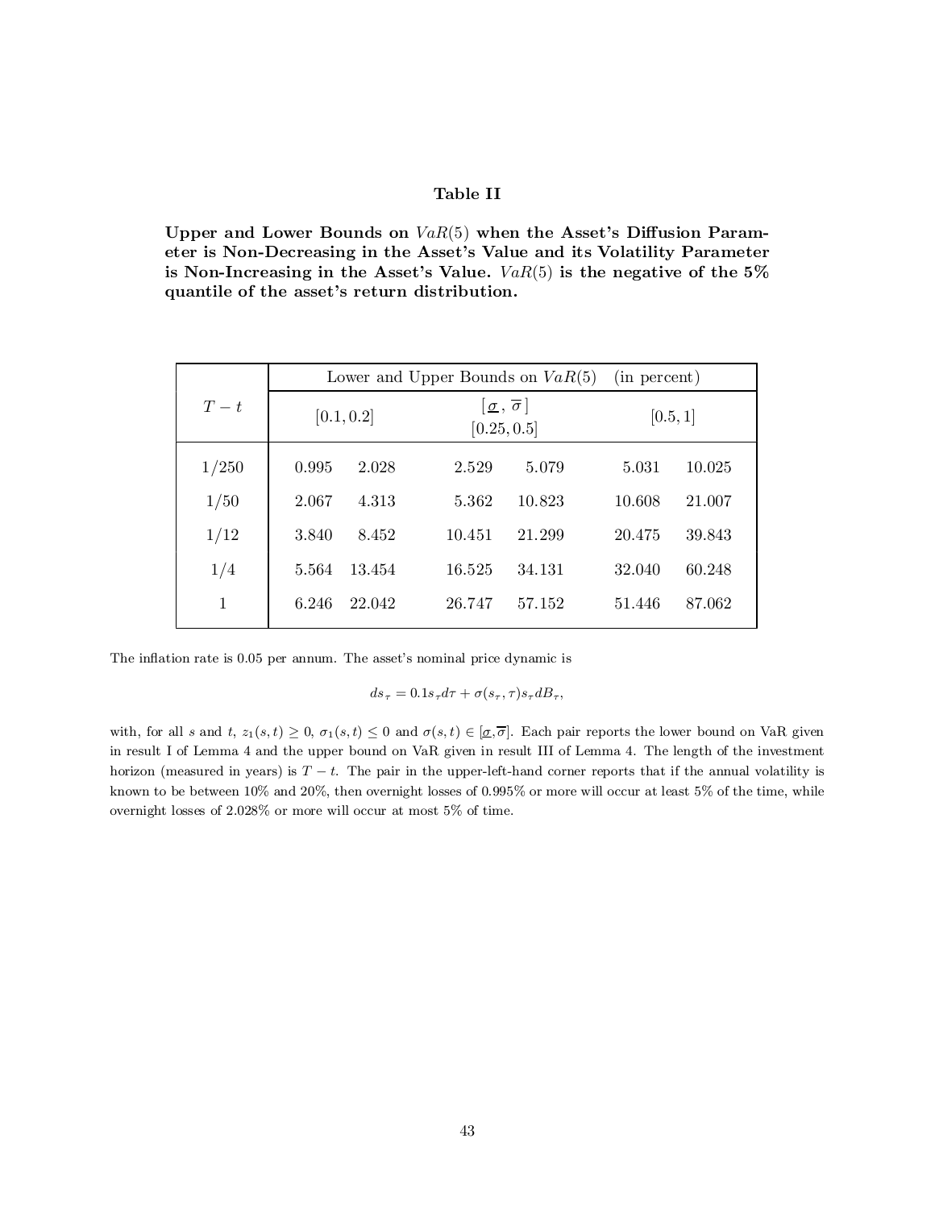## Table II

**Upper and Lower Bounds on $VaR(5)$ when the Asset's Diffusion Parameter is Non-Decreasing in the Asset's Value and its Volatility Parameter is Non-Increasing in the Asset's Value. $VaR(5)$ is the negative of the 5% quantile of the asset's return distribution.**

| $T-t$ | Lower and Upper Bounds on $VaR(5)$ (in percent) | | | | | |
|---|---|---|---|---|---|---|
| | $[\underline{\sigma}, \overline{\sigma}]$ | | | | | |
| | $[0.1, 0.2]$ | | $[0.25, 0.5]$ | | $[0.5, 1]$ | |
| $1/250$ | 0.995 | 2.028 | 2.529 | 5.079 | 5.031 | 10.025 |
| $1/50$ | 2.067 | 4.313 | 5.362 | 10.823 | 10.608 | 21.007 |
| $1/12$ | 3.840 | 8.452 | 10.451 | 21.299 | 20.475 | 39.843 |
| $1/4$ | 5.564 | 13.454 | 16.525 | 34.131 | 32.040 | 60.248 |
| $1$ | 6.246 | 22.042 | 26.747 | 57.152 | 51.446 | 87.062 |

The inflation rate is 0.05 per annum. The asset's nominal price dynamic is

$$ds_{\tau} = 0.1 s_{\tau} d\tau + \sigma(s_{\tau}, \tau) s_{\tau} dB_{\tau},$$

with, for all $s$ and $t$, $z_1(s,t) \geq 0$, $\sigma_1(s,t) \leq 0$ and $\sigma(s,t) \in [\underline{\sigma}, \overline{\sigma}]$. Each pair reports the lower bound on VaR given in result I of Lemma 4 and the upper bound on VaR given in result III of Lemma 4. The length of the investment horizon (measured in years) is $T-t$. The pair in the upper-left-hand corner reports that if the annual volatility is known to be between 10% and 20%, then overnight losses of 0.995% or more will occur at least 5% of the time, while overnight losses of 2.028% or more will occur at most 5% of time.